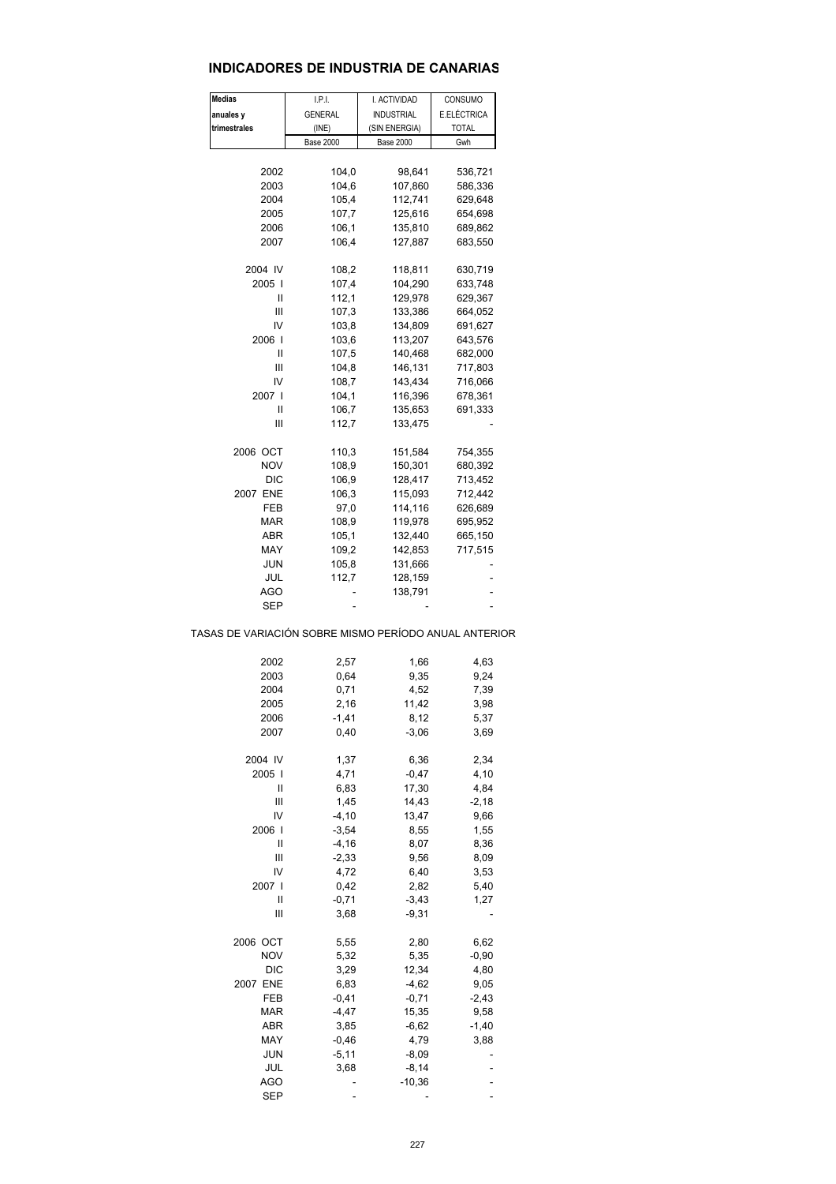## INDICADORES DE INDUSTRIA DE CANARIAS

| Medias anuales y trimestrales | I.P.I. GENERAL (INE) | I. ACTIVIDAD INDUSTRIAL (SIN ENERGIA) | CONSUMO E.ELÉCTRICA TOTAL |
|---|---|---|---|
| | Base 2000 | Base 2000 | Gwh |
| 2002 | 104,0 | 98,641 | 536,721 |
| 2003 | 104,6 | 107,860 | 586,336 |
| 2004 | 105,4 | 112,741 | 629,648 |
| 2005 | 107,7 | 125,616 | 654,698 |
| 2006 | 106,1 | 135,810 | 689,862 |
| 2007 | 106,4 | 127,887 | 683,550 |
| 2004 IV | 108,2 | 118,811 | 630,719 |
| 2005 I | 107,4 | 104,290 | 633,748 |
| II | 112,1 | 129,978 | 629,367 |
| III | 107,3 | 133,386 | 664,052 |
| IV | 103,8 | 134,809 | 691,627 |
| 2006 I | 103,6 | 113,207 | 643,576 |
| II | 107,5 | 140,468 | 682,000 |
| III | 104,8 | 146,131 | 717,803 |
| IV | 108,7 | 143,434 | 716,066 |
| 2007 I | 104,1 | 116,396 | 678,361 |
| II | 106,7 | 135,653 | 691,333 |
| III | 112,7 | 133,475 | - |
| 2006 OCT | 110,3 | 151,584 | 754,355 |
| NOV | 108,9 | 150,301 | 680,392 |
| DIC | 106,9 | 128,417 | 713,452 |
| 2007 ENE | 106,3 | 115,093 | 712,442 |
| FEB | 97,0 | 114,116 | 626,689 |
| MAR | 108,9 | 119,978 | 695,952 |
| ABR | 105,1 | 132,440 | 665,150 |
| MAY | 109,2 | 142,853 | 717,515 |
| JUN | 105,8 | 131,666 | - |
| JUL | 112,7 | 128,159 | - |
| AGO | - | 138,791 | - |
| SEP | - | - | - |

TASAS DE VARIACIÓN SOBRE MISMO PERÍODO ANUAL ANTERIOR

| | I.P.I. GENERAL (INE) | I. ACTIVIDAD INDUSTRIAL (SIN ENERGIA) | CONSUMO E.ELÉCTRICA TOTAL |
|---|---|---|---|
| 2002 | 2,57 | 1,66 | 4,63 |
| 2003 | 0,64 | 9,35 | 9,24 |
| 2004 | 0,71 | 4,52 | 7,39 |
| 2005 | 2,16 | 11,42 | 3,98 |
| 2006 | -1,41 | 8,12 | 5,37 |
| 2007 | 0,40 | -3,06 | 3,69 |
| 2004 IV | 1,37 | 6,36 | 2,34 |
| 2005 I | 4,71 | -0,47 | 4,10 |
| II | 6,83 | 17,30 | 4,84 |
| III | 1,45 | 14,43 | -2,18 |
| IV | -4,10 | 13,47 | 9,66 |
| 2006 I | -3,54 | 8,55 | 1,55 |
| II | -4,16 | 8,07 | 8,36 |
| III | -2,33 | 9,56 | 8,09 |
| IV | 4,72 | 6,40 | 3,53 |
| 2007 I | 0,42 | 2,82 | 5,40 |
| II | -0,71 | -3,43 | 1,27 |
| III | 3,68 | -9,31 | - |
| 2006 OCT | 5,55 | 2,80 | 6,62 |
| NOV | 5,32 | 5,35 | -0,90 |
| DIC | 3,29 | 12,34 | 4,80 |
| 2007 ENE | 6,83 | -4,62 | 9,05 |
| FEB | -0,41 | -0,71 | -2,43 |
| MAR | -4,47 | 15,35 | 9,58 |
| ABR | 3,85 | -6,62 | -1,40 |
| MAY | -0,46 | 4,79 | 3,88 |
| JUN | -5,11 | -8,09 | - |
| JUL | 3,68 | -8,14 | - |
| AGO | - | -10,36 | - |
| SEP | - | - | - |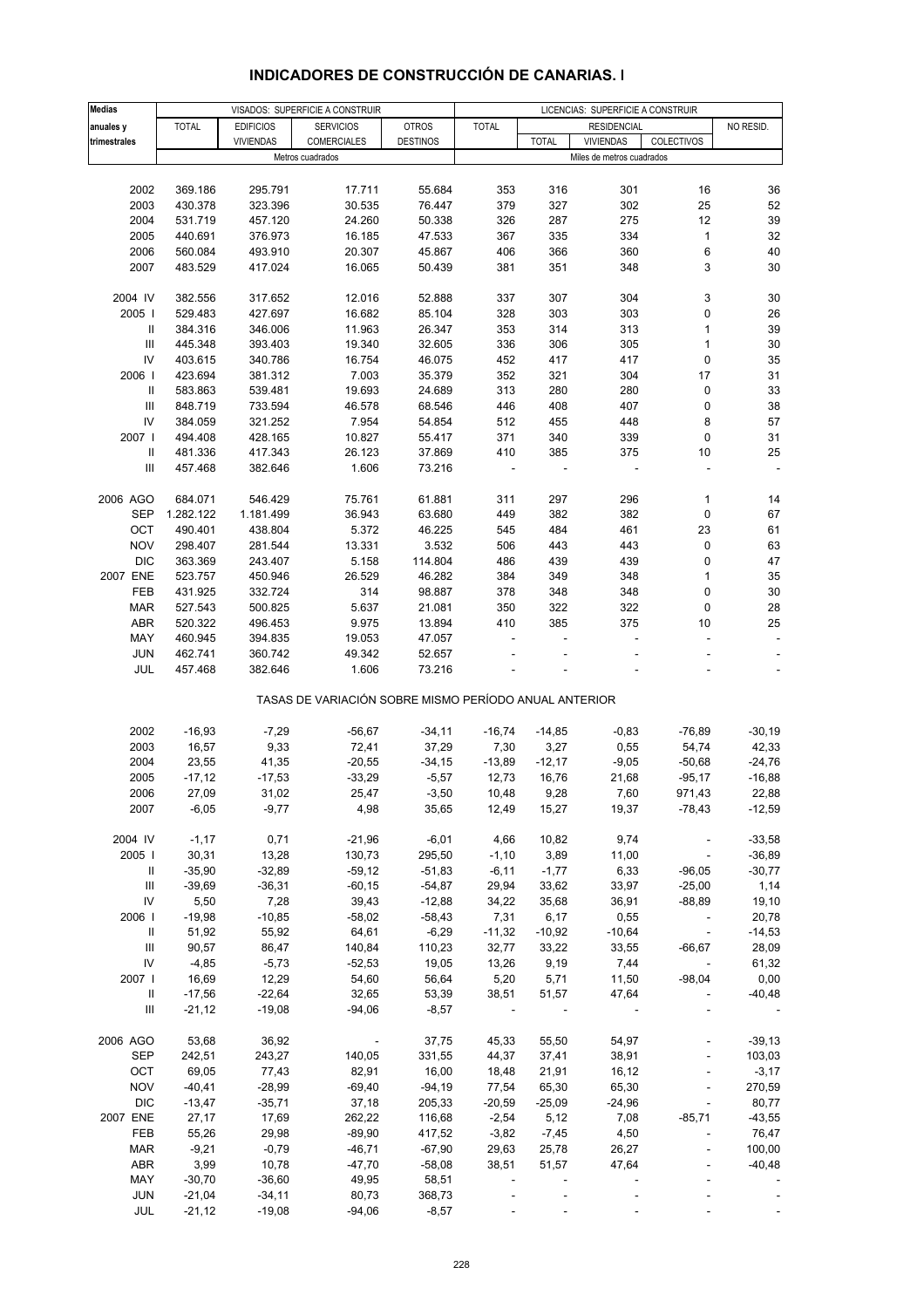# INDICADORES DE CONSTRUCCIÓN DE CANARIAS. I

| Medias anuales y trimestrales | VISADOS: SUPERFICIE A CONSTRUIR | | | | LICENCIAS: SUPERFICIE A CONSTRUIR | | | | |
|---|---|---|---|---|---|---|---|---|---|
| | TOTAL | EDIFICIOS VIVIENDAS | SERVICIOS COMERCIALES | OTROS DESTINOS | TOTAL | RESIDENCIAL | | | NO RESID. |
| | | | | | | TOTAL | VIVIENDAS | COLECTIVOS | |
| | Metros cuadrados | | | | Miles de metros cuadrados | | | | |
| 2002 | 369.186 | 295.791 | 17.711 | 55.684 | 353 | 316 | 301 | 16 | 36 |
| 2003 | 430.378 | 323.396 | 30.535 | 76.447 | 379 | 327 | 302 | 25 | 52 |
| 2004 | 531.719 | 457.120 | 24.260 | 50.338 | 326 | 287 | 275 | 12 | 39 |
| 2005 | 440.691 | 376.973 | 16.185 | 47.533 | 367 | 335 | 334 | 1 | 32 |
| 2006 | 560.084 | 493.910 | 20.307 | 45.867 | 406 | 366 | 360 | 6 | 40 |
| 2007 | 483.529 | 417.024 | 16.065 | 50.439 | 381 | 351 | 348 | 3 | 30 |
| 2004 IV | 382.556 | 317.652 | 12.016 | 52.888 | 337 | 307 | 304 | 3 | 30 |
| 2005 I | 529.483 | 427.697 | 16.682 | 85.104 | 328 | 303 | 303 | 0 | 26 |
| II | 384.316 | 346.006 | 11.963 | 26.347 | 353 | 314 | 313 | 1 | 39 |
| III | 445.348 | 393.403 | 19.340 | 32.605 | 336 | 306 | 305 | 1 | 30 |
| IV | 403.615 | 340.786 | 16.754 | 46.075 | 452 | 417 | 417 | 0 | 35 |
| 2006 I | 423.694 | 381.312 | 7.003 | 35.379 | 352 | 321 | 304 | 17 | 31 |
| II | 583.863 | 539.481 | 19.693 | 24.689 | 313 | 280 | 280 | 0 | 33 |
| III | 848.719 | 733.594 | 46.578 | 68.546 | 446 | 408 | 407 | 0 | 38 |
| IV | 384.059 | 321.252 | 7.954 | 54.854 | 512 | 455 | 448 | 8 | 57 |
| 2007 I | 494.408 | 428.165 | 10.827 | 55.417 | 371 | 340 | 339 | 0 | 31 |
| II | 481.336 | 417.343 | 26.123 | 37.869 | 410 | 385 | 375 | 10 | 25 |
| III | 457.468 | 382.646 | 1.606 | 73.216 | - | - | - | - | - |
| 2006 AGO | 684.071 | 546.429 | 75.761 | 61.881 | 311 | 297 | 296 | 1 | 14 |
| SEP | 1.282.122 | 1.181.499 | 36.943 | 63.680 | 449 | 382 | 382 | 0 | 67 |
| OCT | 490.401 | 438.804 | 5.372 | 46.225 | 545 | 484 | 461 | 23 | 61 |
| NOV | 298.407 | 281.544 | 13.331 | 3.532 | 506 | 443 | 443 | 0 | 63 |
| DIC | 363.369 | 243.407 | 5.158 | 114.804 | 486 | 439 | 439 | 0 | 47 |
| 2007 ENE | 523.757 | 450.946 | 26.529 | 46.282 | 384 | 349 | 348 | 1 | 35 |
| FEB | 431.925 | 332.724 | 314 | 98.887 | 378 | 348 | 348 | 0 | 30 |
| MAR | 527.543 | 500.825 | 5.637 | 21.081 | 350 | 322 | 322 | 0 | 28 |
| ABR | 520.322 | 496.453 | 9.975 | 13.894 | 410 | 385 | 375 | 10 | 25 |
| MAY | 460.945 | 394.835 | 19.053 | 47.057 | - | - | - | - | - |
| JUN | 462.741 | 360.742 | 49.342 | 52.657 | - | - | - | - | - |
| JUL | 457.468 | 382.646 | 1.606 | 73.216 | - | - | - | - | - |

TASAS DE VARIACIÓN SOBRE MISMO PERÍODO ANUAL ANTERIOR

| | TOTAL | EDIFICIOS VIVIENDAS | SERVICIOS COMERCIALES | OTROS DESTINOS | TOTAL | RESIDENCIAL TOTAL | VIVIENDAS | COLECTIVOS | NO RESID. |
|---|---|---|---|---|---|---|---|---|---|
| 2002 | -16,93 | -7,29 | -56,67 | -34,11 | -16,74 | -14,85 | -0,83 | -76,89 | -30,19 |
| 2003 | 16,57 | 9,33 | 72,41 | 37,29 | 7,30 | 3,27 | 0,55 | 54,74 | 42,33 |
| 2004 | 23,55 | 41,35 | -20,55 | -34,15 | -13,89 | -12,17 | -9,05 | -50,68 | -24,76 |
| 2005 | -17,12 | -17,53 | -33,29 | -5,57 | 12,73 | 16,76 | 21,68 | -95,17 | -16,88 |
| 2006 | 27,09 | 31,02 | 25,47 | -3,50 | 10,48 | 9,28 | 7,60 | 971,43 | 22,88 |
| 2007 | -6,05 | -9,77 | 4,98 | 35,65 | 12,49 | 15,27 | 19,37 | -78,43 | -12,59 |
| 2004 IV | -1,17 | 0,71 | -21,96 | -6,01 | 4,66 | 10,82 | 9,74 | - | -33,58 |
| 2005 I | 30,31 | 13,28 | 130,73 | 295,50 | -1,10 | 3,89 | 11,00 | - | -36,89 |
| II | -35,90 | -32,89 | -59,12 | -51,83 | -6,11 | -1,77 | 6,33 | -96,05 | -30,77 |
| III | -39,69 | -36,31 | -60,15 | -54,87 | 29,94 | 33,62 | 33,97 | -25,00 | 1,14 |
| IV | 5,50 | 7,28 | 39,43 | -12,88 | 34,22 | 35,68 | 36,91 | -88,89 | 19,10 |
| 2006 I | -19,98 | -10,85 | -58,02 | -58,43 | 7,31 | 6,17 | 0,55 | - | 20,78 |
| II | 51,92 | 55,92 | 64,61 | -6,29 | -11,32 | -10,92 | -10,64 | - | -14,53 |
| III | 90,57 | 86,47 | 140,84 | 110,23 | 32,77 | 33,22 | 33,55 | -66,67 | 28,09 |
| IV | -4,85 | -5,73 | -52,53 | 19,05 | 13,26 | 9,19 | 7,44 | - | 61,32 |
| 2007 I | 16,69 | 12,29 | 54,60 | 56,64 | 5,20 | 5,71 | 11,50 | -98,04 | 0,00 |
| II | -17,56 | -22,64 | 32,65 | 53,39 | 38,51 | 51,57 | 47,64 | - | -40,48 |
| III | -21,12 | -19,08 | -94,06 | -8,57 | - | - | - | - | - |
| 2006 AGO | 53,68 | 36,92 | - | 37,75 | 45,33 | 55,50 | 54,97 | - | -39,13 |
| SEP | 242,51 | 243,27 | 140,05 | 331,55 | 44,37 | 37,41 | 38,91 | - | 103,03 |
| OCT | 69,05 | 77,43 | 82,91 | 16,00 | 18,48 | 21,91 | 16,12 | - | -3,17 |
| NOV | -40,41 | -28,99 | -69,40 | -94,19 | 77,54 | 65,30 | 65,30 | - | 270,59 |
| DIC | -13,47 | -35,71 | 37,18 | 205,33 | -20,59 | -25,09 | -24,96 | - | 80,77 |
| 2007 ENE | 27,17 | 17,69 | 262,22 | 116,68 | -2,54 | 5,12 | 7,08 | -85,71 | -43,55 |
| FEB | 55,26 | 29,98 | -89,90 | 417,52 | -3,82 | -7,45 | 4,50 | - | 76,47 |
| MAR | -9,21 | -0,79 | -46,71 | -67,90 | 29,63 | 25,78 | 26,27 | - | 100,00 |
| ABR | 3,99 | 10,78 | -47,70 | -58,08 | 38,51 | 51,57 | 47,64 | - | -40,48 |
| MAY | -30,70 | -36,60 | 49,95 | 58,51 | - | - | - | - | - |
| JUN | -21,04 | -34,11 | 80,73 | 368,73 | - | - | - | - | - |
| JUL | -21,12 | -19,08 | -94,06 | -8,57 | - | - | - | - | - |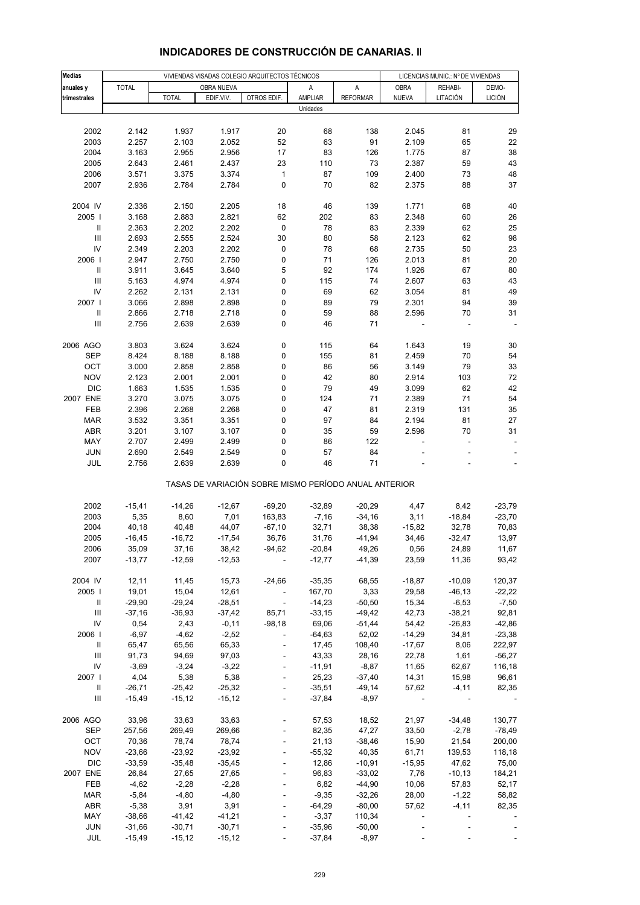# INDICADORES DE CONSTRUCCIÓN DE CANARIAS. II

| Medias anuales y trimestrales | VIVIENDAS VISADAS COLEGIO ARQUITECTOS TÉCNICOS | | | | | | LICENCIAS MUNIC.: Nº DE VIVIENDAS | | |
|---|---|---|---|---|---|---|---|---|---|
| | TOTAL | OBRA NUEVA | | | A AMPLIAR | A REFORMAR | OBRA NUEVA | REHABI-LITACIÓN | DEMO-LICIÓN |
| | | TOTAL | EDIF.VIV. | OTROS EDIF. | | | | | |
| | Unidades | | | | | | | | |
| 2002 | 2.142 | 1.937 | 1.917 | 20 | 68 | 138 | 2.045 | 81 | 29 |
| 2003 | 2.257 | 2.103 | 2.052 | 52 | 63 | 91 | 2.109 | 65 | 22 |
| 2004 | 3.163 | 2.955 | 2.956 | 17 | 83 | 126 | 1.775 | 87 | 38 |
| 2005 | 2.643 | 2.461 | 2.437 | 23 | 110 | 73 | 2.387 | 59 | 43 |
| 2006 | 3.571 | 3.375 | 3.374 | 1 | 87 | 109 | 2.400 | 73 | 48 |
| 2007 | 2.936 | 2.784 | 2.784 | 0 | 70 | 82 | 2.375 | 88 | 37 |
| 2004 IV | 2.336 | 2.150 | 2.205 | 18 | 46 | 139 | 1.771 | 68 | 40 |
| 2005 I | 3.168 | 2.883 | 2.821 | 62 | 202 | 83 | 2.348 | 60 | 26 |
| II | 2.363 | 2.202 | 2.202 | 0 | 78 | 83 | 2.339 | 62 | 25 |
| III | 2.693 | 2.555 | 2.524 | 30 | 80 | 58 | 2.123 | 62 | 98 |
| IV | 2.349 | 2.203 | 2.202 | 0 | 78 | 68 | 2.735 | 50 | 23 |
| 2006 I | 2.947 | 2.750 | 2.750 | 0 | 71 | 126 | 2.013 | 81 | 20 |
| II | 3.911 | 3.645 | 3.640 | 5 | 92 | 174 | 1.926 | 67 | 80 |
| III | 5.163 | 4.974 | 4.974 | 0 | 115 | 74 | 2.607 | 63 | 43 |
| IV | 2.262 | 2.131 | 2.131 | 0 | 69 | 62 | 3.054 | 81 | 49 |
| 2007 I | 3.066 | 2.898 | 2.898 | 0 | 89 | 79 | 2.301 | 94 | 39 |
| II | 2.866 | 2.718 | 2.718 | 0 | 59 | 88 | 2.596 | 70 | 31 |
| III | 2.756 | 2.639 | 2.639 | 0 | 46 | 71 | - | - | - |
| 2006 AGO | 3.803 | 3.624 | 3.624 | 0 | 115 | 64 | 1.643 | 19 | 30 |
| SEP | 8.424 | 8.188 | 8.188 | 0 | 155 | 81 | 2.459 | 70 | 54 |
| OCT | 3.000 | 2.858 | 2.858 | 0 | 86 | 56 | 3.149 | 79 | 33 |
| NOV | 2.123 | 2.001 | 2.001 | 0 | 42 | 80 | 2.914 | 103 | 72 |
| DIC | 1.663 | 1.535 | 1.535 | 0 | 79 | 49 | 3.099 | 62 | 42 |
| 2007 ENE | 3.270 | 3.075 | 3.075 | 0 | 124 | 71 | 2.389 | 71 | 54 |
| FEB | 2.396 | 2.268 | 2.268 | 0 | 47 | 81 | 2.319 | 131 | 35 |
| MAR | 3.532 | 3.351 | 3.351 | 0 | 97 | 84 | 2.194 | 81 | 27 |
| ABR | 3.201 | 3.107 | 3.107 | 0 | 35 | 59 | 2.596 | 70 | 31 |
| MAY | 2.707 | 2.499 | 2.499 | 0 | 86 | 122 | - | - | - |
| JUN | 2.690 | 2.549 | 2.549 | 0 | 57 | 84 | - | - | - |
| JUL | 2.756 | 2.639 | 2.639 | 0 | 46 | 71 | - | - | - |
| | TASAS DE VARIACIÓN SOBRE MISMO PERÍODO ANUAL ANTERIOR | | | | | | | | |
| 2002 | -15,41 | -14,26 | -12,67 | -69,20 | -32,89 | -20,29 | 4,47 | 8,42 | -23,79 |
| 2003 | 5,35 | 8,60 | 7,01 | 163,83 | -7,16 | -34,16 | 3,11 | -18,84 | -23,70 |
| 2004 | 40,18 | 40,48 | 44,07 | -67,10 | 32,71 | 38,38 | -15,82 | 32,78 | 70,83 |
| 2005 | -16,45 | -16,72 | -17,54 | 36,76 | 31,76 | -41,94 | 34,46 | -32,47 | 13,97 |
| 2006 | 35,09 | 37,16 | 38,42 | -94,62 | -20,84 | 49,26 | 0,56 | 24,89 | 11,67 |
| 2007 | -13,77 | -12,59 | -12,53 | - | -12,77 | -41,39 | 23,59 | 11,36 | 93,42 |
| 2004 IV | 12,11 | 11,45 | 15,73 | -24,66 | -35,35 | 68,55 | -18,87 | -10,09 | 120,37 |
| 2005 I | 19,01 | 15,04 | 12,61 | - | 167,70 | 3,33 | 29,58 | -46,13 | -22,22 |
| II | -29,90 | -29,24 | -28,51 | - | -14,23 | -50,50 | 15,34 | -6,53 | -7,50 |
| III | -37,16 | -36,93 | -37,42 | 85,71 | -33,15 | -49,42 | 42,73 | -38,21 | 92,81 |
| IV | 0,54 | 2,43 | -0,11 | -98,18 | 69,06 | -51,44 | 54,42 | -26,83 | -42,86 |
| 2006 I | -6,97 | -4,62 | -2,52 | - | -64,63 | 52,02 | -14,29 | 34,81 | -23,38 |
| II | 65,47 | 65,56 | 65,33 | - | 17,45 | 108,40 | -17,67 | 8,06 | 222,97 |
| III | 91,73 | 94,69 | 97,03 | - | 43,33 | 28,16 | 22,78 | 1,61 | -56,27 |
| IV | -3,69 | -3,24 | -3,22 | - | -11,91 | -8,87 | 11,65 | 62,67 | 116,18 |
| 2007 I | 4,04 | 5,38 | 5,38 | - | 25,23 | -37,40 | 14,31 | 15,98 | 96,61 |
| II | -26,71 | -25,42 | -25,32 | - | -35,51 | -49,14 | 57,62 | -4,11 | 82,35 |
| III | -15,49 | -15,12 | -15,12 | - | -37,84 | -8,97 | - | - | - |
| 2006 AGO | 33,96 | 33,63 | 33,63 | - | 57,53 | 18,52 | 21,97 | -34,48 | 130,77 |
| SEP | 257,56 | 269,49 | 269,66 | - | 82,35 | 47,27 | 33,50 | -2,78 | -78,49 |
| OCT | 70,36 | 78,74 | 78,74 | - | 21,13 | -38,46 | 15,90 | 21,54 | 200,00 |
| NOV | -23,66 | -23,92 | -23,92 | - | -55,32 | 40,35 | 61,71 | 139,53 | 118,18 |
| DIC | -33,59 | -35,48 | -35,45 | - | 12,86 | -10,91 | -15,95 | 47,62 | 75,00 |
| 2007 ENE | 26,84 | 27,65 | 27,65 | - | 96,83 | -33,02 | 7,76 | -10,13 | 184,21 |
| FEB | -4,62 | -2,28 | -2,28 | - | 6,82 | -44,90 | 10,06 | 57,83 | 52,17 |
| MAR | -5,84 | -4,80 | -4,80 | - | -9,35 | -32,26 | 28,00 | -1,22 | 58,82 |
| ABR | -5,38 | 3,91 | 3,91 | - | -64,29 | -80,00 | 57,62 | -4,11 | 82,35 |
| MAY | -38,66 | -41,42 | -41,21 | - | -3,37 | 110,34 | - | - | - |
| JUN | -31,66 | -30,71 | -30,71 | - | -35,96 | -50,00 | - | - | - |
| JUL | -15,49 | -15,12 | -15,12 | - | -37,84 | -8,97 | - | - | - |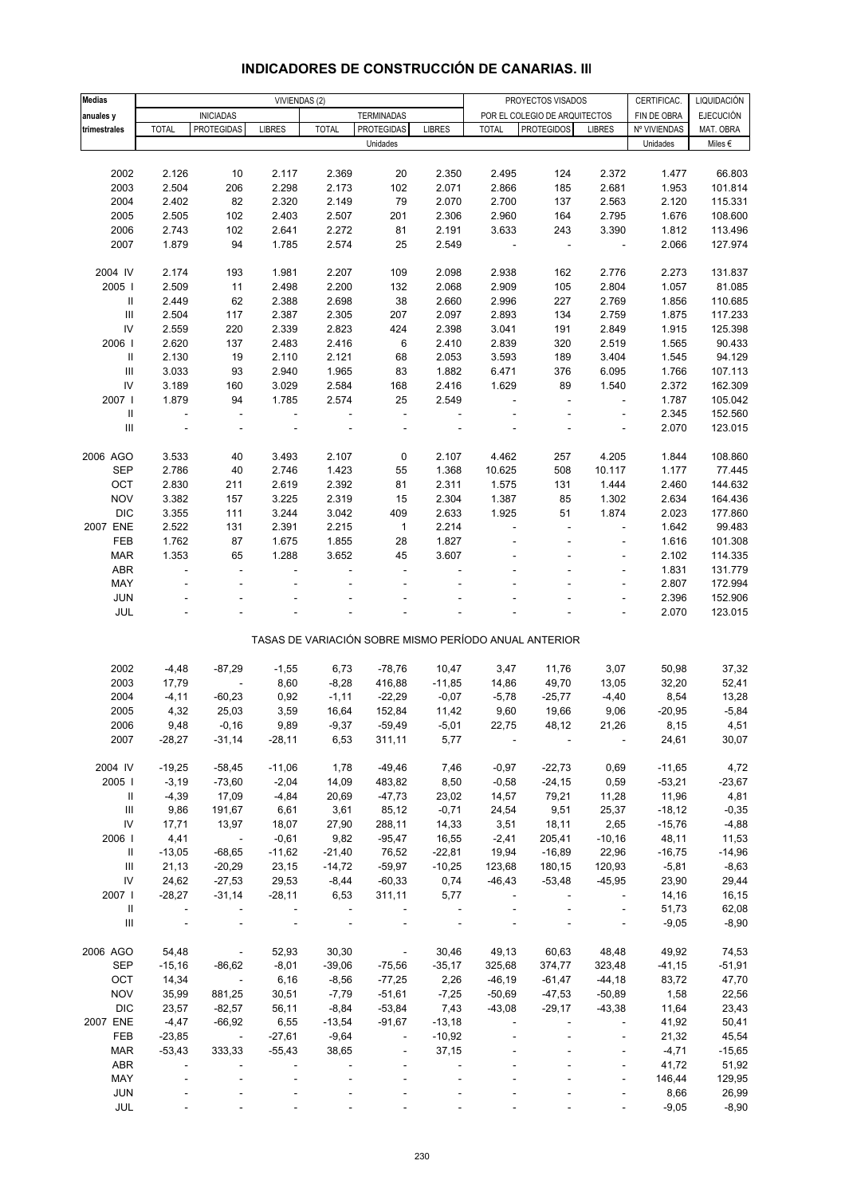# INDICADORES DE CONSTRUCCIÓN DE CANARIAS. III

| Medias anuales y trimestrales | VIVIENDAS (2) | | | | | | PROYECTOS VISADOS POR EL COLEGIO DE ARQUITECTOS | | | CERTIFICAC. FIN DE OBRA | LIQUIDACIÓN EJECUCIÓN MAT. OBRA |
|---|---|---|---|---|---|---|---|---|---|---|---|
| | INICIADAS | | | TERMINADAS | | | | | | | |
| | TOTAL | PROTEGIDAS | LIBRES | TOTAL | PROTEGIDAS | LIBRES | TOTAL | PROTEGIDOS | LIBRES | Nº VIVIENDAS | MAT. OBRA |
| | Unidades | | | | | | | | | Unidades | Miles € |
| 2002 | 2.126 | 10 | 2.117 | 2.369 | 20 | 2.350 | 2.495 | 124 | 2.372 | 1.477 | 66.803 |
| 2003 | 2.504 | 206 | 2.298 | 2.173 | 102 | 2.071 | 2.866 | 185 | 2.681 | 1.953 | 101.814 |
| 2004 | 2.402 | 82 | 2.320 | 2.149 | 79 | 2.070 | 2.700 | 137 | 2.563 | 2.120 | 115.331 |
| 2005 | 2.505 | 102 | 2.403 | 2.507 | 201 | 2.306 | 2.960 | 164 | 2.795 | 1.676 | 108.600 |
| 2006 | 2.743 | 102 | 2.641 | 2.272 | 81 | 2.191 | 3.633 | 243 | 3.390 | 1.812 | 113.496 |
| 2007 | 1.879 | 94 | 1.785 | 2.574 | 25 | 2.549 | - | - | - | 2.066 | 127.974 |
| 2004 IV | 2.174 | 193 | 1.981 | 2.207 | 109 | 2.098 | 2.938 | 162 | 2.776 | 2.273 | 131.837 |
| 2005 I | 2.509 | 11 | 2.498 | 2.200 | 132 | 2.068 | 2.909 | 105 | 2.804 | 1.057 | 81.085 |
| II | 2.449 | 62 | 2.388 | 2.698 | 38 | 2.660 | 2.996 | 227 | 2.769 | 1.856 | 110.685 |
| III | 2.504 | 117 | 2.387 | 2.305 | 207 | 2.097 | 2.893 | 134 | 2.759 | 1.875 | 117.233 |
| IV | 2.559 | 220 | 2.339 | 2.823 | 424 | 2.398 | 3.041 | 191 | 2.849 | 1.915 | 125.398 |
| 2006 I | 2.620 | 137 | 2.483 | 2.416 | 6 | 2.410 | 2.839 | 320 | 2.519 | 1.565 | 90.433 |
| II | 2.130 | 19 | 2.110 | 2.121 | 68 | 2.053 | 3.593 | 189 | 3.404 | 1.545 | 94.129 |
| III | 3.033 | 93 | 2.940 | 1.965 | 83 | 1.882 | 6.471 | 376 | 6.095 | 1.766 | 107.113 |
| IV | 3.189 | 160 | 3.029 | 2.584 | 168 | 2.416 | 1.629 | 89 | 1.540 | 2.372 | 162.309 |
| 2007 I | 1.879 | 94 | 1.785 | 2.574 | 25 | 2.549 | - | - | - | 1.787 | 105.042 |
| II | - | - | - | - | - | - | - | - | - | 2.345 | 152.560 |
| III | - | - | - | - | - | - | - | - | - | 2.070 | 123.015 |
| 2006 AGO | 3.533 | 40 | 3.493 | 2.107 | 0 | 2.107 | 4.462 | 257 | 4.205 | 1.844 | 108.860 |
| SEP | 2.786 | 40 | 2.746 | 1.423 | 55 | 1.368 | 10.625 | 508 | 10.117 | 1.177 | 77.445 |
| OCT | 2.830 | 211 | 2.619 | 2.392 | 81 | 2.311 | 1.575 | 131 | 1.444 | 2.460 | 144.632 |
| NOV | 3.382 | 157 | 3.225 | 2.319 | 15 | 2.304 | 1.387 | 85 | 1.302 | 2.634 | 164.436 |
| DIC | 3.355 | 111 | 3.244 | 3.042 | 409 | 2.633 | 1.925 | 51 | 1.874 | 2.023 | 177.860 |
| 2007 ENE | 2.522 | 131 | 2.391 | 2.215 | 1 | 2.214 | - | - | - | 1.642 | 99.483 |
| FEB | 1.762 | 87 | 1.675 | 1.855 | 28 | 1.827 | - | - | - | 1.616 | 101.308 |
| MAR | 1.353 | 65 | 1.288 | 3.652 | 45 | 3.607 | - | - | - | 2.102 | 114.335 |
| ABR | - | - | - | - | - | - | - | - | - | 1.831 | 131.779 |
| MAY | - | - | - | - | - | - | - | - | - | 2.807 | 172.994 |
| JUN | - | - | - | - | - | - | - | - | - | 2.396 | 152.906 |
| JUL | - | - | - | - | - | - | - | - | - | 2.070 | 123.015 |
| | TASAS DE VARIACIÓN SOBRE MISMO PERÍODO ANUAL ANTERIOR | | | | | | | | | | |
| 2002 | -4,48 | -87,29 | -1,55 | 6,73 | -78,76 | 10,47 | 3,47 | 11,76 | 3,07 | 50,98 | 37,32 |
| 2003 | 17,79 | - | 8,60 | -8,28 | 416,88 | -11,85 | 14,86 | 49,70 | 13,05 | 32,20 | 52,41 |
| 2004 | -4,11 | -60,23 | 0,92 | -1,11 | -22,29 | -0,07 | -5,78 | -25,77 | -4,40 | 8,54 | 13,28 |
| 2005 | 4,32 | 25,03 | 3,59 | 16,64 | 152,84 | 11,42 | 9,60 | 19,66 | 9,06 | -20,95 | -5,84 |
| 2006 | 9,48 | -0,16 | 9,89 | -9,37 | -59,49 | -5,01 | 22,75 | 48,12 | 21,26 | 8,15 | 4,51 |
| 2007 | -28,27 | -31,14 | -28,11 | 6,53 | 311,11 | 5,77 | - | - | - | 24,61 | 30,07 |
| 2004 IV | -19,25 | -58,45 | -11,06 | 1,78 | -49,46 | 7,46 | -0,97 | -22,73 | 0,69 | -11,65 | 4,72 |
| 2005 I | -3,19 | -73,60 | -2,04 | 14,09 | 483,82 | 8,50 | -0,58 | -24,15 | 0,59 | -53,21 | -23,67 |
| II | -4,39 | 17,09 | -4,84 | 20,69 | -47,73 | 23,02 | 14,57 | 79,21 | 11,28 | 11,96 | 4,81 |
| III | 9,86 | 191,67 | 6,61 | 3,61 | 85,12 | -0,71 | 24,54 | 9,51 | 25,37 | -18,12 | -0,35 |
| IV | 17,71 | 13,97 | 18,07 | 27,90 | 288,11 | 14,33 | 3,51 | 18,11 | 2,65 | -15,76 | -4,88 |
| 2006 I | 4,41 | - | -0,61 | 9,82 | -95,47 | 16,55 | -2,41 | 205,41 | -10,16 | 48,11 | 11,53 |
| II | -13,05 | -68,65 | -11,62 | -21,40 | 76,52 | -22,81 | 19,94 | -16,89 | 22,96 | -16,75 | -14,96 |
| III | 21,13 | -20,29 | 23,15 | -14,72 | -59,97 | -10,25 | 123,68 | 180,15 | 120,93 | -5,81 | -8,63 |
| IV | 24,62 | -27,53 | 29,53 | -8,44 | -60,33 | 0,74 | -46,43 | -53,48 | -45,95 | 23,90 | 29,44 |
| 2007 I | -28,27 | -31,14 | -28,11 | 6,53 | 311,11 | 5,77 | - | - | - | 14,16 | 16,15 |
| II | - | - | - | - | - | - | - | - | - | 51,73 | 62,08 |
| III | - | - | - | - | - | - | - | - | - | -9,05 | -8,90 |
| 2006 AGO | 54,48 | - | 52,93 | 30,30 | - | 30,46 | 49,13 | 60,63 | 48,48 | 49,92 | 74,53 |
| SEP | -15,16 | -86,62 | -8,01 | -39,06 | -75,56 | -35,17 | 325,68 | 374,77 | 323,48 | -41,15 | -51,91 |
| OCT | 14,34 | - | 6,16 | -8,56 | -77,25 | 2,26 | -46,19 | -61,47 | -44,18 | 83,72 | 47,70 |
| NOV | 35,99 | 881,25 | 30,51 | -7,79 | -51,61 | -7,25 | -50,69 | -47,53 | -50,89 | 1,58 | 22,56 |
| DIC | 23,57 | -82,57 | 56,11 | -8,84 | -53,84 | 7,43 | -43,08 | -29,17 | -43,38 | 11,64 | 23,43 |
| 2007 ENE | -4,47 | -66,92 | 6,55 | -13,54 | -91,67 | -13,18 | - | - | - | 41,92 | 50,41 |
| FEB | -23,85 | - | -27,61 | -9,64 | - | -10,92 | - | - | - | 21,32 | 45,54 |
| MAR | -53,43 | 333,33 | -55,43 | 38,65 | - | 37,15 | - | - | - | -4,71 | -15,65 |
| ABR | - | - | - | - | - | - | - | - | - | 41,72 | 51,92 |
| MAY | - | - | - | - | - | - | - | - | - | 146,44 | 129,95 |
| JUN | - | - | - | - | - | - | - | - | - | 8,66 | 26,99 |
| JUL | - | - | - | - | - | - | - | - | - | -9,05 | -8,90 |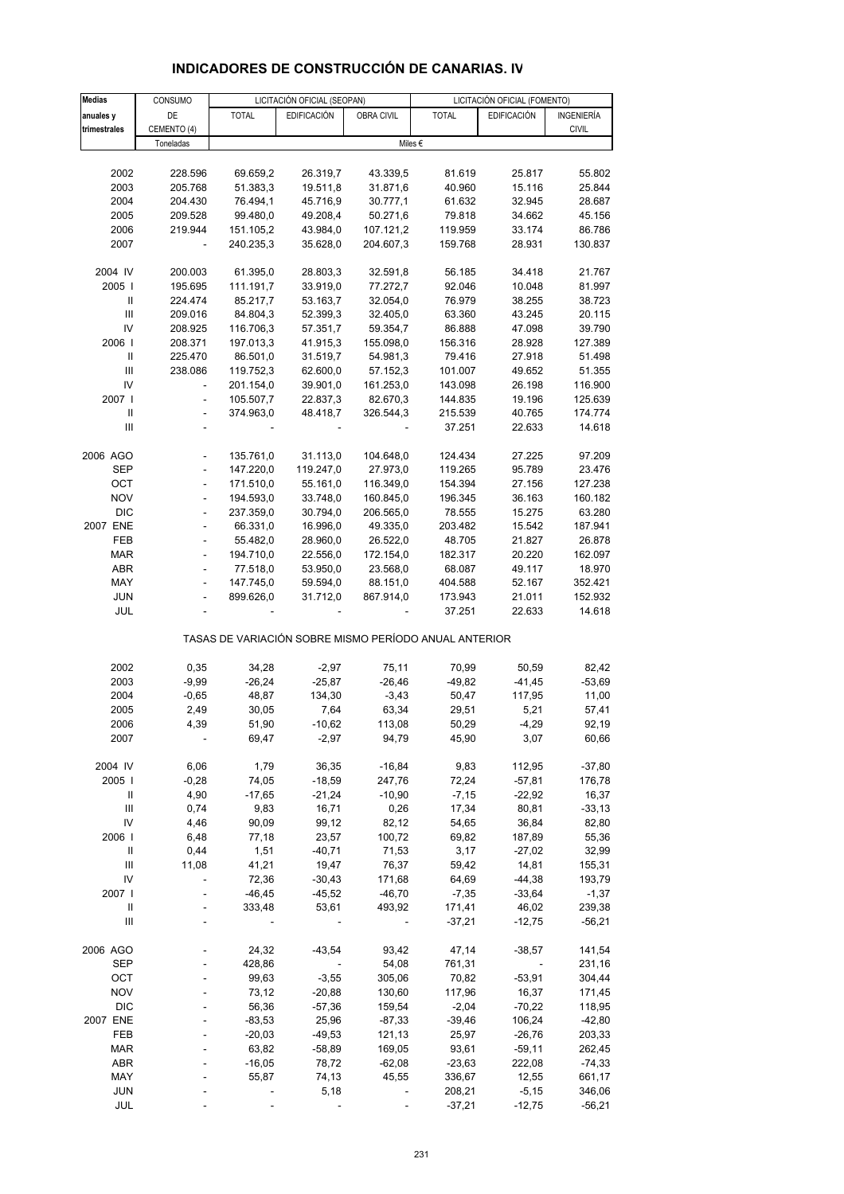# INDICADORES DE CONSTRUCCIÓN DE CANARIAS. IV

| Medias anuales y trimestrales | CONSUMO DE CEMENTO (4) | LICITACIÓN OFICIAL (SEOPAN) | | | LICITACIÓN OFICIAL (FOMENTO) | | |
|---|---|---|---|---|---|---|---|
| | | TOTAL | EDIFICACIÓN | OBRA CIVIL | TOTAL | EDIFICACIÓN | INGENIERÍA CIVIL |
| | Toneladas | Miles € | | | | | |
| 2002 | 228.596 | 69.659,2 | 26.319,7 | 43.339,5 | 81.619 | 25.817 | 55.802 |
| 2003 | 205.768 | 51.383,3 | 19.511,8 | 31.871,6 | 40.960 | 15.116 | 25.844 |
| 2004 | 204.430 | 76.494,1 | 45.716,9 | 30.777,1 | 61.632 | 32.945 | 28.687 |
| 2005 | 209.528 | 99.480,0 | 49.208,4 | 50.271,6 | 79.818 | 34.662 | 45.156 |
| 2006 | 219.944 | 151.105,2 | 43.984,0 | 107.121,2 | 119.959 | 33.174 | 86.786 |
| 2007 | - | 240.235,3 | 35.628,0 | 204.607,3 | 159.768 | 28.931 | 130.837 |
| 2004 IV | 200.003 | 61.395,0 | 28.803,3 | 32.591,8 | 56.185 | 34.418 | 21.767 |
| 2005 I | 195.695 | 111.191,7 | 33.919,0 | 77.272,7 | 92.046 | 10.048 | 81.997 |
| II | 224.474 | 85.217,7 | 53.163,7 | 32.054,0 | 76.979 | 38.255 | 38.723 |
| III | 209.016 | 84.804,3 | 52.399,3 | 32.405,0 | 63.360 | 43.245 | 20.115 |
| IV | 208.925 | 116.706,3 | 57.351,7 | 59.354,7 | 86.888 | 47.098 | 39.790 |
| 2006 I | 208.371 | 197.013,3 | 41.915,3 | 155.098,0 | 156.316 | 28.928 | 127.389 |
| II | 225.470 | 86.501,0 | 31.519,7 | 54.981,3 | 79.416 | 27.918 | 51.498 |
| III | 238.086 | 119.752,3 | 62.600,0 | 57.152,3 | 101.007 | 49.652 | 51.355 |
| IV | - | 201.154,0 | 39.901,0 | 161.253,0 | 143.098 | 26.198 | 116.900 |
| 2007 I | - | 105.507,7 | 22.837,3 | 82.670,3 | 144.835 | 19.196 | 125.639 |
| II | - | 374.963,0 | 48.418,7 | 326.544,3 | 215.539 | 40.765 | 174.774 |
| III | - | - | - | - | 37.251 | 22.633 | 14.618 |
| 2006 AGO | - | 135.761,0 | 31.113,0 | 104.648,0 | 124.434 | 27.225 | 97.209 |
| SEP | - | 147.220,0 | 119.247,0 | 27.973,0 | 119.265 | 95.789 | 23.476 |
| OCT | - | 171.510,0 | 55.161,0 | 116.349,0 | 154.394 | 27.156 | 127.238 |
| NOV | - | 194.593,0 | 33.748,0 | 160.845,0 | 196.345 | 36.163 | 160.182 |
| DIC | - | 237.359,0 | 30.794,0 | 206.565,0 | 78.555 | 15.275 | 63.280 |
| 2007 ENE | - | 66.331,0 | 16.996,0 | 49.335,0 | 203.482 | 15.542 | 187.941 |
| FEB | - | 55.482,0 | 28.960,0 | 26.522,0 | 48.705 | 21.827 | 26.878 |
| MAR | - | 194.710,0 | 22.556,0 | 172.154,0 | 182.317 | 20.220 | 162.097 |
| ABR | - | 77.518,0 | 53.950,0 | 23.568,0 | 68.087 | 49.117 | 18.970 |
| MAY | - | 147.745,0 | 59.594,0 | 88.151,0 | 404.588 | 52.167 | 352.421 |
| JUN | - | 899.626,0 | 31.712,0 | 867.914,0 | 173.943 | 21.011 | 152.932 |
| JUL | - | - | - | - | 37.251 | 22.633 | 14.618 |
| TASAS DE VARIACIÓN SOBRE MISMO PERÍODO ANUAL ANTERIOR | | | | | | | |
| 2002 | 0,35 | 34,28 | -2,97 | 75,11 | 70,99 | 50,59 | 82,42 |
| 2003 | -9,99 | -26,24 | -25,87 | -26,46 | -49,82 | -41,45 | -53,69 |
| 2004 | -0,65 | 48,87 | 134,30 | -3,43 | 50,47 | 117,95 | 11,00 |
| 2005 | 2,49 | 30,05 | 7,64 | 63,34 | 29,51 | 5,21 | 57,41 |
| 2006 | 4,39 | 51,90 | -10,62 | 113,08 | 50,29 | -4,29 | 92,19 |
| 2007 | - | 69,47 | -2,97 | 94,79 | 45,90 | 3,07 | 60,66 |
| 2004 IV | 6,06 | 1,79 | 36,35 | -16,84 | 9,83 | 112,95 | -37,80 |
| 2005 I | -0,28 | 74,05 | -18,59 | 247,76 | 72,24 | -57,81 | 176,78 |
| II | 4,90 | -17,65 | -21,24 | -10,90 | -7,15 | -22,92 | 16,37 |
| III | 0,74 | 9,83 | 16,71 | 0,26 | 17,34 | 80,81 | -33,13 |
| IV | 4,46 | 90,09 | 99,12 | 82,12 | 54,65 | 36,84 | 82,80 |
| 2006 I | 6,48 | 77,18 | 23,57 | 100,72 | 69,82 | 187,89 | 55,36 |
| II | 0,44 | 1,51 | -40,71 | 71,53 | 3,17 | -27,02 | 32,99 |
| III | 11,08 | 41,21 | 19,47 | 76,37 | 59,42 | 14,81 | 155,31 |
| IV | - | 72,36 | -30,43 | 171,68 | 64,69 | -44,38 | 193,79 |
| 2007 I | - | -46,45 | -45,52 | -46,70 | -7,35 | -33,64 | -1,37 |
| II | - | 333,48 | 53,61 | 493,92 | 171,41 | 46,02 | 239,38 |
| III | - | - | - | - | -37,21 | -12,75 | -56,21 |
| 2006 AGO | - | 24,32 | -43,54 | 93,42 | 47,14 | -38,57 | 141,54 |
| SEP | - | 428,86 | - | 54,08 | 761,31 | - | 231,16 |
| OCT | - | 99,63 | -3,55 | 305,06 | 70,82 | -53,91 | 304,44 |
| NOV | - | 73,12 | -20,88 | 130,60 | 117,96 | 16,37 | 171,45 |
| DIC | - | 56,36 | -57,36 | 159,54 | -2,04 | -70,22 | 118,95 |
| 2007 ENE | - | -83,53 | 25,96 | -87,33 | -39,46 | 106,24 | -42,80 |
| FEB | - | -20,03 | -49,53 | 121,13 | 25,97 | -26,76 | 203,33 |
| MAR | - | 63,82 | -58,89 | 169,05 | 93,61 | -59,11 | 262,45 |
| ABR | - | -16,05 | 78,72 | -62,08 | -23,63 | 222,08 | -74,33 |
| MAY | - | 55,87 | 74,13 | 45,55 | 336,67 | 12,55 | 661,17 |
| JUN | - | - | 5,18 | - | 208,21 | -5,15 | 346,06 |
| JUL | - | - | - | - | -37,21 | -12,75 | -56,21 |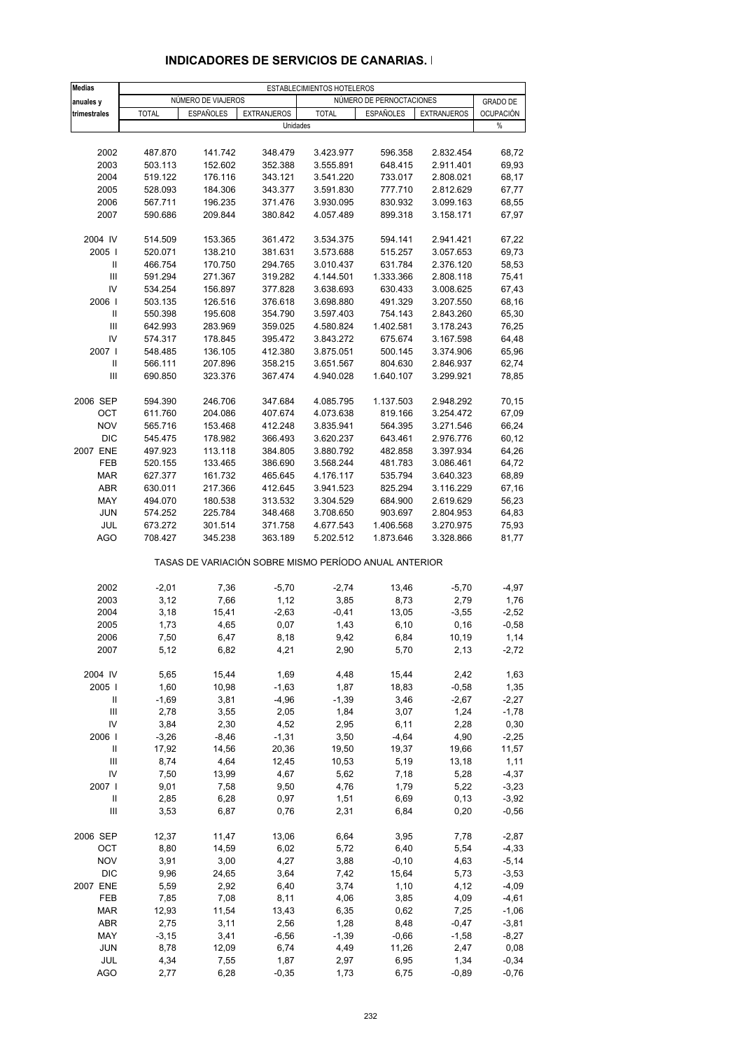## INDICADORES DE SERVICIOS DE CANARIAS. I

| Medias anuales y trimestrales | ESTABLECIMIENTOS HOTELEROS | | | | | | |
|---|---|---|---|---|---|---|---|
| | NÚMERO DE VIAJEROS | | | NÚMERO DE PERNOCTACIONES | | | GRADO DE OCUPACIÓN |
| | TOTAL | ESPAÑOLES | EXTRANJEROS | TOTAL | ESPAÑOLES | EXTRANJEROS | |
| | Unidades | | | | | | % |
| 2002 | 487.870 | 141.742 | 348.479 | 3.423.977 | 596.358 | 2.832.454 | 68,72 |
| 2003 | 503.113 | 152.602 | 352.388 | 3.555.891 | 648.415 | 2.911.401 | 69,93 |
| 2004 | 519.122 | 176.116 | 343.121 | 3.541.220 | 733.017 | 2.808.021 | 68,17 |
| 2005 | 528.093 | 184.306 | 343.377 | 3.591.830 | 777.710 | 2.812.629 | 67,77 |
| 2006 | 567.711 | 196.235 | 371.476 | 3.930.095 | 830.932 | 3.099.163 | 68,55 |
| 2007 | 590.686 | 209.844 | 380.842 | 4.057.489 | 899.318 | 3.158.171 | 67,97 |
| 2004 IV | 514.509 | 153.365 | 361.472 | 3.534.375 | 594.141 | 2.941.421 | 67,22 |
| 2005 I | 520.071 | 138.210 | 381.631 | 3.573.688 | 515.257 | 3.057.653 | 69,73 |
| II | 466.754 | 170.750 | 294.765 | 3.010.437 | 631.784 | 2.376.120 | 58,53 |
| III | 591.294 | 271.367 | 319.282 | 4.144.501 | 1.333.366 | 2.808.118 | 75,41 |
| IV | 534.254 | 156.897 | 377.828 | 3.638.693 | 630.433 | 3.008.625 | 67,43 |
| 2006 I | 503.135 | 126.516 | 376.618 | 3.698.880 | 491.329 | 3.207.550 | 68,16 |
| II | 550.398 | 195.608 | 354.790 | 3.597.403 | 754.143 | 2.843.260 | 65,30 |
| III | 642.993 | 283.969 | 359.025 | 4.580.824 | 1.402.581 | 3.178.243 | 76,25 |
| IV | 574.317 | 178.845 | 395.472 | 3.843.272 | 675.674 | 3.167.598 | 64,48 |
| 2007 I | 548.485 | 136.105 | 412.380 | 3.875.051 | 500.145 | 3.374.906 | 65,96 |
| II | 566.111 | 207.896 | 358.215 | 3.651.567 | 804.630 | 2.846.937 | 62,74 |
| III | 690.850 | 323.376 | 367.474 | 4.940.028 | 1.640.107 | 3.299.921 | 78,85 |
| 2006 SEP | 594.390 | 246.706 | 347.684 | 4.085.795 | 1.137.503 | 2.948.292 | 70,15 |
| OCT | 611.760 | 204.086 | 407.674 | 4.073.638 | 819.166 | 3.254.472 | 67,09 |
| NOV | 565.716 | 153.468 | 412.248 | 3.835.941 | 564.395 | 3.271.546 | 66,24 |
| DIC | 545.475 | 178.982 | 366.493 | 3.620.237 | 643.461 | 2.976.776 | 60,12 |
| 2007 ENE | 497.923 | 113.118 | 384.805 | 3.880.792 | 482.858 | 3.397.934 | 64,26 |
| FEB | 520.155 | 133.465 | 386.690 | 3.568.244 | 481.783 | 3.086.461 | 64,72 |
| MAR | 627.377 | 161.732 | 465.645 | 4.176.117 | 535.794 | 3.640.323 | 68,89 |
| ABR | 630.011 | 217.366 | 412.645 | 3.941.523 | 825.294 | 3.116.229 | 67,16 |
| MAY | 494.070 | 180.538 | 313.532 | 3.304.529 | 684.900 | 2.619.629 | 56,23 |
| JUN | 574.252 | 225.784 | 348.468 | 3.708.650 | 903.697 | 2.804.953 | 64,83 |
| JUL | 673.272 | 301.514 | 371.758 | 4.677.543 | 1.406.568 | 3.270.975 | 75,93 |
| AGO | 708.427 | 345.238 | 363.189 | 5.202.512 | 1.873.646 | 3.328.866 | 81,77 |
| | TASAS DE VARIACIÓN SOBRE MISMO PERÍODO ANUAL ANTERIOR | | | | | | |
| 2002 | -2,01 | 7,36 | -5,70 | -2,74 | 13,46 | -5,70 | -4,97 |
| 2003 | 3,12 | 7,66 | 1,12 | 3,85 | 8,73 | 2,79 | 1,76 |
| 2004 | 3,18 | 15,41 | -2,63 | -0,41 | 13,05 | -3,55 | -2,52 |
| 2005 | 1,73 | 4,65 | 0,07 | 1,43 | 6,10 | 0,16 | -0,58 |
| 2006 | 7,50 | 6,47 | 8,18 | 9,42 | 6,84 | 10,19 | 1,14 |
| 2007 | 5,12 | 6,82 | 4,21 | 2,90 | 5,70 | 2,13 | -2,72 |
| 2004 IV | 5,65 | 15,44 | 1,69 | 4,48 | 15,44 | 2,42 | 1,63 |
| 2005 I | 1,60 | 10,98 | -1,63 | 1,87 | 18,83 | -0,58 | 1,35 |
| II | -1,69 | 3,81 | -4,96 | -1,39 | 3,46 | -2,67 | -2,27 |
| III | 2,78 | 3,55 | 2,05 | 1,84 | 3,07 | 1,24 | -1,78 |
| IV | 3,84 | 2,30 | 4,52 | 2,95 | 6,11 | 2,28 | 0,30 |
| 2006 I | -3,26 | -8,46 | -1,31 | 3,50 | -4,64 | 4,90 | -2,25 |
| II | 17,92 | 14,56 | 20,36 | 19,50 | 19,37 | 19,66 | 11,57 |
| III | 8,74 | 4,64 | 12,45 | 10,53 | 5,19 | 13,18 | 1,11 |
| IV | 7,50 | 13,99 | 4,67 | 5,62 | 7,18 | 5,28 | -4,37 |
| 2007 I | 9,01 | 7,58 | 9,50 | 4,76 | 1,79 | 5,22 | -3,23 |
| II | 2,85 | 6,28 | 0,97 | 1,51 | 6,69 | 0,13 | -3,92 |
| III | 3,53 | 6,87 | 0,76 | 2,31 | 6,84 | 0,20 | -0,56 |
| 2006 SEP | 12,37 | 11,47 | 13,06 | 6,64 | 3,95 | 7,78 | -2,87 |
| OCT | 8,80 | 14,59 | 6,02 | 5,72 | 6,40 | 5,54 | -4,33 |
| NOV | 3,91 | 3,00 | 4,27 | 3,88 | -0,10 | 4,63 | -5,14 |
| DIC | 9,96 | 24,65 | 3,64 | 7,42 | 15,64 | 5,73 | -3,53 |
| 2007 ENE | 5,59 | 2,92 | 6,40 | 3,74 | 1,10 | 4,12 | -4,09 |
| FEB | 7,85 | 7,08 | 8,11 | 4,06 | 3,85 | 4,09 | -4,61 |
| MAR | 12,93 | 11,54 | 13,43 | 6,35 | 0,62 | 7,25 | -1,06 |
| ABR | 2,75 | 3,11 | 2,56 | 1,28 | 8,48 | -0,47 | -3,81 |
| MAY | -3,15 | 3,41 | -6,56 | -1,39 | -0,66 | -1,58 | -8,27 |
| JUN | 8,78 | 12,09 | 6,74 | 4,49 | 11,26 | 2,47 | 0,08 |
| JUL | 4,34 | 7,55 | 1,87 | 2,97 | 6,95 | 1,34 | -0,34 |
| AGO | 2,77 | 6,28 | -0,35 | 1,73 | 6,75 | -0,89 | -0,76 |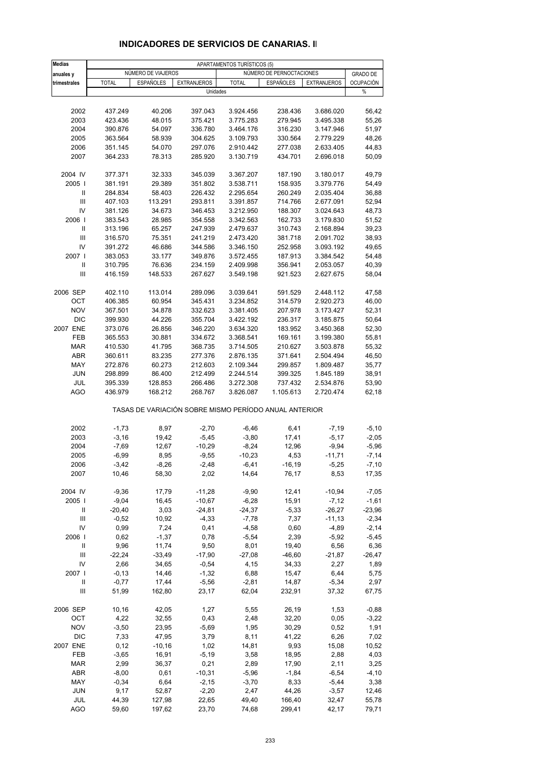# INDICADORES DE SERVICIOS DE CANARIAS. II

| Medias anuales y trimestrales | APARTAMENTOS TURÍSTICOS (5) | | | | | | |
|---|---|---|---|---|---|---|---|
| | NÚMERO DE VIAJEROS | | | NÚMERO DE PERNOCTACIONES | | | GRADO DE OCUPACIÓN |
| | TOTAL | ESPAÑOLES | EXTRANJEROS | TOTAL | ESPAÑOLES | EXTRANJEROS | |
| | Unidades | | | | | | % |
| 2002 | 437.249 | 40.206 | 397.043 | 3.924.456 | 238.436 | 3.686.020 | 56,42 |
| 2003 | 423.436 | 48.015 | 375.421 | 3.775.283 | 279.945 | 3.495.338 | 55,26 |
| 2004 | 390.876 | 54.097 | 336.780 | 3.464.176 | 316.230 | 3.147.946 | 51,97 |
| 2005 | 363.564 | 58.939 | 304.625 | 3.109.793 | 330.564 | 2.779.229 | 48,26 |
| 2006 | 351.145 | 54.070 | 297.076 | 2.910.442 | 277.038 | 2.633.405 | 44,83 |
| 2007 | 364.233 | 78.313 | 285.920 | 3.130.719 | 434.701 | 2.696.018 | 50,09 |
| 2004 IV | 377.371 | 32.333 | 345.039 | 3.367.207 | 187.190 | 3.180.017 | 49,79 |
| 2005 I | 381.191 | 29.389 | 351.802 | 3.538.711 | 158.935 | 3.379.776 | 54,49 |
| II | 284.834 | 58.403 | 226.432 | 2.295.654 | 260.249 | 2.035.404 | 36,88 |
| III | 407.103 | 113.291 | 293.811 | 3.391.857 | 714.766 | 2.677.091 | 52,94 |
| IV | 381.126 | 34.673 | 346.453 | 3.212.950 | 188.307 | 3.024.643 | 48,73 |
| 2006 I | 383.543 | 28.985 | 354.558 | 3.342.563 | 162.733 | 3.179.830 | 51,52 |
| II | 313.196 | 65.257 | 247.939 | 2.479.637 | 310.743 | 2.168.894 | 39,23 |
| III | 316.570 | 75.351 | 241.219 | 2.473.420 | 381.718 | 2.091.702 | 38,93 |
| IV | 391.272 | 46.686 | 344.586 | 3.346.150 | 252.958 | 3.093.192 | 49,65 |
| 2007 I | 383.053 | 33.177 | 349.876 | 3.572.455 | 187.913 | 3.384.542 | 54,48 |
| II | 310.795 | 76.636 | 234.159 | 2.409.998 | 356.941 | 2.053.057 | 40,39 |
| III | 416.159 | 148.533 | 267.627 | 3.549.198 | 921.523 | 2.627.675 | 58,04 |
| 2006 SEP | 402.110 | 113.014 | 289.096 | 3.039.641 | 591.529 | 2.448.112 | 47,58 |
| OCT | 406.385 | 60.954 | 345.431 | 3.234.852 | 314.579 | 2.920.273 | 46,00 |
| NOV | 367.501 | 34.878 | 332.623 | 3.381.405 | 207.978 | 3.173.427 | 52,31 |
| DIC | 399.930 | 44.226 | 355.704 | 3.422.192 | 236.317 | 3.185.875 | 50,64 |
| 2007 ENE | 373.076 | 26.856 | 346.220 | 3.634.320 | 183.952 | 3.450.368 | 52,30 |
| FEB | 365.553 | 30.881 | 334.672 | 3.368.541 | 169.161 | 3.199.380 | 55,81 |
| MAR | 410.530 | 41.795 | 368.735 | 3.714.505 | 210.627 | 3.503.878 | 55,32 |
| ABR | 360.611 | 83.235 | 277.376 | 2.876.135 | 371.641 | 2.504.494 | 46,50 |
| MAY | 272.876 | 60.273 | 212.603 | 2.109.344 | 299.857 | 1.809.487 | 35,77 |
| JUN | 298.899 | 86.400 | 212.499 | 2.244.514 | 399.325 | 1.845.189 | 38,91 |
| JUL | 395.339 | 128.853 | 266.486 | 3.272.308 | 737.432 | 2.534.876 | 53,90 |
| AGO | 436.979 | 168.212 | 268.767 | 3.826.087 | 1.105.613 | 2.720.474 | 62,18 |
| | TASAS DE VARIACIÓN SOBRE MISMO PERÍODO ANUAL ANTERIOR | | | | | | |
| 2002 | -1,73 | 8,97 | -2,70 | -6,46 | 6,41 | -7,19 | -5,10 |
| 2003 | -3,16 | 19,42 | -5,45 | -3,80 | 17,41 | -5,17 | -2,05 |
| 2004 | -7,69 | 12,67 | -10,29 | -8,24 | 12,96 | -9,94 | -5,96 |
| 2005 | -6,99 | 8,95 | -9,55 | -10,23 | 4,53 | -11,71 | -7,14 |
| 2006 | -3,42 | -8,26 | -2,48 | -6,41 | -16,19 | -5,25 | -7,10 |
| 2007 | 10,46 | 58,30 | 2,02 | 14,64 | 76,17 | 8,53 | 17,35 |
| 2004 IV | -9,36 | 17,79 | -11,28 | -9,90 | 12,41 | -10,94 | -7,05 |
| 2005 I | -9,04 | 16,45 | -10,67 | -6,28 | 15,91 | -7,12 | -1,61 |
| II | -20,40 | 3,03 | -24,81 | -24,37 | -5,33 | -26,27 | -23,96 |
| III | -0,52 | 10,92 | -4,33 | -7,78 | 7,37 | -11,13 | -2,34 |
| IV | 0,99 | 7,24 | 0,41 | -4,58 | 0,60 | -4,89 | -2,14 |
| 2006 I | 0,62 | -1,37 | 0,78 | -5,54 | 2,39 | -5,92 | -5,45 |
| II | 9,96 | 11,74 | 9,50 | 8,01 | 19,40 | 6,56 | 6,36 |
| III | -22,24 | -33,49 | -17,90 | -27,08 | -46,60 | -21,87 | -26,47 |
| IV | 2,66 | 34,65 | -0,54 | 4,15 | 34,33 | 2,27 | 1,89 |
| 2007 I | -0,13 | 14,46 | -1,32 | 6,88 | 15,47 | 6,44 | 5,75 |
| II | -0,77 | 17,44 | -5,56 | -2,81 | 14,87 | -5,34 | 2,97 |
| III | 51,99 | 162,80 | 23,17 | 62,04 | 232,91 | 37,32 | 67,75 |
| 2006 SEP | 10,16 | 42,05 | 1,27 | 5,55 | 26,19 | 1,53 | -0,88 |
| OCT | 4,22 | 32,55 | 0,43 | 2,48 | 32,20 | 0,05 | -3,22 |
| NOV | -3,50 | 23,95 | -5,69 | 1,95 | 30,29 | 0,52 | 1,91 |
| DIC | 7,33 | 47,95 | 3,79 | 8,11 | 41,22 | 6,26 | 7,02 |
| 2007 ENE | 0,12 | -10,16 | 1,02 | 14,81 | 9,93 | 15,08 | 10,52 |
| FEB | -3,65 | 16,91 | -5,19 | 3,58 | 18,95 | 2,88 | 4,03 |
| MAR | 2,99 | 36,37 | 0,21 | 2,89 | 17,90 | 2,11 | 3,25 |
| ABR | -8,00 | 0,61 | -10,31 | -5,96 | -1,84 | -6,54 | -4,10 |
| MAY | -0,34 | 6,64 | -2,15 | -3,70 | 8,33 | -5,44 | 3,38 |
| JUN | 9,17 | 52,87 | -2,20 | 2,47 | 44,26 | -3,57 | 12,46 |
| JUL | 44,39 | 127,98 | 22,65 | 49,40 | 166,40 | 32,47 | 55,78 |
| AGO | 59,60 | 197,62 | 23,70 | 74,68 | 299,41 | 42,17 | 79,71 |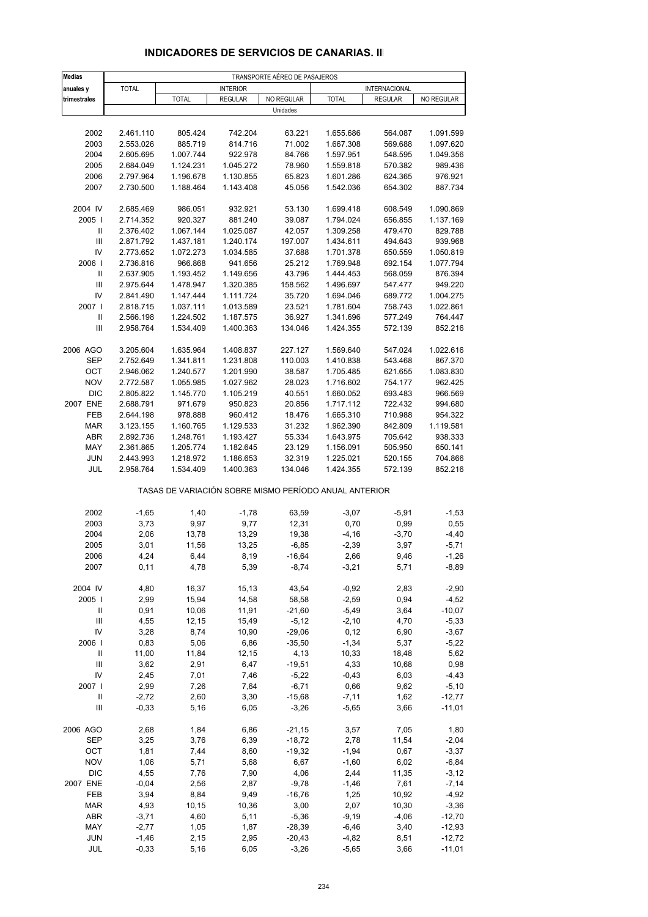## INDICADORES DE SERVICIOS DE CANARIAS. III

| Medias anuales y trimestrales | TRANSPORTE AÉREO DE PASAJEROS | | | | | | |
|---|---|---|---|---|---|---|---|
| | TOTAL | INTERIOR | | | INTERNACIONAL | | |
| | | TOTAL | REGULAR | NO REGULAR | TOTAL | REGULAR | NO REGULAR |
| | Unidades | | | | | | |
| 2002 | 2.461.110 | 805.424 | 742.204 | 63.221 | 1.655.686 | 564.087 | 1.091.599 |
| 2003 | 2.553.026 | 885.719 | 814.716 | 71.002 | 1.667.308 | 569.688 | 1.097.620 |
| 2004 | 2.605.695 | 1.007.744 | 922.978 | 84.766 | 1.597.951 | 548.595 | 1.049.356 |
| 2005 | 2.684.049 | 1.124.231 | 1.045.272 | 78.960 | 1.559.818 | 570.382 | 989.436 |
| 2006 | 2.797.964 | 1.196.678 | 1.130.855 | 65.823 | 1.601.286 | 624.365 | 976.921 |
| 2007 | 2.730.500 | 1.188.464 | 1.143.408 | 45.056 | 1.542.036 | 654.302 | 887.734 |
| 2004 IV | 2.685.469 | 986.051 | 932.921 | 53.130 | 1.699.418 | 608.549 | 1.090.869 |
| 2005 I | 2.714.352 | 920.327 | 881.240 | 39.087 | 1.794.024 | 656.855 | 1.137.169 |
| II | 2.376.402 | 1.067.144 | 1.025.087 | 42.057 | 1.309.258 | 479.470 | 829.788 |
| III | 2.871.792 | 1.437.181 | 1.240.174 | 197.007 | 1.434.611 | 494.643 | 939.968 |
| IV | 2.773.652 | 1.072.273 | 1.034.585 | 37.688 | 1.701.378 | 650.559 | 1.050.819 |
| 2006 I | 2.736.816 | 966.868 | 941.656 | 25.212 | 1.769.948 | 692.154 | 1.077.794 |
| II | 2.637.905 | 1.193.452 | 1.149.656 | 43.796 | 1.444.453 | 568.059 | 876.394 |
| III | 2.975.644 | 1.478.947 | 1.320.385 | 158.562 | 1.496.697 | 547.477 | 949.220 |
| IV | 2.841.490 | 1.147.444 | 1.111.724 | 35.720 | 1.694.046 | 689.772 | 1.004.275 |
| 2007 I | 2.818.715 | 1.037.111 | 1.013.589 | 23.521 | 1.781.604 | 758.743 | 1.022.861 |
| II | 2.566.198 | 1.224.502 | 1.187.575 | 36.927 | 1.341.696 | 577.249 | 764.447 |
| III | 2.958.764 | 1.534.409 | 1.400.363 | 134.046 | 1.424.355 | 572.139 | 852.216 |
| 2006 AGO | 3.205.604 | 1.635.964 | 1.408.837 | 227.127 | 1.569.640 | 547.024 | 1.022.616 |
| SEP | 2.752.649 | 1.341.811 | 1.231.808 | 110.003 | 1.410.838 | 543.468 | 867.370 |
| OCT | 2.946.062 | 1.240.577 | 1.201.990 | 38.587 | 1.705.485 | 621.655 | 1.083.830 |
| NOV | 2.772.587 | 1.055.985 | 1.027.962 | 28.023 | 1.716.602 | 754.177 | 962.425 |
| DIC | 2.805.822 | 1.145.770 | 1.105.219 | 40.551 | 1.660.052 | 693.483 | 966.569 |
| 2007 ENE | 2.688.791 | 971.679 | 950.823 | 20.856 | 1.717.112 | 722.432 | 994.680 |
| FEB | 2.644.198 | 978.888 | 960.412 | 18.476 | 1.665.310 | 710.988 | 954.322 |
| MAR | 3.123.155 | 1.160.765 | 1.129.533 | 31.232 | 1.962.390 | 842.809 | 1.119.581 |
| ABR | 2.892.736 | 1.248.761 | 1.193.427 | 55.334 | 1.643.975 | 705.642 | 938.333 |
| MAY | 2.361.865 | 1.205.774 | 1.182.645 | 23.129 | 1.156.091 | 505.950 | 650.141 |
| JUN | 2.443.993 | 1.218.972 | 1.186.653 | 32.319 | 1.225.021 | 520.155 | 704.866 |
| JUL | 2.958.764 | 1.534.409 | 1.400.363 | 134.046 | 1.424.355 | 572.139 | 852.216 |
| | TASAS DE VARIACIÓN SOBRE MISMO PERÍODO ANUAL ANTERIOR | | | | | | |
| 2002 | -1,65 | 1,40 | -1,78 | 63,59 | -3,07 | -5,91 | -1,53 |
| 2003 | 3,73 | 9,97 | 9,77 | 12,31 | 0,70 | 0,99 | 0,55 |
| 2004 | 2,06 | 13,78 | 13,29 | 19,38 | -4,16 | -3,70 | -4,40 |
| 2005 | 3,01 | 11,56 | 13,25 | -6,85 | -2,39 | 3,97 | -5,71 |
| 2006 | 4,24 | 6,44 | 8,19 | -16,64 | 2,66 | 9,46 | -1,26 |
| 2007 | 0,11 | 4,78 | 5,39 | -8,74 | -3,21 | 5,71 | -8,89 |
| 2004 IV | 4,80 | 16,37 | 15,13 | 43,54 | -0,92 | 2,83 | -2,90 |
| 2005 I | 2,99 | 15,94 | 14,58 | 58,58 | -2,59 | 0,94 | -4,52 |
| II | 0,91 | 10,06 | 11,91 | -21,60 | -5,49 | 3,64 | -10,07 |
| III | 4,55 | 12,15 | 15,49 | -5,12 | -2,10 | 4,70 | -5,33 |
| IV | 3,28 | 8,74 | 10,90 | -29,06 | 0,12 | 6,90 | -3,67 |
| 2006 I | 0,83 | 5,06 | 6,86 | -35,50 | -1,34 | 5,37 | -5,22 |
| II | 11,00 | 11,84 | 12,15 | 4,13 | 10,33 | 18,48 | 5,62 |
| III | 3,62 | 2,91 | 6,47 | -19,51 | 4,33 | 10,68 | 0,98 |
| IV | 2,45 | 7,01 | 7,46 | -5,22 | -0,43 | 6,03 | -4,43 |
| 2007 I | 2,99 | 7,26 | 7,64 | -6,71 | 0,66 | 9,62 | -5,10 |
| II | -2,72 | 2,60 | 3,30 | -15,68 | -7,11 | 1,62 | -12,77 |
| III | -0,33 | 5,16 | 6,05 | -3,26 | -5,65 | 3,66 | -11,01 |
| 2006 AGO | 2,68 | 1,84 | 6,86 | -21,15 | 3,57 | 7,05 | 1,80 |
| SEP | 3,25 | 3,76 | 6,39 | -18,72 | 2,78 | 11,54 | -2,04 |
| OCT | 1,81 | 7,44 | 8,60 | -19,32 | -1,94 | 0,67 | -3,37 |
| NOV | 1,06 | 5,71 | 5,68 | 6,67 | -1,60 | 6,02 | -6,84 |
| DIC | 4,55 | 7,76 | 7,90 | 4,06 | 2,44 | 11,35 | -3,12 |
| 2007 ENE | -0,04 | 2,56 | 2,87 | -9,78 | -1,46 | 7,61 | -7,14 |
| FEB | 3,94 | 8,84 | 9,49 | -16,76 | 1,25 | 10,92 | -4,92 |
| MAR | 4,93 | 10,15 | 10,36 | 3,00 | 2,07 | 10,30 | -3,36 |
| ABR | -3,71 | 4,60 | 5,11 | -5,36 | -9,19 | -4,06 | -12,70 |
| MAY | -2,77 | 1,05 | 1,87 | -28,39 | -6,46 | 3,40 | -12,93 |
| JUN | -1,46 | 2,15 | 2,95 | -20,43 | -4,82 | 8,51 | -12,72 |
| JUL | -0,33 | 5,16 | 6,05 | -3,26 | -5,65 | 3,66 | -11,01 |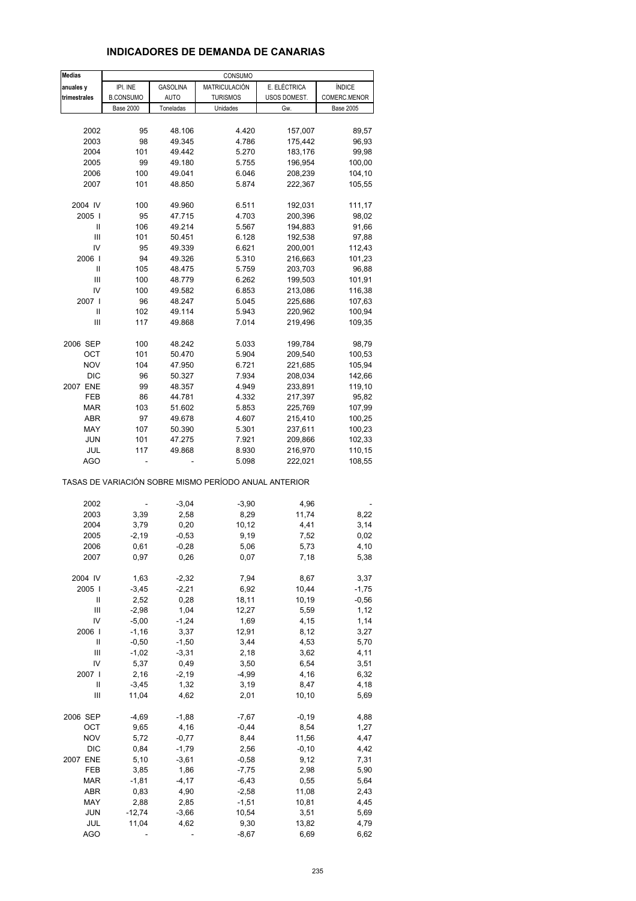## INDICADORES DE DEMANDA DE CANARIAS

| Medias anuales y trimestrales | CONSUMO | | | | |
|---|---|---|---|---|---|
| | IPI. INE B.CONSUMO | GASOLINA AUTO | MATRICULACIÓN TURISMOS | E. ELÉCTRICA USOS DOMEST. | ÍNDICE COMERC.MENOR |
| | Base 2000 | Toneladas | Unidades | Gw. | Base 2005 |
| 2002 | 95 | 48.106 | 4.420 | 157,007 | 89,57 |
| 2003 | 98 | 49.345 | 4.786 | 175,442 | 96,93 |
| 2004 | 101 | 49.442 | 5.270 | 183,176 | 99,98 |
| 2005 | 99 | 49.180 | 5.755 | 196,954 | 100,00 |
| 2006 | 100 | 49.041 | 6.046 | 208,239 | 104,10 |
| 2007 | 101 | 48.850 | 5.874 | 222,367 | 105,55 |
| 2004 IV | 100 | 49.960 | 6.511 | 192,031 | 111,17 |
| 2005 I | 95 | 47.715 | 4.703 | 200,396 | 98,02 |
| II | 106 | 49.214 | 5.567 | 194,883 | 91,66 |
| III | 101 | 50.451 | 6.128 | 192,538 | 97,88 |
| IV | 95 | 49.339 | 6.621 | 200,001 | 112,43 |
| 2006 I | 94 | 49.326 | 5.310 | 216,663 | 101,23 |
| II | 105 | 48.475 | 5.759 | 203,703 | 96,88 |
| III | 100 | 48.779 | 6.262 | 199,503 | 101,91 |
| IV | 100 | 49.582 | 6.853 | 213,086 | 116,38 |
| 2007 I | 96 | 48.247 | 5.045 | 225,686 | 107,63 |
| II | 102 | 49.114 | 5.943 | 220,962 | 100,94 |
| III | 117 | 49.868 | 7.014 | 219,496 | 109,35 |
| 2006 SEP | 100 | 48.242 | 5.033 | 199,784 | 98,79 |
| OCT | 101 | 50.470 | 5.904 | 209,540 | 100,53 |
| NOV | 104 | 47.950 | 6.721 | 221,685 | 105,94 |
| DIC | 96 | 50.327 | 7.934 | 208,034 | 142,66 |
| 2007 ENE | 99 | 48.357 | 4.949 | 233,891 | 119,10 |
| FEB | 86 | 44.781 | 4.332 | 217,397 | 95,82 |
| MAR | 103 | 51.602 | 5.853 | 225,769 | 107,99 |
| ABR | 97 | 49.678 | 4.607 | 215,410 | 100,25 |
| MAY | 107 | 50.390 | 5.301 | 237,611 | 100,23 |
| JUN | 101 | 47.275 | 7.921 | 209,866 | 102,33 |
| JUL | 117 | 49.868 | 8.930 | 216,970 | 110,15 |
| AGO | - | - | 5.098 | 222,021 | 108,55 |

TASAS DE VARIACIÓN SOBRE MISMO PERÍODO ANUAL ANTERIOR

| | IPI. INE B.CONSUMO | GASOLINA AUTO | MATRICULACIÓN TURISMOS | E. ELÉCTRICA USOS DOMEST. | ÍNDICE COMERC.MENOR |
|---|---|---|---|---|---|
| 2002 | - | -3,04 | -3,90 | 4,96 | - |
| 2003 | 3,39 | 2,58 | 8,29 | 11,74 | 8,22 |
| 2004 | 3,79 | 0,20 | 10,12 | 4,41 | 3,14 |
| 2005 | -2,19 | -0,53 | 9,19 | 7,52 | 0,02 |
| 2006 | 0,61 | -0,28 | 5,06 | 5,73 | 4,10 |
| 2007 | 0,97 | 0,26 | 0,07 | 7,18 | 5,38 |
| 2004 IV | 1,63 | -2,32 | 7,94 | 8,67 | 3,37 |
| 2005 I | -3,45 | -2,21 | 6,92 | 10,44 | -1,75 |
| II | 2,52 | 0,28 | 18,11 | 10,19 | -0,56 |
| III | -2,98 | 1,04 | 12,27 | 5,59 | 1,12 |
| IV | -5,00 | -1,24 | 1,69 | 4,15 | 1,14 |
| 2006 I | -1,16 | 3,37 | 12,91 | 8,12 | 3,27 |
| II | -0,50 | -1,50 | 3,44 | 4,53 | 5,70 |
| III | -1,02 | -3,31 | 2,18 | 3,62 | 4,11 |
| IV | 5,37 | 0,49 | 3,50 | 6,54 | 3,51 |
| 2007 I | 2,16 | -2,19 | -4,99 | 4,16 | 6,32 |
| II | -3,45 | 1,32 | 3,19 | 8,47 | 4,18 |
| III | 11,04 | 4,62 | 2,01 | 10,10 | 5,69 |
| 2006 SEP | -4,69 | -1,88 | -7,67 | -0,19 | 4,88 |
| OCT | 9,65 | 4,16 | -0,44 | 8,54 | 1,27 |
| NOV | 5,72 | -0,77 | 8,44 | 11,56 | 4,47 |
| DIC | 0,84 | -1,79 | 2,56 | -0,10 | 4,42 |
| 2007 ENE | 5,10 | -3,61 | -0,58 | 9,12 | 7,31 |
| FEB | 3,85 | 1,86 | -7,75 | 2,98 | 5,90 |
| MAR | -1,81 | -4,17 | -6,43 | 0,55 | 5,64 |
| ABR | 0,83 | 4,90 | -2,58 | 11,08 | 2,43 |
| MAY | 2,88 | 2,85 | -1,51 | 10,81 | 4,45 |
| JUN | -12,74 | -3,66 | 10,54 | 3,51 | 5,69 |
| JUL | 11,04 | 4,62 | 9,30 | 13,82 | 4,79 |
| AGO | - | - | -8,67 | 6,69 | 6,62 |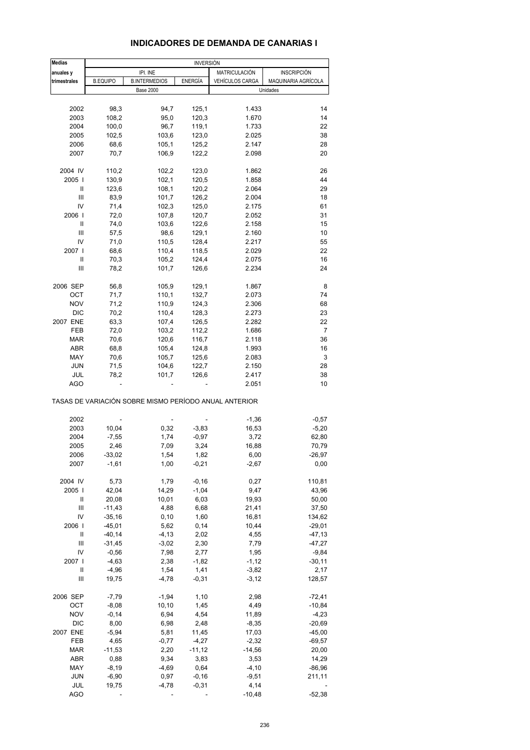# INDICADORES DE DEMANDA DE CANARIAS I

| Medias anuales y trimestrales | INVERSIÓN | | | | |
|---|---|---|---|---|---|
| | IPI. INE | | | MATRICULACIÓN | INSCRIPCIÓN |
| | B.EQUIPO | B.INTERMEDIOS | ENERGÍA | VEHÍCULOS CARGA | MAQUINARIA AGRÍCOLA |
| | Base 2000 | | | Unidades | |
| 2002 | 98,3 | 94,7 | 125,1 | 1.433 | 14 |
| 2003 | 108,2 | 95,0 | 120,3 | 1.670 | 14 |
| 2004 | 100,0 | 96,7 | 119,1 | 1.733 | 22 |
| 2005 | 102,5 | 103,6 | 123,0 | 2.025 | 38 |
| 2006 | 68,6 | 105,1 | 125,2 | 2.147 | 28 |
| 2007 | 70,7 | 106,9 | 122,2 | 2.098 | 20 |
| 2004 IV | 110,2 | 102,2 | 123,0 | 1.862 | 26 |
| 2005 I | 130,9 | 102,1 | 120,5 | 1.858 | 44 |
| II | 123,6 | 108,1 | 120,2 | 2.064 | 29 |
| III | 83,9 | 101,7 | 126,2 | 2.004 | 18 |
| IV | 71,4 | 102,3 | 125,0 | 2.175 | 61 |
| 2006 I | 72,0 | 107,8 | 120,7 | 2.052 | 31 |
| II | 74,0 | 103,6 | 122,6 | 2.158 | 15 |
| III | 57,5 | 98,6 | 129,1 | 2.160 | 10 |
| IV | 71,0 | 110,5 | 128,4 | 2.217 | 55 |
| 2007 I | 68,6 | 110,4 | 118,5 | 2.029 | 22 |
| II | 70,3 | 105,2 | 124,4 | 2.075 | 16 |
| III | 78,2 | 101,7 | 126,6 | 2.234 | 24 |
| 2006 SEP | 56,8 | 105,9 | 129,1 | 1.867 | 8 |
| OCT | 71,7 | 110,1 | 132,7 | 2.073 | 74 |
| NOV | 71,2 | 110,9 | 124,3 | 2.306 | 68 |
| DIC | 70,2 | 110,4 | 128,3 | 2.273 | 23 |
| 2007 ENE | 63,3 | 107,4 | 126,5 | 2.282 | 22 |
| FEB | 72,0 | 103,2 | 112,2 | 1.686 | 7 |
| MAR | 70,6 | 120,6 | 116,7 | 2.118 | 36 |
| ABR | 68,8 | 105,4 | 124,8 | 1.993 | 16 |
| MAY | 70,6 | 105,7 | 125,6 | 2.083 | 3 |
| JUN | 71,5 | 104,6 | 122,7 | 2.150 | 28 |
| JUL | 78,2 | 101,7 | 126,6 | 2.417 | 38 |
| AGO | - | - | - | 2.051 | 10 |
| TASAS DE VARIACIÓN SOBRE MISMO PERÍODO ANUAL ANTERIOR | | | | | |
| 2002 | - | - | - | -1,36 | -0,57 |
| 2003 | 10,04 | 0,32 | -3,83 | 16,53 | -5,20 |
| 2004 | -7,55 | 1,74 | -0,97 | 3,72 | 62,80 |
| 2005 | 2,46 | 7,09 | 3,24 | 16,88 | 70,79 |
| 2006 | -33,02 | 1,54 | 1,82 | 6,00 | -26,97 |
| 2007 | -1,61 | 1,00 | -0,21 | -2,67 | 0,00 |
| 2004 IV | 5,73 | 1,79 | -0,16 | 0,27 | 110,81 |
| 2005 I | 42,04 | 14,29 | -1,04 | 9,47 | 43,96 |
| II | 20,08 | 10,01 | 6,03 | 19,93 | 50,00 |
| III | -11,43 | 4,88 | 6,68 | 21,41 | 37,50 |
| IV | -35,16 | 0,10 | 1,60 | 16,81 | 134,62 |
| 2006 I | -45,01 | 5,62 | 0,14 | 10,44 | -29,01 |
| II | -40,14 | -4,13 | 2,02 | 4,55 | -47,13 |
| III | -31,45 | -3,02 | 2,30 | 7,79 | -47,27 |
| IV | -0,56 | 7,98 | 2,77 | 1,95 | -9,84 |
| 2007 I | -4,63 | 2,38 | -1,82 | -1,12 | -30,11 |
| II | -4,96 | 1,54 | 1,41 | -3,82 | 2,17 |
| III | 19,75 | -4,78 | -0,31 | -3,12 | 128,57 |
| 2006 SEP | -7,79 | -1,94 | 1,10 | 2,98 | -72,41 |
| OCT | -8,08 | 10,10 | 1,45 | 4,49 | -10,84 |
| NOV | -0,14 | 6,94 | 4,54 | 11,89 | -4,23 |
| DIC | 8,00 | 6,98 | 2,48 | -8,35 | -20,69 |
| 2007 ENE | -5,94 | 5,81 | 11,45 | 17,03 | -45,00 |
| FEB | 4,65 | -0,77 | -4,27 | -2,32 | -69,57 |
| MAR | -11,53 | 2,20 | -11,12 | -14,56 | 20,00 |
| ABR | 0,88 | 9,34 | 3,83 | 3,53 | 14,29 |
| MAY | -8,19 | -4,69 | 0,64 | -4,10 | -86,96 |
| JUN | -6,90 | 0,97 | -0,16 | -9,51 | 211,11 |
| JUL | 19,75 | -4,78 | -0,31 | 4,14 | - |
| AGO | - | - | - | -10,48 | -52,38 |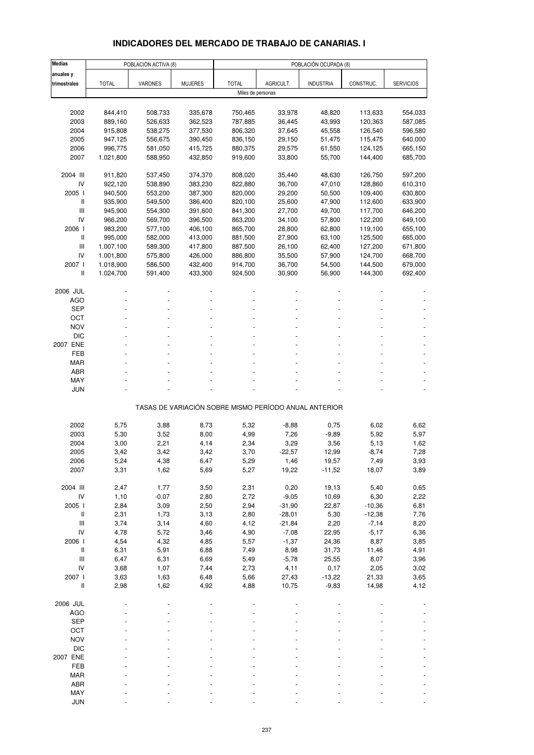## INDICADORES DEL MERCADO DE TRABAJO DE CANARIAS. I

| Medias anuales y trimestrales | POBLACIÓN ACTIVA (8) | | | POBLACIÓN OCUPADA (8) | | | | |
|---|---|---|---|---|---|---|---|---|
| | TOTAL | VARONES | MUJERES | TOTAL | AGRICULT. | INDUSTRIA | CONSTRUC. | SERVICIOS |
| | Miles de personas | | | | | | | |
| 2002 | 844,410 | 508,733 | 335,678 | 750,465 | 33,978 | 48,820 | 113,633 | 554,033 |
| 2003 | 889,160 | 526,633 | 362,523 | 787,885 | 36,445 | 43,993 | 120,363 | 587,085 |
| 2004 | 915,808 | 538,275 | 377,530 | 806,320 | 37,645 | 45,558 | 126,540 | 596,580 |
| 2005 | 947,125 | 556,675 | 390,450 | 836,150 | 29,150 | 51,475 | 115,475 | 640,000 |
| 2006 | 996,775 | 581,050 | 415,725 | 880,375 | 29,575 | 61,550 | 124,125 | 665,150 |
| 2007 | 1.021,800 | 588,950 | 432,850 | 919,600 | 33,800 | 55,700 | 144,400 | 685,700 |
| 2004 III | 911,820 | 537,450 | 374,370 | 808,020 | 35,440 | 48,630 | 126,750 | 597,200 |
| IV | 922,120 | 538,890 | 383,230 | 822,880 | 36,700 | 47,010 | 128,860 | 610,310 |
| 2005 I | 940,500 | 553,200 | 387,300 | 820,000 | 29,200 | 50,500 | 109,400 | 630,800 |
| II | 935,900 | 549,500 | 386,400 | 820,100 | 25,600 | 47,900 | 112,600 | 633,900 |
| III | 945,900 | 554,300 | 391,600 | 841,300 | 27,700 | 49,700 | 117,700 | 646,200 |
| IV | 966,200 | 569,700 | 396,500 | 863,200 | 34,100 | 57,800 | 122,200 | 649,100 |
| 2006 I | 983,200 | 577,100 | 406,100 | 865,700 | 28,800 | 62,800 | 119,100 | 655,100 |
| II | 995,000 | 582,000 | 413,000 | 881,500 | 27,900 | 63,100 | 125,500 | 665,000 |
| III | 1.007,100 | 589,300 | 417,800 | 887,500 | 26,100 | 62,400 | 127,200 | 671,800 |
| IV | 1.001,800 | 575,800 | 426,000 | 886,800 | 35,500 | 57,900 | 124,700 | 668,700 |
| 2007 I | 1.018,900 | 586,500 | 432,400 | 914,700 | 36,700 | 54,500 | 144,500 | 679,000 |
| II | 1.024,700 | 591,400 | 433,300 | 924,500 | 30,900 | 56,900 | 144,300 | 692,400 |
| 2006 JUL | - | - | - | - | - | - | - | - |
| AGO | - | - | - | - | - | - | - | - |
| SEP | - | - | - | - | - | - | - | - |
| OCT | - | - | - | - | - | - | - | - |
| NOV | - | - | - | - | - | - | - | - |
| DIC | - | - | - | - | - | - | - | - |
| 2007 ENE | - | - | - | - | - | - | - | - |
| FEB | - | - | - | - | - | - | - | - |
| MAR | - | - | - | - | - | - | - | - |
| ABR | - | - | - | - | - | - | - | - |
| MAY | - | - | - | - | - | - | - | - |
| JUN | - | - | - | - | - | - | - | - |
| | TASAS DE VARIACIÓN SOBRE MISMO PERÍODO ANUAL ANTERIOR | | | | | | | |
| 2002 | 5,75 | 3,88 | 8,73 | 5,32 | -8,88 | 0,75 | 6,02 | 6,62 |
| 2003 | 5,30 | 3,52 | 8,00 | 4,99 | 7,26 | -9,89 | 5,92 | 5,97 |
| 2004 | 3,00 | 2,21 | 4,14 | 2,34 | 3,29 | 3,56 | 5,13 | 1,62 |
| 2005 | 3,42 | 3,42 | 3,42 | 3,70 | -22,57 | 12,99 | -8,74 | 7,28 |
| 2006 | 5,24 | 4,38 | 6,47 | 5,29 | 1,46 | 19,57 | 7,49 | 3,93 |
| 2007 | 3,31 | 1,62 | 5,69 | 5,27 | 19,22 | -11,52 | 18,07 | 3,89 |
| 2004 III | 2,47 | 1,77 | 3,50 | 2,31 | 0,20 | 19,13 | 5,40 | 0,65 |
| IV | 1,10 | -0,07 | 2,80 | 2,72 | -9,05 | 10,69 | 6,30 | 2,22 |
| 2005 I | 2,84 | 3,09 | 2,50 | 2,94 | -31,90 | 22,87 | -10,36 | 6,81 |
| II | 2,31 | 1,73 | 3,13 | 2,80 | -28,01 | 5,30 | -12,38 | 7,76 |
| III | 3,74 | 3,14 | 4,60 | 4,12 | -21,84 | 2,20 | -7,14 | 8,20 |
| IV | 4,78 | 5,72 | 3,46 | 4,90 | -7,08 | 22,95 | -5,17 | 6,36 |
| 2006 I | 4,54 | 4,32 | 4,85 | 5,57 | -1,37 | 24,36 | 8,87 | 3,85 |
| II | 6,31 | 5,91 | 6,88 | 7,49 | 8,98 | 31,73 | 11,46 | 4,91 |
| III | 6,47 | 6,31 | 6,69 | 5,49 | -5,78 | 25,55 | 8,07 | 3,96 |
| IV | 3,68 | 1,07 | 7,44 | 2,73 | 4,11 | 0,17 | 2,05 | 3,02 |
| 2007 I | 3,63 | 1,63 | 6,48 | 5,66 | 27,43 | -13,22 | 21,33 | 3,65 |
| II | 2,98 | 1,62 | 4,92 | 4,88 | 10,75 | -9,83 | 14,98 | 4,12 |
| 2006 JUL | - | - | - | - | - | - | - | - |
| AGO | - | - | - | - | - | - | - | - |
| SEP | - | - | - | - | - | - | - | - |
| OCT | - | - | - | - | - | - | - | - |
| NOV | - | - | - | - | - | - | - | - |
| DIC | - | - | - | - | - | - | - | - |
| 2007 ENE | - | - | - | - | - | - | - | - |
| FEB | - | - | - | - | - | - | - | - |
| MAR | - | - | - | - | - | - | - | - |
| ABR | - | - | - | - | - | - | - | - |
| MAY | - | - | - | - | - | - | - | - |
| JUN | - | - | - | - | - | - | - | - |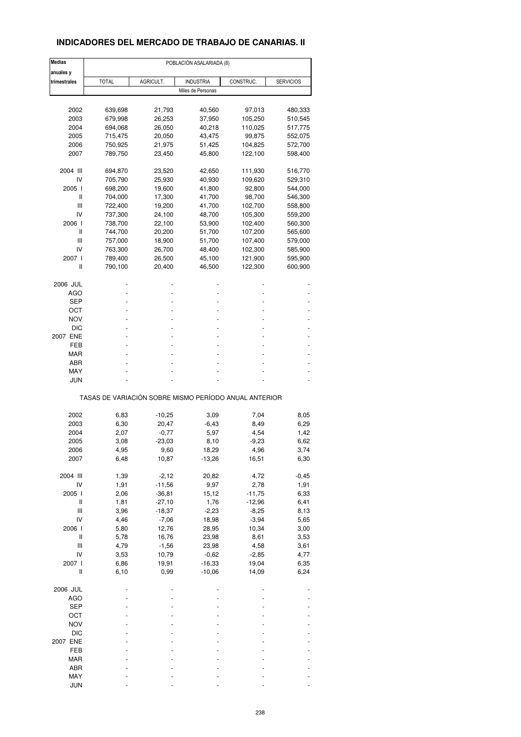## INDICADORES DEL MERCADO DE TRABAJO DE CANARIAS. II

| Medias anuales y trimestrales | POBLACIÓN ASALARIADA (8) | | | | |
|---|---|---|---|---|---|
| | TOTAL | AGRICULT. | INDUSTRIA | CONSTRUC. | SERVICIOS |
| | Miles de Personas | | | | |
| 2002 | 639,698 | 21,793 | 40,560 | 97,013 | 480,333 |
| 2003 | 679,998 | 26,253 | 37,950 | 105,250 | 510,545 |
| 2004 | 694,068 | 26,050 | 40,218 | 110,025 | 517,775 |
| 2005 | 715,475 | 20,050 | 43,475 | 99,875 | 552,075 |
| 2006 | 750,925 | 21,975 | 51,425 | 104,825 | 572,700 |
| 2007 | 789,750 | 23,450 | 45,800 | 122,100 | 598,400 |
| 2004 III | 694,870 | 23,520 | 42,650 | 111,930 | 516,770 |
| IV | 705,790 | 25,930 | 40,930 | 109,620 | 529,310 |
| 2005 I | 698,200 | 19,600 | 41,800 | 92,800 | 544,000 |
| II | 704,000 | 17,300 | 41,700 | 98,700 | 546,300 |
| III | 722,400 | 19,200 | 41,700 | 102,700 | 558,800 |
| IV | 737,300 | 24,100 | 48,700 | 105,300 | 559,200 |
| 2006 I | 738,700 | 22,100 | 53,900 | 102,400 | 560,300 |
| II | 744,700 | 20,200 | 51,700 | 107,200 | 565,600 |
| III | 757,000 | 18,900 | 51,700 | 107,400 | 579,000 |
| IV | 763,300 | 26,700 | 48,400 | 102,300 | 585,900 |
| 2007 I | 789,400 | 26,500 | 45,100 | 121,900 | 595,900 |
| II | 790,100 | 20,400 | 46,500 | 122,300 | 600,900 |
| 2006 JUL | - | - | - | - | - |
| AGO | - | - | - | - | - |
| SEP | - | - | - | - | - |
| OCT | - | - | - | - | - |
| NOV | - | - | - | - | - |
| DIC | - | - | - | - | - |
| 2007 ENE | - | - | - | - | - |
| FEB | - | - | - | - | - |
| MAR | - | - | - | - | - |
| ABR | - | - | - | - | - |
| MAY | - | - | - | - | - |
| JUN | - | - | - | - | - |
| | TASAS DE VARIACIÓN SOBRE MISMO PERÍODO ANUAL ANTERIOR | | | | |
| 2002 | 6,83 | -10,25 | 3,09 | 7,04 | 8,05 |
| 2003 | 6,30 | 20,47 | -6,43 | 8,49 | 6,29 |
| 2004 | 2,07 | -0,77 | 5,97 | 4,54 | 1,42 |
| 2005 | 3,08 | -23,03 | 8,10 | -9,23 | 6,62 |
| 2006 | 4,95 | 9,60 | 18,29 | 4,96 | 3,74 |
| 2007 | 6,48 | 10,87 | -13,26 | 16,51 | 6,30 |
| 2004 III | 1,39 | -2,12 | 20,82 | 4,72 | -0,45 |
| IV | 1,91 | -11,56 | 9,97 | 2,78 | 1,91 |
| 2005 I | 2,06 | -36,81 | 15,12 | -11,75 | 6,33 |
| II | 1,81 | -27,10 | 1,76 | -12,96 | 6,41 |
| III | 3,96 | -18,37 | -2,23 | -8,25 | 8,13 |
| IV | 4,46 | -7,06 | 18,98 | -3,94 | 5,65 |
| 2006 I | 5,80 | 12,76 | 28,95 | 10,34 | 3,00 |
| II | 5,78 | 16,76 | 23,98 | 8,61 | 3,53 |
| III | 4,79 | -1,56 | 23,98 | 4,58 | 3,61 |
| IV | 3,53 | 10,79 | -0,62 | -2,85 | 4,77 |
| 2007 I | 6,86 | 19,91 | -16,33 | 19,04 | 6,35 |
| II | 6,10 | 0,99 | -10,06 | 14,09 | 6,24 |
| 2006 JUL | - | - | - | - | - |
| AGO | - | - | - | - | - |
| SEP | - | - | - | - | - |
| OCT | - | - | - | - | - |
| NOV | - | - | - | - | - |
| DIC | - | - | - | - | - |
| 2007 ENE | - | - | - | - | - |
| FEB | - | - | - | - | - |
| MAR | - | - | - | - | - |
| ABR | - | - | - | - | - |
| MAY | - | - | - | - | - |
| JUN | - | - | - | - | - |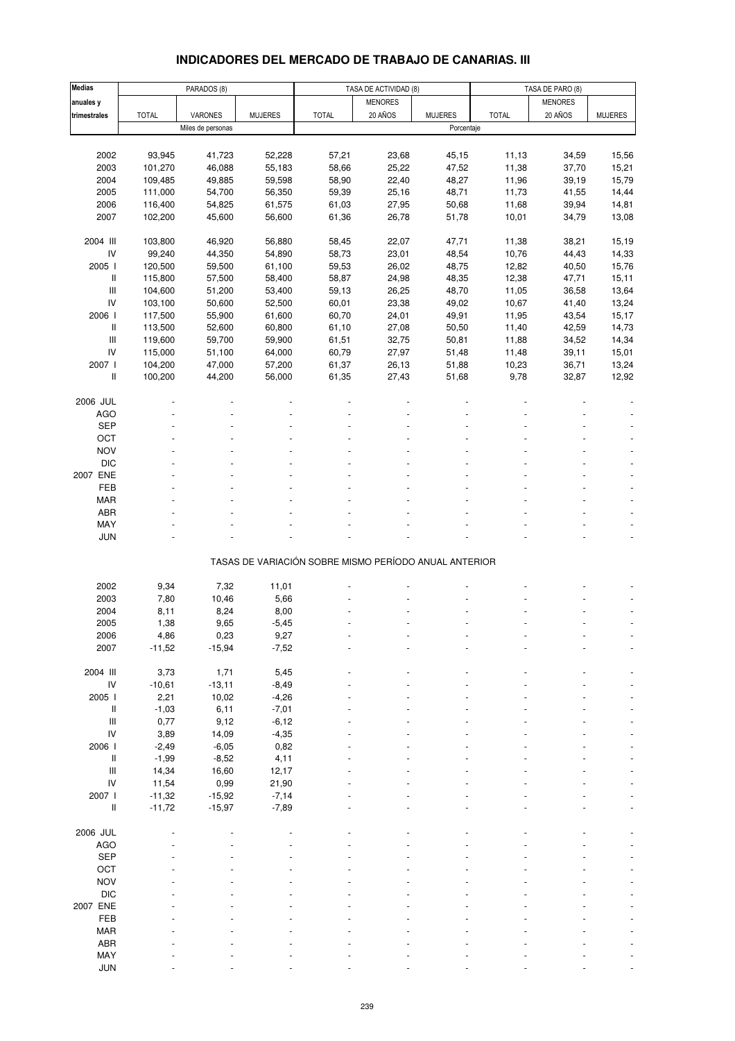## INDICADORES DEL MERCADO DE TRABAJO DE CANARIAS. III

| Medias anuales y trimestrales | PARADOS (8) | | | TASA DE ACTIVIDAD (8) | | | TASA DE PARO (8) | | |
|---|---|---|---|---|---|---|---|---|---|
| | TOTAL | VARONES | MUJERES | TOTAL | MENORES 20 AÑOS | MUJERES | TOTAL | MENORES 20 AÑOS | MUJERES |
| | Miles de personas | | | Porcentaje | | | | | |
| 2002 | 93,945 | 41,723 | 52,228 | 57,21 | 23,68 | 45,15 | 11,13 | 34,59 | 15,56 |
| 2003 | 101,270 | 46,088 | 55,183 | 58,66 | 25,22 | 47,52 | 11,38 | 37,70 | 15,21 |
| 2004 | 109,485 | 49,885 | 59,598 | 58,90 | 22,40 | 48,27 | 11,96 | 39,19 | 15,79 |
| 2005 | 111,000 | 54,700 | 56,350 | 59,39 | 25,16 | 48,71 | 11,73 | 41,55 | 14,44 |
| 2006 | 116,400 | 54,825 | 61,575 | 61,03 | 27,95 | 50,68 | 11,68 | 39,94 | 14,81 |
| 2007 | 102,200 | 45,600 | 56,600 | 61,36 | 26,78 | 51,78 | 10,01 | 34,79 | 13,08 |
| 2004 III | 103,800 | 46,920 | 56,880 | 58,45 | 22,07 | 47,71 | 11,38 | 38,21 | 15,19 |
| IV | 99,240 | 44,350 | 54,890 | 58,73 | 23,01 | 48,54 | 10,76 | 44,43 | 14,33 |
| 2005 I | 120,500 | 59,500 | 61,100 | 59,53 | 26,02 | 48,75 | 12,82 | 40,50 | 15,76 |
| II | 115,800 | 57,500 | 58,400 | 58,87 | 24,98 | 48,35 | 12,38 | 47,71 | 15,11 |
| III | 104,600 | 51,200 | 53,400 | 59,13 | 26,25 | 48,70 | 11,05 | 36,58 | 13,64 |
| IV | 103,100 | 50,600 | 52,500 | 60,01 | 23,38 | 49,02 | 10,67 | 41,40 | 13,24 |
| 2006 I | 117,500 | 55,900 | 61,600 | 60,70 | 24,01 | 49,91 | 11,95 | 43,54 | 15,17 |
| II | 113,500 | 52,600 | 60,800 | 61,10 | 27,08 | 50,50 | 11,40 | 42,59 | 14,73 |
| III | 119,600 | 59,700 | 59,900 | 61,51 | 32,75 | 50,81 | 11,88 | 34,52 | 14,34 |
| IV | 115,000 | 51,100 | 64,000 | 60,79 | 27,97 | 51,48 | 11,48 | 39,11 | 15,01 |
| 2007 I | 104,200 | 47,000 | 57,200 | 61,37 | 26,13 | 51,88 | 10,23 | 36,71 | 13,24 |
| II | 100,200 | 44,200 | 56,000 | 61,35 | 27,43 | 51,68 | 9,78 | 32,87 | 12,92 |
| 2006 JUL | - | - | - | - | - | - | - | - | - |
| AGO | - | - | - | - | - | - | - | - | - |
| SEP | - | - | - | - | - | - | - | - | - |
| OCT | - | - | - | - | - | - | - | - | - |
| NOV | - | - | - | - | - | - | - | - | - |
| DIC | - | - | - | - | - | - | - | - | - |
| 2007 ENE | - | - | - | - | - | - | - | - | - |
| FEB | - | - | - | - | - | - | - | - | - |
| MAR | - | - | - | - | - | - | - | - | - |
| ABR | - | - | - | - | - | - | - | - | - |
| MAY | - | - | - | - | - | - | - | - | - |
| JUN | - | - | - | - | - | - | - | - | - |
| TASAS DE VARIACIÓN SOBRE MISMO PERÍODO ANUAL ANTERIOR | | | | | | | | | |
| 2002 | 9,34 | 7,32 | 11,01 | - | - | - | - | - | - |
| 2003 | 7,80 | 10,46 | 5,66 | - | - | - | - | - | - |
| 2004 | 8,11 | 8,24 | 8,00 | - | - | - | - | - | - |
| 2005 | 1,38 | 9,65 | -5,45 | - | - | - | - | - | - |
| 2006 | 4,86 | 0,23 | 9,27 | - | - | - | - | - | - |
| 2007 | -11,52 | -15,94 | -7,52 | - | - | - | - | - | - |
| 2004 III | 3,73 | 1,71 | 5,45 | - | - | - | - | - | - |
| IV | -10,61 | -13,11 | -8,49 | - | - | - | - | - | - |
| 2005 I | 2,21 | 10,02 | -4,26 | - | - | - | - | - | - |
| II | -1,03 | 6,11 | -7,01 | - | - | - | - | - | - |
| III | 0,77 | 9,12 | -6,12 | - | - | - | - | - | - |
| IV | 3,89 | 14,09 | -4,35 | - | - | - | - | - | - |
| 2006 I | -2,49 | -6,05 | 0,82 | - | - | - | - | - | - |
| II | -1,99 | -8,52 | 4,11 | - | - | - | - | - | - |
| III | 14,34 | 16,60 | 12,17 | - | - | - | - | - | - |
| IV | 11,54 | 0,99 | 21,90 | - | - | - | - | - | - |
| 2007 I | -11,32 | -15,92 | -7,14 | - | - | - | - | - | - |
| II | -11,72 | -15,97 | -7,89 | - | - | - | - | - | - |
| 2006 JUL | - | - | - | - | - | - | - | - | - |
| AGO | - | - | - | - | - | - | - | - | - |
| SEP | - | - | - | - | - | - | - | - | - |
| OCT | - | - | - | - | - | - | - | - | - |
| NOV | - | - | - | - | - | - | - | - | - |
| DIC | - | - | - | - | - | - | - | - | - |
| 2007 ENE | - | - | - | - | - | - | - | - | - |
| FEB | - | - | - | - | - | - | - | - | - |
| MAR | - | - | - | - | - | - | - | - | - |
| ABR | - | - | - | - | - | - | - | - | - |
| MAY | - | - | - | - | - | - | - | - | - |
| JUN | - | - | - | - | - | - | - | - | - |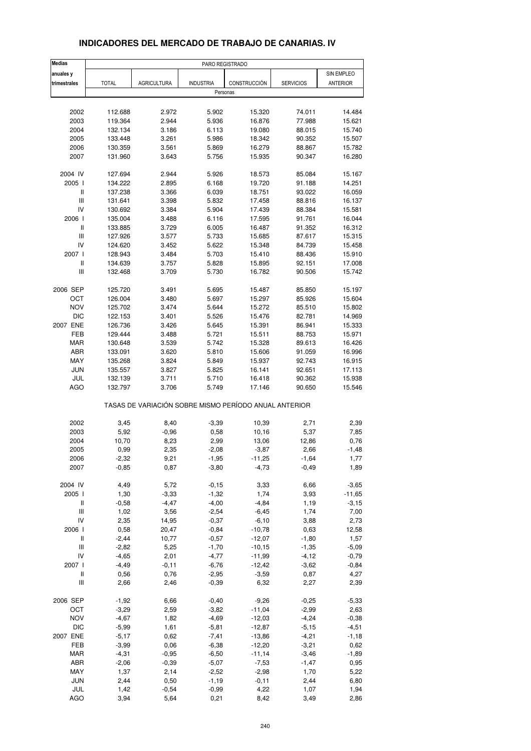## INDICADORES DEL MERCADO DE TRABAJO DE CANARIAS. IV

| Medias anuales y trimestrales | PARO REGISTRADO | | | | | |
|---|---|---|---|---|---|---|
| | TOTAL | AGRICULTURA | INDUSTRIA | CONSTRUCCIÓN | SERVICIOS | SIN EMPLEO ANTERIOR |
| | Personas | | | | | |
| 2002 | 112.688 | 2.972 | 5.902 | 15.320 | 74.011 | 14.484 |
| 2003 | 119.364 | 2.944 | 5.936 | 16.876 | 77.988 | 15.621 |
| 2004 | 132.134 | 3.186 | 6.113 | 19.080 | 88.015 | 15.740 |
| 2005 | 133.448 | 3.261 | 5.986 | 18.342 | 90.352 | 15.507 |
| 2006 | 130.359 | 3.561 | 5.869 | 16.279 | 88.867 | 15.782 |
| 2007 | 131.960 | 3.643 | 5.756 | 15.935 | 90.347 | 16.280 |
| 2004 IV | 127.694 | 2.944 | 5.926 | 18.573 | 85.084 | 15.167 |
| 2005 I | 134.222 | 2.895 | 6.168 | 19.720 | 91.188 | 14.251 |
| II | 137.238 | 3.366 | 6.039 | 18.751 | 93.022 | 16.059 |
| III | 131.641 | 3.398 | 5.832 | 17.458 | 88.816 | 16.137 |
| IV | 130.692 | 3.384 | 5.904 | 17.439 | 88.384 | 15.581 |
| 2006 I | 135.004 | 3.488 | 6.116 | 17.595 | 91.761 | 16.044 |
| II | 133.885 | 3.729 | 6.005 | 16.487 | 91.352 | 16.312 |
| III | 127.926 | 3.577 | 5.733 | 15.685 | 87.617 | 15.315 |
| IV | 124.620 | 3.452 | 5.622 | 15.348 | 84.739 | 15.458 |
| 2007 I | 128.943 | 3.484 | 5.703 | 15.410 | 88.436 | 15.910 |
| II | 134.639 | 3.757 | 5.828 | 15.895 | 92.151 | 17.008 |
| III | 132.468 | 3.709 | 5.730 | 16.782 | 90.506 | 15.742 |
| 2006 SEP | 125.720 | 3.491 | 5.695 | 15.487 | 85.850 | 15.197 |
| OCT | 126.004 | 3.480 | 5.697 | 15.297 | 85.926 | 15.604 |
| NOV | 125.702 | 3.474 | 5.644 | 15.272 | 85.510 | 15.802 |
| DIC | 122.153 | 3.401 | 5.526 | 15.476 | 82.781 | 14.969 |
| 2007 ENE | 126.736 | 3.426 | 5.645 | 15.391 | 86.941 | 15.333 |
| FEB | 129.444 | 3.488 | 5.721 | 15.511 | 88.753 | 15.971 |
| MAR | 130.648 | 3.539 | 5.742 | 15.328 | 89.613 | 16.426 |
| ABR | 133.091 | 3.620 | 5.810 | 15.606 | 91.059 | 16.996 |
| MAY | 135.268 | 3.824 | 5.849 | 15.937 | 92.743 | 16.915 |
| JUN | 135.557 | 3.827 | 5.825 | 16.141 | 92.651 | 17.113 |
| JUL | 132.139 | 3.711 | 5.710 | 16.418 | 90.362 | 15.938 |
| AGO | 132.797 | 3.706 | 5.749 | 17.146 | 90.650 | 15.546 |
| | TASAS DE VARIACIÓN SOBRE MISMO PERÍODO ANUAL ANTERIOR | | | | | |
| 2002 | 3,45 | 8,40 | -3,39 | 10,39 | 2,71 | 2,39 |
| 2003 | 5,92 | -0,96 | 0,58 | 10,16 | 5,37 | 7,85 |
| 2004 | 10,70 | 8,23 | 2,99 | 13,06 | 12,86 | 0,76 |
| 2005 | 0,99 | 2,35 | -2,08 | -3,87 | 2,66 | -1,48 |
| 2006 | -2,32 | 9,21 | -1,95 | -11,25 | -1,64 | 1,77 |
| 2007 | -0,85 | 0,87 | -3,80 | -4,73 | -0,49 | 1,89 |
| 2004 IV | 4,49 | 5,72 | -0,15 | 3,33 | 6,66 | -3,65 |
| 2005 I | 1,30 | -3,33 | -1,32 | 1,74 | 3,93 | -11,65 |
| II | -0,58 | -4,47 | -4,00 | -4,84 | 1,19 | -3,15 |
| III | 1,02 | 3,56 | -2,54 | -6,45 | 1,74 | 7,00 |
| IV | 2,35 | 14,95 | -0,37 | -6,10 | 3,88 | 2,73 |
| 2006 I | 0,58 | 20,47 | -0,84 | -10,78 | 0,63 | 12,58 |
| II | -2,44 | 10,77 | -0,57 | -12,07 | -1,80 | 1,57 |
| III | -2,82 | 5,25 | -1,70 | -10,15 | -1,35 | -5,09 |
| IV | -4,65 | 2,01 | -4,77 | -11,99 | -4,12 | -0,79 |
| 2007 I | -4,49 | -0,11 | -6,76 | -12,42 | -3,62 | -0,84 |
| II | 0,56 | 0,76 | -2,95 | -3,59 | 0,87 | 4,27 |
| III | 2,66 | 2,46 | -0,39 | 6,32 | 2,27 | 2,39 |
| 2006 SEP | -1,92 | 6,66 | -0,40 | -9,26 | -0,25 | -5,33 |
| OCT | -3,29 | 2,59 | -3,82 | -11,04 | -2,99 | 2,63 |
| NOV | -4,67 | 1,82 | -4,69 | -12,03 | -4,24 | -0,38 |
| DIC | -5,99 | 1,61 | -5,81 | -12,87 | -5,15 | -4,51 |
| 2007 ENE | -5,17 | 0,62 | -7,41 | -13,86 | -4,21 | -1,18 |
| FEB | -3,99 | 0,06 | -6,38 | -12,20 | -3,21 | 0,62 |
| MAR | -4,31 | -0,95 | -6,50 | -11,14 | -3,46 | -1,89 |
| ABR | -2,06 | -0,39 | -5,07 | -7,53 | -1,47 | 0,95 |
| MAY | 1,37 | 2,14 | -2,52 | -2,98 | 1,70 | 5,22 |
| JUN | 2,44 | 0,50 | -1,19 | -0,11 | 2,44 | 6,80 |
| JUL | 1,42 | -0,54 | -0,99 | 4,22 | 1,07 | 1,94 |
| AGO | 3,94 | 5,64 | 0,21 | 8,42 | 3,49 | 2,86 |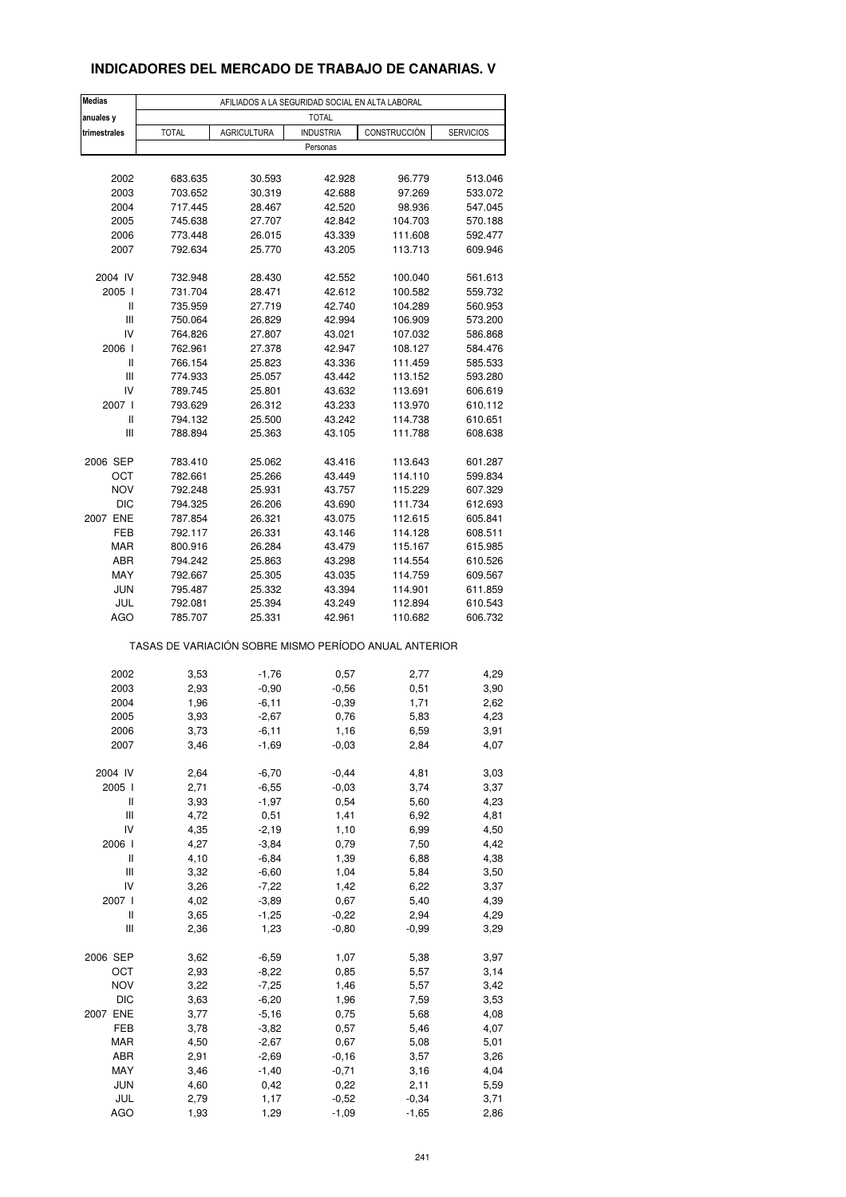## INDICADORES DEL MERCADO DE TRABAJO DE CANARIAS. V

| Medias anuales y trimestrales | AFILIADOS A LA SEGURIDAD SOCIAL EN ALTA LABORAL | | | | |
|---|---|---|---|---|---|
| | TOTAL | | | | |
| | TOTAL | AGRICULTURA | INDUSTRIA | CONSTRUCCIÓN | SERVICIOS |
| | Personas | | | | |
| 2002 | 683.635 | 30.593 | 42.928 | 96.779 | 513.046 |
| 2003 | 703.652 | 30.319 | 42.688 | 97.269 | 533.072 |
| 2004 | 717.445 | 28.467 | 42.520 | 98.936 | 547.045 |
| 2005 | 745.638 | 27.707 | 42.842 | 104.703 | 570.188 |
| 2006 | 773.448 | 26.015 | 43.339 | 111.608 | 592.477 |
| 2007 | 792.634 | 25.770 | 43.205 | 113.713 | 609.946 |
| 2004 IV | 732.948 | 28.430 | 42.552 | 100.040 | 561.613 |
| 2005 I | 731.704 | 28.471 | 42.612 | 100.582 | 559.732 |
| II | 735.959 | 27.719 | 42.740 | 104.289 | 560.953 |
| III | 750.064 | 26.829 | 42.994 | 106.909 | 573.200 |
| IV | 764.826 | 27.807 | 43.021 | 107.032 | 586.868 |
| 2006 I | 762.961 | 27.378 | 42.947 | 108.127 | 584.476 |
| II | 766.154 | 25.823 | 43.336 | 111.459 | 585.533 |
| III | 774.933 | 25.057 | 43.442 | 113.152 | 593.280 |
| IV | 789.745 | 25.801 | 43.632 | 113.691 | 606.619 |
| 2007 I | 793.629 | 26.312 | 43.233 | 113.970 | 610.112 |
| II | 794.132 | 25.500 | 43.242 | 114.738 | 610.651 |
| III | 788.894 | 25.363 | 43.105 | 111.788 | 608.638 |
| 2006 SEP | 783.410 | 25.062 | 43.416 | 113.643 | 601.287 |
| OCT | 782.661 | 25.266 | 43.449 | 114.110 | 599.834 |
| NOV | 792.248 | 25.931 | 43.757 | 115.229 | 607.329 |
| DIC | 794.325 | 26.206 | 43.690 | 111.734 | 612.693 |
| 2007 ENE | 787.854 | 26.321 | 43.075 | 112.615 | 605.841 |
| FEB | 792.117 | 26.331 | 43.146 | 114.128 | 608.511 |
| MAR | 800.916 | 26.284 | 43.479 | 115.167 | 615.985 |
| ABR | 794.242 | 25.863 | 43.298 | 114.554 | 610.526 |
| MAY | 792.667 | 25.305 | 43.035 | 114.759 | 609.567 |
| JUN | 795.487 | 25.332 | 43.394 | 114.901 | 611.859 |
| JUL | 792.081 | 25.394 | 43.249 | 112.894 | 610.543 |
| AGO | 785.707 | 25.331 | 42.961 | 110.682 | 606.732 |
| | TASAS DE VARIACIÓN SOBRE MISMO PERÍODO ANUAL ANTERIOR | | | | |
| 2002 | 3,53 | -1,76 | 0,57 | 2,77 | 4,29 |
| 2003 | 2,93 | -0,90 | -0,56 | 0,51 | 3,90 |
| 2004 | 1,96 | -6,11 | -0,39 | 1,71 | 2,62 |
| 2005 | 3,93 | -2,67 | 0,76 | 5,83 | 4,23 |
| 2006 | 3,73 | -6,11 | 1,16 | 6,59 | 3,91 |
| 2007 | 3,46 | -1,69 | -0,03 | 2,84 | 4,07 |
| 2004 IV | 2,64 | -6,70 | -0,44 | 4,81 | 3,03 |
| 2005 I | 2,71 | -6,55 | -0,03 | 3,74 | 3,37 |
| II | 3,93 | -1,97 | 0,54 | 5,60 | 4,23 |
| III | 4,72 | 0,51 | 1,41 | 6,92 | 4,81 |
| IV | 4,35 | -2,19 | 1,10 | 6,99 | 4,50 |
| 2006 I | 4,27 | -3,84 | 0,79 | 7,50 | 4,42 |
| II | 4,10 | -6,84 | 1,39 | 6,88 | 4,38 |
| III | 3,32 | -6,60 | 1,04 | 5,84 | 3,50 |
| IV | 3,26 | -7,22 | 1,42 | 6,22 | 3,37 |
| 2007 I | 4,02 | -3,89 | 0,67 | 5,40 | 4,39 |
| II | 3,65 | -1,25 | -0,22 | 2,94 | 4,29 |
| III | 2,36 | 1,23 | -0,80 | -0,99 | 3,29 |
| 2006 SEP | 3,62 | -6,59 | 1,07 | 5,38 | 3,97 |
| OCT | 2,93 | -8,22 | 0,85 | 5,57 | 3,14 |
| NOV | 3,22 | -7,25 | 1,46 | 5,57 | 3,42 |
| DIC | 3,63 | -6,20 | 1,96 | 7,59 | 3,53 |
| 2007 ENE | 3,77 | -5,16 | 0,75 | 5,68 | 4,08 |
| FEB | 3,78 | -3,82 | 0,57 | 5,46 | 4,07 |
| MAR | 4,50 | -2,67 | 0,67 | 5,08 | 5,01 |
| ABR | 2,91 | -2,69 | -0,16 | 3,57 | 3,26 |
| MAY | 3,46 | -1,40 | -0,71 | 3,16 | 4,04 |
| JUN | 4,60 | 0,42 | 0,22 | 2,11 | 5,59 |
| JUL | 2,79 | 1,17 | -0,52 | -0,34 | 3,71 |
| AGO | 1,93 | 1,29 | -1,09 | -1,65 | 2,86 |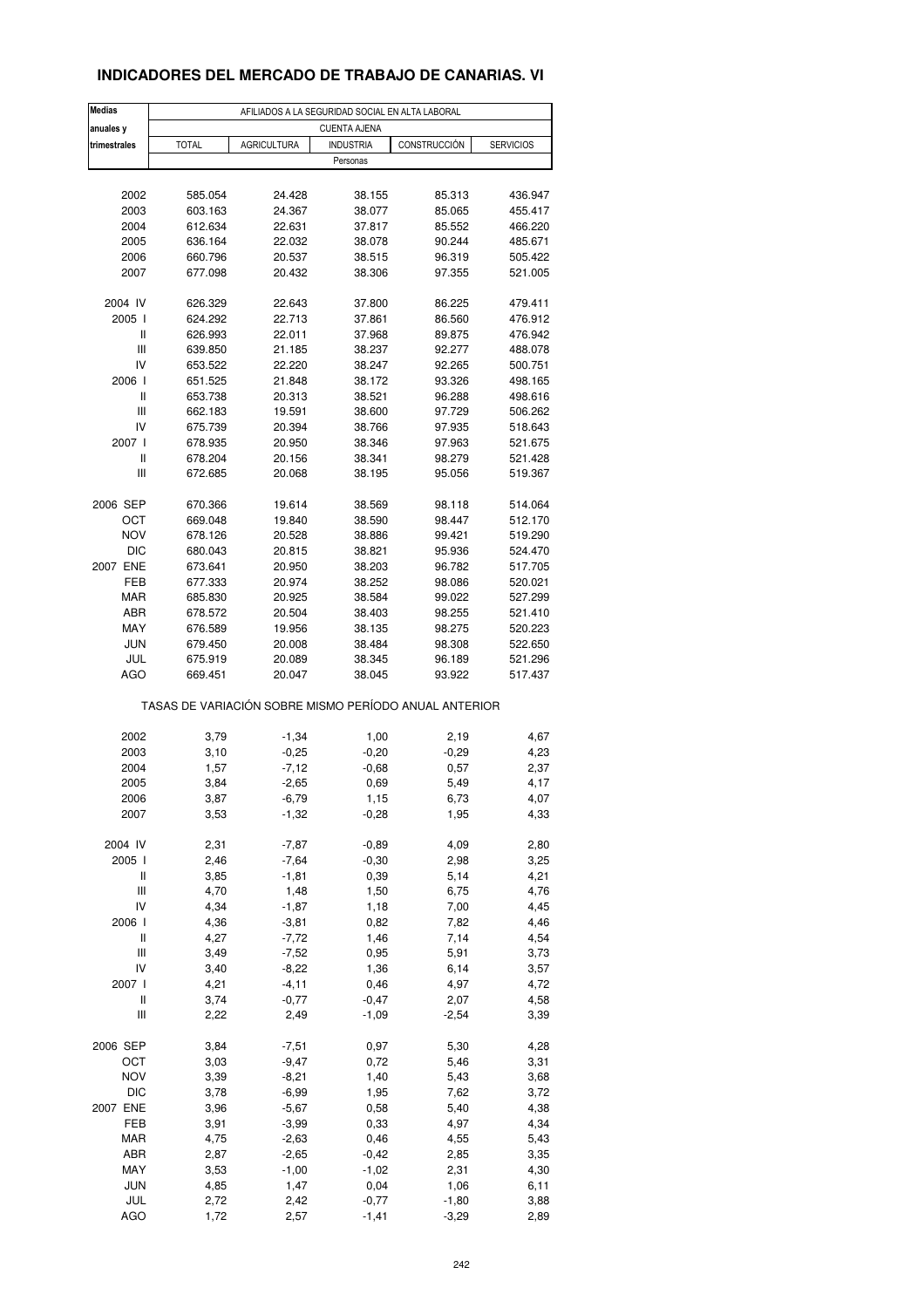## INDICADORES DEL MERCADO DE TRABAJO DE CANARIAS. VI

| Medias anuales y trimestrales | AFILIADOS A LA SEGURIDAD SOCIAL EN ALTA LABORAL | | | | |
|---|---|---|---|---|---|
| | CUENTA AJENA | | | | |
| | TOTAL | AGRICULTURA | INDUSTRIA | CONSTRUCCIÓN | SERVICIOS |
| | Personas | | | | |
| 2002 | 585.054 | 24.428 | 38.155 | 85.313 | 436.947 |
| 2003 | 603.163 | 24.367 | 38.077 | 85.065 | 455.417 |
| 2004 | 612.634 | 22.631 | 37.817 | 85.552 | 466.220 |
| 2005 | 636.164 | 22.032 | 38.078 | 90.244 | 485.671 |
| 2006 | 660.796 | 20.537 | 38.515 | 96.319 | 505.422 |
| 2007 | 677.098 | 20.432 | 38.306 | 97.355 | 521.005 |
| 2004 IV | 626.329 | 22.643 | 37.800 | 86.225 | 479.411 |
| 2005 I | 624.292 | 22.713 | 37.861 | 86.560 | 476.912 |
| II | 626.993 | 22.011 | 37.968 | 89.875 | 476.942 |
| III | 639.850 | 21.185 | 38.237 | 92.277 | 488.078 |
| IV | 653.522 | 22.220 | 38.247 | 92.265 | 500.751 |
| 2006 I | 651.525 | 21.848 | 38.172 | 93.326 | 498.165 |
| II | 653.738 | 20.313 | 38.521 | 96.288 | 498.616 |
| III | 662.183 | 19.591 | 38.600 | 97.729 | 506.262 |
| IV | 675.739 | 20.394 | 38.766 | 97.935 | 518.643 |
| 2007 I | 678.935 | 20.950 | 38.346 | 97.963 | 521.675 |
| II | 678.204 | 20.156 | 38.341 | 98.279 | 521.428 |
| III | 672.685 | 20.068 | 38.195 | 95.056 | 519.367 |
| 2006 SEP | 670.366 | 19.614 | 38.569 | 98.118 | 514.064 |
| OCT | 669.048 | 19.840 | 38.590 | 98.447 | 512.170 |
| NOV | 678.126 | 20.528 | 38.886 | 99.421 | 519.290 |
| DIC | 680.043 | 20.815 | 38.821 | 95.936 | 524.470 |
| 2007 ENE | 673.641 | 20.950 | 38.203 | 96.782 | 517.705 |
| FEB | 677.333 | 20.974 | 38.252 | 98.086 | 520.021 |
| MAR | 685.830 | 20.925 | 38.584 | 99.022 | 527.299 |
| ABR | 678.572 | 20.504 | 38.403 | 98.255 | 521.410 |
| MAY | 676.589 | 19.956 | 38.135 | 98.275 | 520.223 |
| JUN | 679.450 | 20.008 | 38.484 | 98.308 | 522.650 |
| JUL | 675.919 | 20.089 | 38.345 | 96.189 | 521.296 |
| AGO | 669.451 | 20.047 | 38.045 | 93.922 | 517.437 |
| | TASAS DE VARIACIÓN SOBRE MISMO PERÍODO ANUAL ANTERIOR | | | | |
| 2002 | 3,79 | -1,34 | 1,00 | 2,19 | 4,67 |
| 2003 | 3,10 | -0,25 | -0,20 | -0,29 | 4,23 |
| 2004 | 1,57 | -7,12 | -0,68 | 0,57 | 2,37 |
| 2005 | 3,84 | -2,65 | 0,69 | 5,49 | 4,17 |
| 2006 | 3,87 | -6,79 | 1,15 | 6,73 | 4,07 |
| 2007 | 3,53 | -1,32 | -0,28 | 1,95 | 4,33 |
| 2004 IV | 2,31 | -7,87 | -0,89 | 4,09 | 2,80 |
| 2005 I | 2,46 | -7,64 | -0,30 | 2,98 | 3,25 |
| II | 3,85 | -1,81 | 0,39 | 5,14 | 4,21 |
| III | 4,70 | 1,48 | 1,50 | 6,75 | 4,76 |
| IV | 4,34 | -1,87 | 1,18 | 7,00 | 4,45 |
| 2006 I | 4,36 | -3,81 | 0,82 | 7,82 | 4,46 |
| II | 4,27 | -7,72 | 1,46 | 7,14 | 4,54 |
| III | 3,49 | -7,52 | 0,95 | 5,91 | 3,73 |
| IV | 3,40 | -8,22 | 1,36 | 6,14 | 3,57 |
| 2007 I | 4,21 | -4,11 | 0,46 | 4,97 | 4,72 |
| II | 3,74 | -0,77 | -0,47 | 2,07 | 4,58 |
| III | 2,22 | 2,49 | -1,09 | -2,54 | 3,39 |
| 2006 SEP | 3,84 | -7,51 | 0,97 | 5,30 | 4,28 |
| OCT | 3,03 | -9,47 | 0,72 | 5,46 | 3,31 |
| NOV | 3,39 | -8,21 | 1,40 | 5,43 | 3,68 |
| DIC | 3,78 | -6,99 | 1,95 | 7,62 | 3,72 |
| 2007 ENE | 3,96 | -5,67 | 0,58 | 5,40 | 4,38 |
| FEB | 3,91 | -3,99 | 0,33 | 4,97 | 4,34 |
| MAR | 4,75 | -2,63 | 0,46 | 4,55 | 5,43 |
| ABR | 2,87 | -2,65 | -0,42 | 2,85 | 3,35 |
| MAY | 3,53 | -1,00 | -1,02 | 2,31 | 4,30 |
| JUN | 4,85 | 1,47 | 0,04 | 1,06 | 6,11 |
| JUL | 2,72 | 2,42 | -0,77 | -1,80 | 3,88 |
| AGO | 1,72 | 2,57 | -1,41 | -3,29 | 2,89 |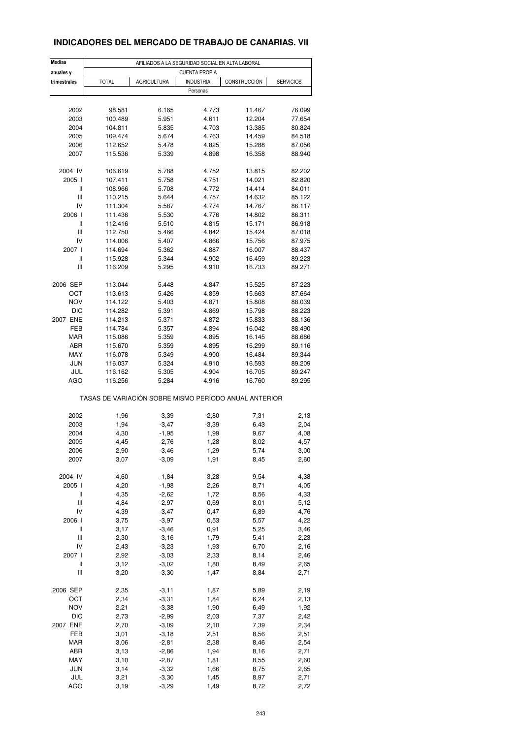## INDICADORES DEL MERCADO DE TRABAJO DE CANARIAS. VII

| Medias anuales y trimestrales | AFILIADOS A LA SEGURIDAD SOCIAL EN ALTA LABORAL | | | | |
|---|---|---|---|---|---|
| | CUENTA PROPIA | | | | |
| | TOTAL | AGRICULTURA | INDUSTRIA | CONSTRUCCIÓN | SERVICIOS |
| | Personas | | | | |
| 2002 | 98.581 | 6.165 | 4.773 | 11.467 | 76.099 |
| 2003 | 100.489 | 5.951 | 4.611 | 12.204 | 77.654 |
| 2004 | 104.811 | 5.835 | 4.703 | 13.385 | 80.824 |
| 2005 | 109.474 | 5.674 | 4.763 | 14.459 | 84.518 |
| 2006 | 112.652 | 5.478 | 4.825 | 15.288 | 87.056 |
| 2007 | 115.536 | 5.339 | 4.898 | 16.358 | 88.940 |
| 2004 IV | 106.619 | 5.788 | 4.752 | 13.815 | 82.202 |
| 2005 I | 107.411 | 5.758 | 4.751 | 14.021 | 82.820 |
| II | 108.966 | 5.708 | 4.772 | 14.414 | 84.011 |
| III | 110.215 | 5.644 | 4.757 | 14.632 | 85.122 |
| IV | 111.304 | 5.587 | 4.774 | 14.767 | 86.117 |
| 2006 I | 111.436 | 5.530 | 4.776 | 14.802 | 86.311 |
| II | 112.416 | 5.510 | 4.815 | 15.171 | 86.918 |
| III | 112.750 | 5.466 | 4.842 | 15.424 | 87.018 |
| IV | 114.006 | 5.407 | 4.866 | 15.756 | 87.975 |
| 2007 I | 114.694 | 5.362 | 4.887 | 16.007 | 88.437 |
| II | 115.928 | 5.344 | 4.902 | 16.459 | 89.223 |
| III | 116.209 | 5.295 | 4.910 | 16.733 | 89.271 |
| 2006 SEP | 113.044 | 5.448 | 4.847 | 15.525 | 87.223 |
| OCT | 113.613 | 5.426 | 4.859 | 15.663 | 87.664 |
| NOV | 114.122 | 5.403 | 4.871 | 15.808 | 88.039 |
| DIC | 114.282 | 5.391 | 4.869 | 15.798 | 88.223 |
| 2007 ENE | 114.213 | 5.371 | 4.872 | 15.833 | 88.136 |
| FEB | 114.784 | 5.357 | 4.894 | 16.042 | 88.490 |
| MAR | 115.086 | 5.359 | 4.895 | 16.145 | 88.686 |
| ABR | 115.670 | 5.359 | 4.895 | 16.299 | 89.116 |
| MAY | 116.078 | 5.349 | 4.900 | 16.484 | 89.344 |
| JUN | 116.037 | 5.324 | 4.910 | 16.593 | 89.209 |
| JUL | 116.162 | 5.305 | 4.904 | 16.705 | 89.247 |
| AGO | 116.256 | 5.284 | 4.916 | 16.760 | 89.295 |
| | TASAS DE VARIACIÓN SOBRE MISMO PERÍODO ANUAL ANTERIOR | | | | |
| 2002 | 1,96 | -3,39 | -2,80 | 7,31 | 2,13 |
| 2003 | 1,94 | -3,47 | -3,39 | 6,43 | 2,04 |
| 2004 | 4,30 | -1,95 | 1,99 | 9,67 | 4,08 |
| 2005 | 4,45 | -2,76 | 1,28 | 8,02 | 4,57 |
| 2006 | 2,90 | -3,46 | 1,29 | 5,74 | 3,00 |
| 2007 | 3,07 | -3,09 | 1,91 | 8,45 | 2,60 |
| 2004 IV | 4,60 | -1,84 | 3,28 | 9,54 | 4,38 |
| 2005 I | 4,20 | -1,98 | 2,26 | 8,71 | 4,05 |
| II | 4,35 | -2,62 | 1,72 | 8,56 | 4,33 |
| III | 4,84 | -2,97 | 0,69 | 8,01 | 5,12 |
| IV | 4,39 | -3,47 | 0,47 | 6,89 | 4,76 |
| 2006 I | 3,75 | -3,97 | 0,53 | 5,57 | 4,22 |
| II | 3,17 | -3,46 | 0,91 | 5,25 | 3,46 |
| III | 2,30 | -3,16 | 1,79 | 5,41 | 2,23 |
| IV | 2,43 | -3,23 | 1,93 | 6,70 | 2,16 |
| 2007 I | 2,92 | -3,03 | 2,33 | 8,14 | 2,46 |
| II | 3,12 | -3,02 | 1,80 | 8,49 | 2,65 |
| III | 3,20 | -3,30 | 1,47 | 8,84 | 2,71 |
| 2006 SEP | 2,35 | -3,11 | 1,87 | 5,89 | 2,19 |
| OCT | 2,34 | -3,31 | 1,84 | 6,24 | 2,13 |
| NOV | 2,21 | -3,38 | 1,90 | 6,49 | 1,92 |
| DIC | 2,73 | -2,99 | 2,03 | 7,37 | 2,42 |
| 2007 ENE | 2,70 | -3,09 | 2,10 | 7,39 | 2,34 |
| FEB | 3,01 | -3,18 | 2,51 | 8,56 | 2,51 |
| MAR | 3,06 | -2,81 | 2,38 | 8,46 | 2,54 |
| ABR | 3,13 | -2,86 | 1,94 | 8,16 | 2,71 |
| MAY | 3,10 | -2,87 | 1,81 | 8,55 | 2,60 |
| JUN | 3,14 | -3,32 | 1,66 | 8,75 | 2,65 |
| JUL | 3,21 | -3,30 | 1,45 | 8,97 | 2,71 |
| AGO | 3,19 | -3,29 | 1,49 | 8,72 | 2,72 |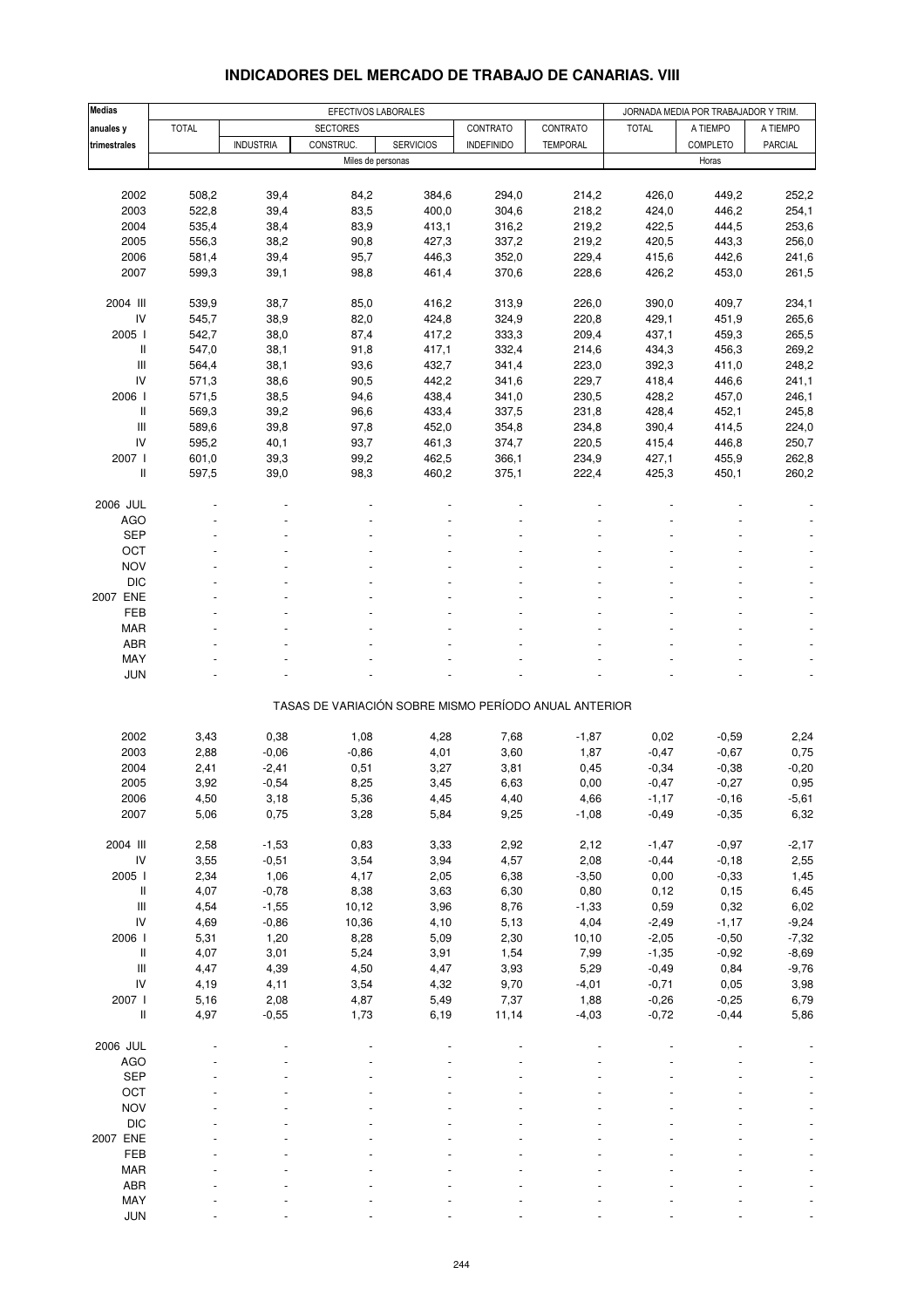# INDICADORES DEL MERCADO DE TRABAJO DE CANARIAS. VIII

| Medias anuales y trimestrales | EFECTIVOS LABORALES | | | | | | JORNADA MEDIA POR TRABAJADOR Y TRIM. | | |
|---|---|---|---|---|---|---|---|---|---|
| | TOTAL | SECTORES | | | CONTRATO | CONTRATO | TOTAL | A TIEMPO | A TIEMPO |
| | | INDUSTRIA | CONSTRUC. | SERVICIOS | INDEFINIDO | TEMPORAL | | COMPLETO | PARCIAL |
| | Miles de personas | | | | | | Horas | | |
| 2002 | 508,2 | 39,4 | 84,2 | 384,6 | 294,0 | 214,2 | 426,0 | 449,2 | 252,2 |
| 2003 | 522,8 | 39,4 | 83,5 | 400,0 | 304,6 | 218,2 | 424,0 | 446,2 | 254,1 |
| 2004 | 535,4 | 38,4 | 83,9 | 413,1 | 316,2 | 219,2 | 422,5 | 444,5 | 253,6 |
| 2005 | 556,3 | 38,2 | 90,8 | 427,3 | 337,2 | 219,2 | 420,5 | 443,3 | 256,0 |
| 2006 | 581,4 | 39,4 | 95,7 | 446,3 | 352,0 | 229,4 | 415,6 | 442,6 | 241,6 |
| 2007 | 599,3 | 39,1 | 98,8 | 461,4 | 370,6 | 228,6 | 426,2 | 453,0 | 261,5 |
| 2004 III | 539,9 | 38,7 | 85,0 | 416,2 | 313,9 | 226,0 | 390,0 | 409,7 | 234,1 |
| IV | 545,7 | 38,9 | 82,0 | 424,8 | 324,9 | 220,8 | 429,1 | 451,9 | 265,6 |
| 2005 I | 542,7 | 38,0 | 87,4 | 417,2 | 333,3 | 209,4 | 437,1 | 459,3 | 265,5 |
| II | 547,0 | 38,1 | 91,8 | 417,1 | 332,4 | 214,6 | 434,3 | 456,3 | 269,2 |
| III | 564,4 | 38,1 | 93,6 | 432,7 | 341,4 | 223,0 | 392,3 | 411,0 | 248,2 |
| IV | 571,3 | 38,6 | 90,5 | 442,2 | 341,6 | 229,7 | 418,4 | 446,6 | 241,1 |
| 2006 I | 571,5 | 38,5 | 94,6 | 438,4 | 341,0 | 230,5 | 428,2 | 457,0 | 246,1 |
| II | 569,3 | 39,2 | 96,6 | 433,4 | 337,5 | 231,8 | 428,4 | 452,1 | 245,8 |
| III | 589,6 | 39,8 | 97,8 | 452,0 | 354,8 | 234,8 | 390,4 | 414,5 | 224,0 |
| IV | 595,2 | 40,1 | 93,7 | 461,3 | 374,7 | 220,5 | 415,4 | 446,8 | 250,7 |
| 2007 I | 601,0 | 39,3 | 99,2 | 462,5 | 366,1 | 234,9 | 427,1 | 455,9 | 262,8 |
| II | 597,5 | 39,0 | 98,3 | 460,2 | 375,1 | 222,4 | 425,3 | 450,1 | 260,2 |
| 2006 JUL | - | - | - | - | - | - | - | - | - |
| AGO | - | - | - | - | - | - | - | - | - |
| SEP | - | - | - | - | - | - | - | - | - |
| OCT | - | - | - | - | - | - | - | - | - |
| NOV | - | - | - | - | - | - | - | - | - |
| DIC | - | - | - | - | - | - | - | - | - |
| 2007 ENE | - | - | - | - | - | - | - | - | - |
| FEB | - | - | - | - | - | - | - | - | - |
| MAR | - | - | - | - | - | - | - | - | - |
| ABR | - | - | - | - | - | - | - | - | - |
| MAY | - | - | - | - | - | - | - | - | - |
| JUN | - | - | - | - | - | - | - | - | - |
| | TASAS DE VARIACIÓN SOBRE MISMO PERÍODO ANUAL ANTERIOR | | | | | | | | |
| 2002 | 3,43 | 0,38 | 1,08 | 4,28 | 7,68 | -1,87 | 0,02 | -0,59 | 2,24 |
| 2003 | 2,88 | -0,06 | -0,86 | 4,01 | 3,60 | 1,87 | -0,47 | -0,67 | 0,75 |
| 2004 | 2,41 | -2,41 | 0,51 | 3,27 | 3,81 | 0,45 | -0,34 | -0,38 | -0,20 |
| 2005 | 3,92 | -0,54 | 8,25 | 3,45 | 6,63 | 0,00 | -0,47 | -0,27 | 0,95 |
| 2006 | 4,50 | 3,18 | 5,36 | 4,45 | 4,40 | 4,66 | -1,17 | -0,16 | -5,61 |
| 2007 | 5,06 | 0,75 | 3,28 | 5,84 | 9,25 | -1,08 | -0,49 | -0,35 | 6,32 |
| 2004 III | 2,58 | -1,53 | 0,83 | 3,33 | 2,92 | 2,12 | -1,47 | -0,97 | -2,17 |
| IV | 3,55 | -0,51 | 3,54 | 3,94 | 4,57 | 2,08 | -0,44 | -0,18 | 2,55 |
| 2005 I | 2,34 | 1,06 | 4,17 | 2,05 | 6,38 | -3,50 | 0,00 | -0,33 | 1,45 |
| II | 4,07 | -0,78 | 8,38 | 3,63 | 6,30 | 0,80 | 0,12 | 0,15 | 6,45 |
| III | 4,54 | -1,55 | 10,12 | 3,96 | 8,76 | -1,33 | 0,59 | 0,32 | 6,02 |
| IV | 4,69 | -0,86 | 10,36 | 4,10 | 5,13 | 4,04 | -2,49 | -1,17 | -9,24 |
| 2006 I | 5,31 | 1,20 | 8,28 | 5,09 | 2,30 | 10,10 | -2,05 | -0,50 | -7,32 |
| II | 4,07 | 3,01 | 5,24 | 3,91 | 1,54 | 7,99 | -1,35 | -0,92 | -8,69 |
| III | 4,47 | 4,39 | 4,50 | 4,47 | 3,93 | 5,29 | -0,49 | 0,84 | -9,76 |
| IV | 4,19 | 4,11 | 3,54 | 4,32 | 9,70 | -4,01 | -0,71 | 0,05 | 3,98 |
| 2007 I | 5,16 | 2,08 | 4,87 | 5,49 | 7,37 | 1,88 | -0,26 | -0,25 | 6,79 |
| II | 4,97 | -0,55 | 1,73 | 6,19 | 11,14 | -4,03 | -0,72 | -0,44 | 5,86 |
| 2006 JUL | - | - | - | - | - | - | - | - | - |
| AGO | - | - | - | - | - | - | - | - | - |
| SEP | - | - | - | - | - | - | - | - | - |
| OCT | - | - | - | - | - | - | - | - | - |
| NOV | - | - | - | - | - | - | - | - | - |
| DIC | - | - | - | - | - | - | - | - | - |
| 2007 ENE | - | - | - | - | - | - | - | - | - |
| FEB | - | - | - | - | - | - | - | - | - |
| MAR | - | - | - | - | - | - | - | - | - |
| ABR | - | - | - | - | - | - | - | - | - |
| MAY | - | - | - | - | - | - | - | - | - |
| JUN | - | - | - | - | - | - | - | - | - |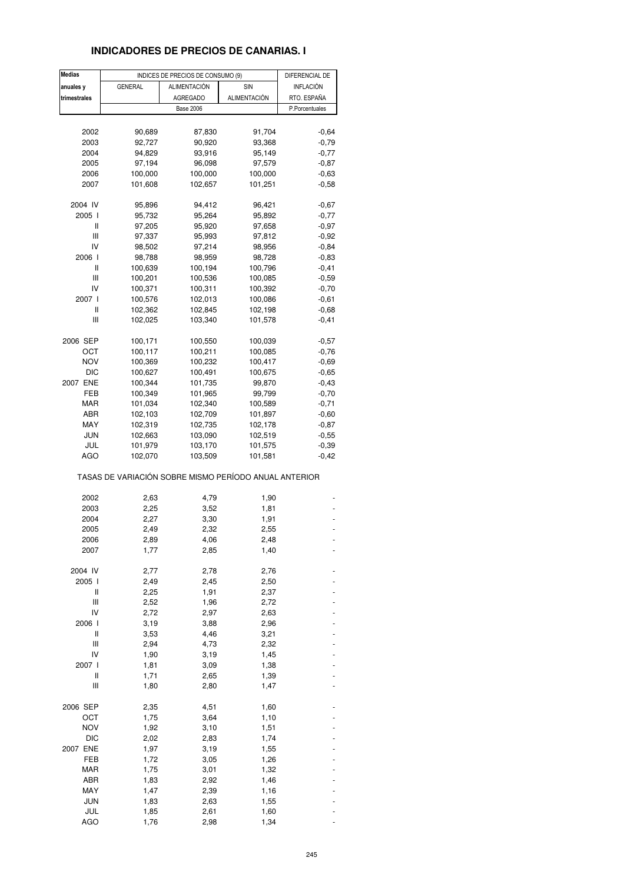## INDICADORES DE PRECIOS DE CANARIAS. I

| Medias anuales y trimestrales | INDICES DE PRECIOS DE CONSUMO (9) | | | DIFERENCIAL DE INFLACIÓN RTO. ESPAÑA |
|---|---|---|---|---|
| | GENERAL | ALIMENTACIÓN AGREGADO | SIN ALIMENTACIÓN | |
| | Base 2006 | | | P.Porcentuales |
| 2002 | 90,689 | 87,830 | 91,704 | -0,64 |
| 2003 | 92,727 | 90,920 | 93,368 | -0,79 |
| 2004 | 94,829 | 93,916 | 95,149 | -0,77 |
| 2005 | 97,194 | 96,098 | 97,579 | -0,87 |
| 2006 | 100,000 | 100,000 | 100,000 | -0,63 |
| 2007 | 101,608 | 102,657 | 101,251 | -0,58 |
| 2004 IV | 95,896 | 94,412 | 96,421 | -0,67 |
| 2005 I | 95,732 | 95,264 | 95,892 | -0,77 |
| II | 97,205 | 95,920 | 97,658 | -0,97 |
| III | 97,337 | 95,993 | 97,812 | -0,92 |
| IV | 98,502 | 97,214 | 98,956 | -0,84 |
| 2006 I | 98,788 | 98,959 | 98,728 | -0,83 |
| II | 100,639 | 100,194 | 100,796 | -0,41 |
| III | 100,201 | 100,536 | 100,085 | -0,59 |
| IV | 100,371 | 100,311 | 100,392 | -0,70 |
| 2007 I | 100,576 | 102,013 | 100,086 | -0,61 |
| II | 102,362 | 102,845 | 102,198 | -0,68 |
| III | 102,025 | 103,340 | 101,578 | -0,41 |
| 2006 SEP | 100,171 | 100,550 | 100,039 | -0,57 |
| OCT | 100,117 | 100,211 | 100,085 | -0,76 |
| NOV | 100,369 | 100,232 | 100,417 | -0,69 |
| DIC | 100,627 | 100,491 | 100,675 | -0,65 |
| 2007 ENE | 100,344 | 101,735 | 99,870 | -0,43 |
| FEB | 100,349 | 101,965 | 99,799 | -0,70 |
| MAR | 101,034 | 102,340 | 100,589 | -0,71 |
| ABR | 102,103 | 102,709 | 101,897 | -0,60 |
| MAY | 102,319 | 102,735 | 102,178 | -0,87 |
| JUN | 102,663 | 103,090 | 102,519 | -0,55 |
| JUL | 101,979 | 103,170 | 101,575 | -0,39 |
| AGO | 102,070 | 103,509 | 101,581 | -0,42 |
| TASAS DE VARIACIÓN SOBRE MISMO PERÍODO ANUAL ANTERIOR | | | | |
| 2002 | 2,63 | 4,79 | 1,90 | - |
| 2003 | 2,25 | 3,52 | 1,81 | - |
| 2004 | 2,27 | 3,30 | 1,91 | - |
| 2005 | 2,49 | 2,32 | 2,55 | - |
| 2006 | 2,89 | 4,06 | 2,48 | - |
| 2007 | 1,77 | 2,85 | 1,40 | - |
| 2004 IV | 2,77 | 2,78 | 2,76 | - |
| 2005 I | 2,49 | 2,45 | 2,50 | - |
| II | 2,25 | 1,91 | 2,37 | - |
| III | 2,52 | 1,96 | 2,72 | - |
| IV | 2,72 | 2,97 | 2,63 | - |
| 2006 I | 3,19 | 3,88 | 2,96 | - |
| II | 3,53 | 4,46 | 3,21 | - |
| III | 2,94 | 4,73 | 2,32 | - |
| IV | 1,90 | 3,19 | 1,45 | - |
| 2007 I | 1,81 | 3,09 | 1,38 | - |
| II | 1,71 | 2,65 | 1,39 | - |
| III | 1,80 | 2,80 | 1,47 | - |
| 2006 SEP | 2,35 | 4,51 | 1,60 | - |
| OCT | 1,75 | 3,64 | 1,10 | - |
| NOV | 1,92 | 3,10 | 1,51 | - |
| DIC | 2,02 | 2,83 | 1,74 | - |
| 2007 ENE | 1,97 | 3,19 | 1,55 | - |
| FEB | 1,72 | 3,05 | 1,26 | - |
| MAR | 1,75 | 3,01 | 1,32 | - |
| ABR | 1,83 | 2,92 | 1,46 | - |
| MAY | 1,47 | 2,39 | 1,16 | - |
| JUN | 1,83 | 2,63 | 1,55 | - |
| JUL | 1,85 | 2,61 | 1,60 | - |
| AGO | 1,76 | 2,98 | 1,34 | - |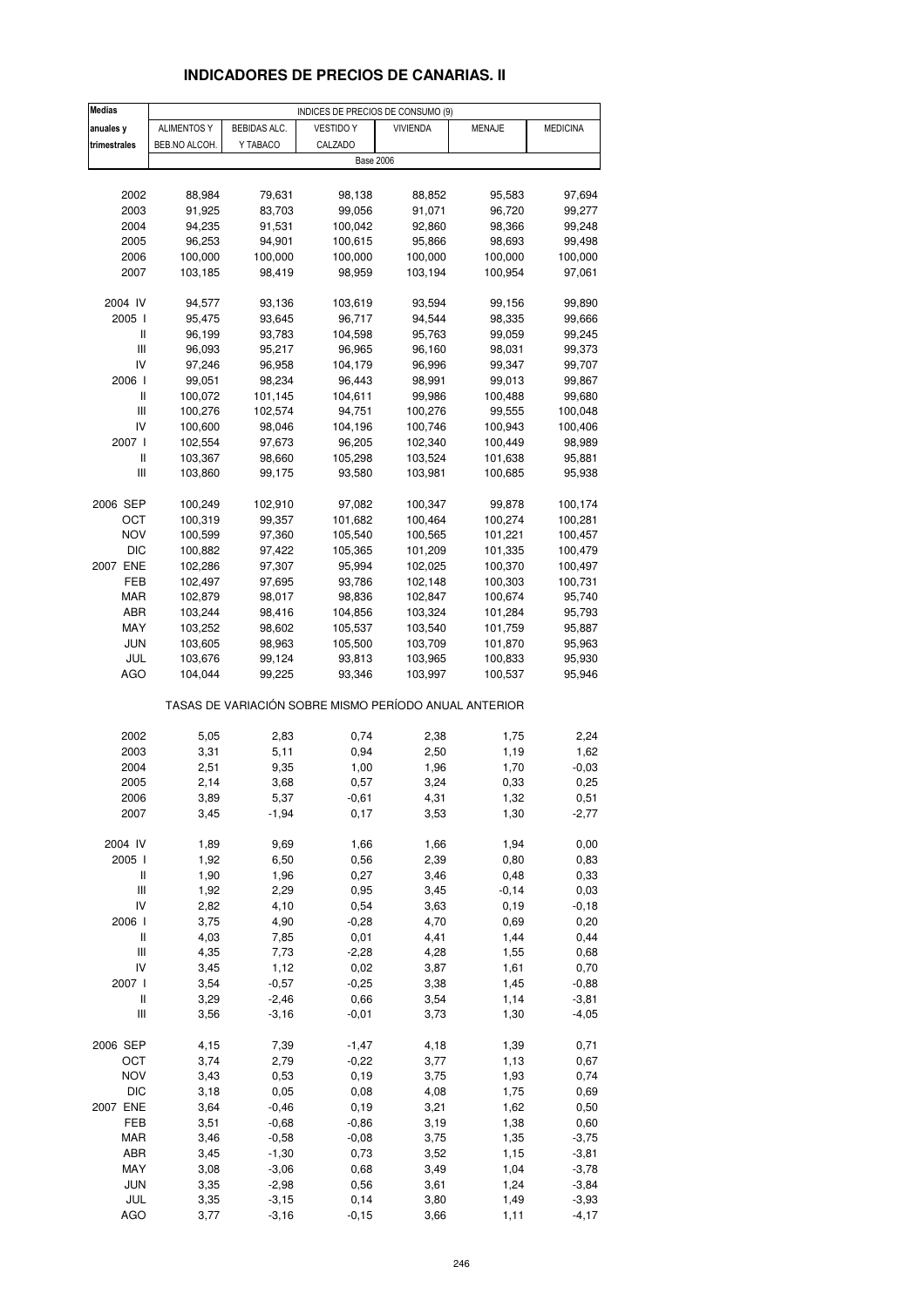## INDICADORES DE PRECIOS DE CANARIAS. II

| Medias anuales y trimestrales | INDICES DE PRECIOS DE CONSUMO (9) | | | | | |
|---|---|---|---|---|---|---|
| | ALIMENTOS Y BEB.NO ALCOH. | BEBIDAS ALC. Y TABACO | VESTIDO Y CALZADO | VIVIENDA | MENAJE | MEDICINA |
| | Base 2006 | | | | | |
| 2002 | 88,984 | 79,631 | 98,138 | 88,852 | 95,583 | 97,694 |
| 2003 | 91,925 | 83,703 | 99,056 | 91,071 | 96,720 | 99,277 |
| 2004 | 94,235 | 91,531 | 100,042 | 92,860 | 98,366 | 99,248 |
| 2005 | 96,253 | 94,901 | 100,615 | 95,866 | 98,693 | 99,498 |
| 2006 | 100,000 | 100,000 | 100,000 | 100,000 | 100,000 | 100,000 |
| 2007 | 103,185 | 98,419 | 98,959 | 103,194 | 100,954 | 97,061 |
| 2004 IV | 94,577 | 93,136 | 103,619 | 93,594 | 99,156 | 99,890 |
| 2005 I | 95,475 | 93,645 | 96,717 | 94,544 | 98,335 | 99,666 |
| II | 96,199 | 93,783 | 104,598 | 95,763 | 99,059 | 99,245 |
| III | 96,093 | 95,217 | 96,965 | 96,160 | 98,031 | 99,373 |
| IV | 97,246 | 96,958 | 104,179 | 96,996 | 99,347 | 99,707 |
| 2006 I | 99,051 | 98,234 | 96,443 | 98,991 | 99,013 | 99,867 |
| II | 100,072 | 101,145 | 104,611 | 99,986 | 100,488 | 99,680 |
| III | 100,276 | 102,574 | 94,751 | 100,276 | 99,555 | 100,048 |
| IV | 100,600 | 98,046 | 104,196 | 100,746 | 100,943 | 100,406 |
| 2007 I | 102,554 | 97,673 | 96,205 | 102,340 | 100,449 | 98,989 |
| II | 103,367 | 98,660 | 105,298 | 103,524 | 101,638 | 95,881 |
| III | 103,860 | 99,175 | 93,580 | 103,981 | 100,685 | 95,938 |
| 2006 SEP | 100,249 | 102,910 | 97,082 | 100,347 | 99,878 | 100,174 |
| OCT | 100,319 | 99,357 | 101,682 | 100,464 | 100,274 | 100,281 |
| NOV | 100,599 | 97,360 | 105,540 | 100,565 | 101,221 | 100,457 |
| DIC | 100,882 | 97,422 | 105,365 | 101,209 | 101,335 | 100,479 |
| 2007 ENE | 102,286 | 97,307 | 95,994 | 102,025 | 100,370 | 100,497 |
| FEB | 102,497 | 97,695 | 93,786 | 102,148 | 100,303 | 100,731 |
| MAR | 102,879 | 98,017 | 98,836 | 102,847 | 100,674 | 95,740 |
| ABR | 103,244 | 98,416 | 104,856 | 103,324 | 101,284 | 95,793 |
| MAY | 103,252 | 98,602 | 105,537 | 103,540 | 101,759 | 95,887 |
| JUN | 103,605 | 98,963 | 105,500 | 103,709 | 101,870 | 95,963 |
| JUL | 103,676 | 99,124 | 93,813 | 103,965 | 100,833 | 95,930 |
| AGO | 104,044 | 99,225 | 93,346 | 103,997 | 100,537 | 95,946 |
| | TASAS DE VARIACIÓN SOBRE MISMO PERÍODO ANUAL ANTERIOR | | | | | |
| 2002 | 5,05 | 2,83 | 0,74 | 2,38 | 1,75 | 2,24 |
| 2003 | 3,31 | 5,11 | 0,94 | 2,50 | 1,19 | 1,62 |
| 2004 | 2,51 | 9,35 | 1,00 | 1,96 | 1,70 | -0,03 |
| 2005 | 2,14 | 3,68 | 0,57 | 3,24 | 0,33 | 0,25 |
| 2006 | 3,89 | 5,37 | -0,61 | 4,31 | 1,32 | 0,51 |
| 2007 | 3,45 | -1,94 | 0,17 | 3,53 | 1,30 | -2,77 |
| 2004 IV | 1,89 | 9,69 | 1,66 | 1,66 | 1,94 | 0,00 |
| 2005 I | 1,92 | 6,50 | 0,56 | 2,39 | 0,80 | 0,83 |
| II | 1,90 | 1,96 | 0,27 | 3,46 | 0,48 | 0,33 |
| III | 1,92 | 2,29 | 0,95 | 3,45 | -0,14 | 0,03 |
| IV | 2,82 | 4,10 | 0,54 | 3,63 | 0,19 | -0,18 |
| 2006 I | 3,75 | 4,90 | -0,28 | 4,70 | 0,69 | 0,20 |
| II | 4,03 | 7,85 | 0,01 | 4,41 | 1,44 | 0,44 |
| III | 4,35 | 7,73 | -2,28 | 4,28 | 1,55 | 0,68 |
| IV | 3,45 | 1,12 | 0,02 | 3,87 | 1,61 | 0,70 |
| 2007 I | 3,54 | -0,57 | -0,25 | 3,38 | 1,45 | -0,88 |
| II | 3,29 | -2,46 | 0,66 | 3,54 | 1,14 | -3,81 |
| III | 3,56 | -3,16 | -0,01 | 3,73 | 1,30 | -4,05 |
| 2006 SEP | 4,15 | 7,39 | -1,47 | 4,18 | 1,39 | 0,71 |
| OCT | 3,74 | 2,79 | -0,22 | 3,77 | 1,13 | 0,67 |
| NOV | 3,43 | 0,53 | 0,19 | 3,75 | 1,93 | 0,74 |
| DIC | 3,18 | 0,05 | 0,08 | 4,08 | 1,75 | 0,69 |
| 2007 ENE | 3,64 | -0,46 | 0,19 | 3,21 | 1,62 | 0,50 |
| FEB | 3,51 | -0,68 | -0,86 | 3,19 | 1,38 | 0,60 |
| MAR | 3,46 | -0,58 | -0,08 | 3,75 | 1,35 | -3,75 |
| ABR | 3,45 | -1,30 | 0,73 | 3,52 | 1,15 | -3,81 |
| MAY | 3,08 | -3,06 | 0,68 | 3,49 | 1,04 | -3,78 |
| JUN | 3,35 | -2,98 | 0,56 | 3,61 | 1,24 | -3,84 |
| JUL | 3,35 | -3,15 | 0,14 | 3,80 | 1,49 | -3,93 |
| AGO | 3,77 | -3,16 | -0,15 | 3,66 | 1,11 | -4,17 |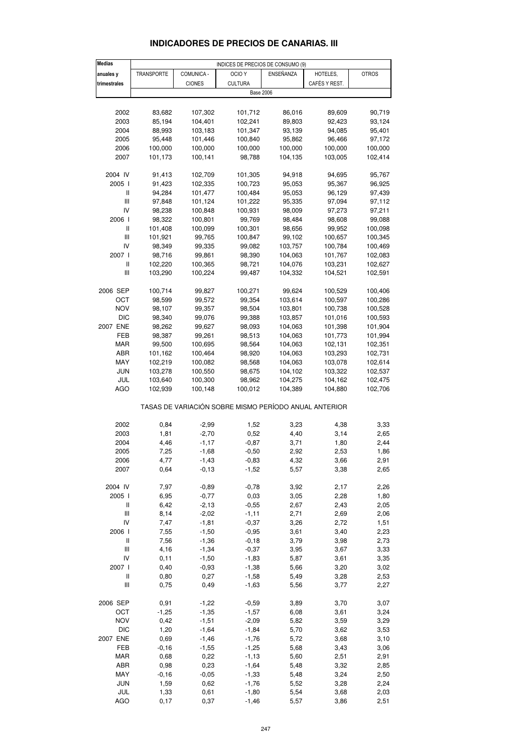# INDICADORES DE PRECIOS DE CANARIAS. III

| Medias anuales y trimestrales | INDICES DE PRECIOS DE CONSUMO (9) | | | | | |
|---|---|---|---|---|---|---|
| | TRANSPORTE | COMUNICA - CIONES | OCIO Y CULTURA | ENSEÑANZA | HOTELES, CAFÉS Y REST. | OTROS |
| | Base 2006 | | | | | |
| 2002 | 83,682 | 107,302 | 101,712 | 86,016 | 89,609 | 90,719 |
| 2003 | 85,194 | 104,401 | 102,241 | 89,803 | 92,423 | 93,124 |
| 2004 | 88,993 | 103,183 | 101,347 | 93,139 | 94,085 | 95,401 |
| 2005 | 95,448 | 101,446 | 100,840 | 95,862 | 96,466 | 97,172 |
| 2006 | 100,000 | 100,000 | 100,000 | 100,000 | 100,000 | 100,000 |
| 2007 | 101,173 | 100,141 | 98,788 | 104,135 | 103,005 | 102,414 |
| 2004 IV | 91,413 | 102,709 | 101,305 | 94,918 | 94,695 | 95,767 |
| 2005 I | 91,423 | 102,335 | 100,723 | 95,053 | 95,367 | 96,925 |
| II | 94,284 | 101,477 | 100,484 | 95,053 | 96,129 | 97,439 |
| III | 97,848 | 101,124 | 101,222 | 95,335 | 97,094 | 97,112 |
| IV | 98,238 | 100,848 | 100,931 | 98,009 | 97,273 | 97,211 |
| 2006 I | 98,322 | 100,801 | 99,769 | 98,484 | 98,608 | 99,088 |
| II | 101,408 | 100,099 | 100,301 | 98,656 | 99,952 | 100,098 |
| III | 101,921 | 99,765 | 100,847 | 99,102 | 100,657 | 100,345 |
| IV | 98,349 | 99,335 | 99,082 | 103,757 | 100,784 | 100,469 |
| 2007 I | 98,716 | 99,861 | 98,390 | 104,063 | 101,767 | 102,083 |
| II | 102,220 | 100,365 | 98,721 | 104,076 | 103,231 | 102,627 |
| III | 103,290 | 100,224 | 99,487 | 104,332 | 104,521 | 102,591 |
| 2006 SEP | 100,714 | 99,827 | 100,271 | 99,624 | 100,529 | 100,406 |
| OCT | 98,599 | 99,572 | 99,354 | 103,614 | 100,597 | 100,286 |
| NOV | 98,107 | 99,357 | 98,504 | 103,801 | 100,738 | 100,528 |
| DIC | 98,340 | 99,076 | 99,388 | 103,857 | 101,016 | 100,593 |
| 2007 ENE | 98,262 | 99,627 | 98,093 | 104,063 | 101,398 | 101,904 |
| FEB | 98,387 | 99,261 | 98,513 | 104,063 | 101,773 | 101,994 |
| MAR | 99,500 | 100,695 | 98,564 | 104,063 | 102,131 | 102,351 |
| ABR | 101,162 | 100,464 | 98,920 | 104,063 | 103,293 | 102,731 |
| MAY | 102,219 | 100,082 | 98,568 | 104,063 | 103,078 | 102,614 |
| JUN | 103,278 | 100,550 | 98,675 | 104,102 | 103,322 | 102,537 |
| JUL | 103,640 | 100,300 | 98,962 | 104,275 | 104,162 | 102,475 |
| AGO | 102,939 | 100,148 | 100,012 | 104,389 | 104,880 | 102,706 |
| | TASAS DE VARIACIÓN SOBRE MISMO PERÍODO ANUAL ANTERIOR | | | | | |
| 2002 | 0,84 | -2,99 | 1,52 | 3,23 | 4,38 | 3,33 |
| 2003 | 1,81 | -2,70 | 0,52 | 4,40 | 3,14 | 2,65 |
| 2004 | 4,46 | -1,17 | -0,87 | 3,71 | 1,80 | 2,44 |
| 2005 | 7,25 | -1,68 | -0,50 | 2,92 | 2,53 | 1,86 |
| 2006 | 4,77 | -1,43 | -0,83 | 4,32 | 3,66 | 2,91 |
| 2007 | 0,64 | -0,13 | -1,52 | 5,57 | 3,38 | 2,65 |
| 2004 IV | 7,97 | -0,89 | -0,78 | 3,92 | 2,17 | 2,26 |
| 2005 I | 6,95 | -0,77 | 0,03 | 3,05 | 2,28 | 1,80 |
| II | 6,42 | -2,13 | -0,55 | 2,67 | 2,43 | 2,05 |
| III | 8,14 | -2,02 | -1,11 | 2,71 | 2,69 | 2,06 |
| IV | 7,47 | -1,81 | -0,37 | 3,26 | 2,72 | 1,51 |
| 2006 I | 7,55 | -1,50 | -0,95 | 3,61 | 3,40 | 2,23 |
| II | 7,56 | -1,36 | -0,18 | 3,79 | 3,98 | 2,73 |
| III | 4,16 | -1,34 | -0,37 | 3,95 | 3,67 | 3,33 |
| IV | 0,11 | -1,50 | -1,83 | 5,87 | 3,61 | 3,35 |
| 2007 I | 0,40 | -0,93 | -1,38 | 5,66 | 3,20 | 3,02 |
| II | 0,80 | 0,27 | -1,58 | 5,49 | 3,28 | 2,53 |
| III | 0,75 | 0,49 | -1,63 | 5,56 | 3,77 | 2,27 |
| 2006 SEP | 0,91 | -1,22 | -0,59 | 3,89 | 3,70 | 3,07 |
| OCT | -1,25 | -1,35 | -1,57 | 6,08 | 3,61 | 3,24 |
| NOV | 0,42 | -1,51 | -2,09 | 5,82 | 3,59 | 3,29 |
| DIC | 1,20 | -1,64 | -1,84 | 5,70 | 3,62 | 3,53 |
| 2007 ENE | 0,69 | -1,46 | -1,76 | 5,72 | 3,68 | 3,10 |
| FEB | -0,16 | -1,55 | -1,25 | 5,68 | 3,43 | 3,06 |
| MAR | 0,68 | 0,22 | -1,13 | 5,60 | 2,51 | 2,91 |
| ABR | 0,98 | 0,23 | -1,64 | 5,48 | 3,32 | 2,85 |
| MAY | -0,16 | -0,05 | -1,33 | 5,48 | 3,24 | 2,50 |
| JUN | 1,59 | 0,62 | -1,76 | 5,52 | 3,28 | 2,24 |
| JUL | 1,33 | 0,61 | -1,80 | 5,54 | 3,68 | 2,03 |
| AGO | 0,17 | 0,37 | -1,46 | 5,57 | 3,86 | 2,51 |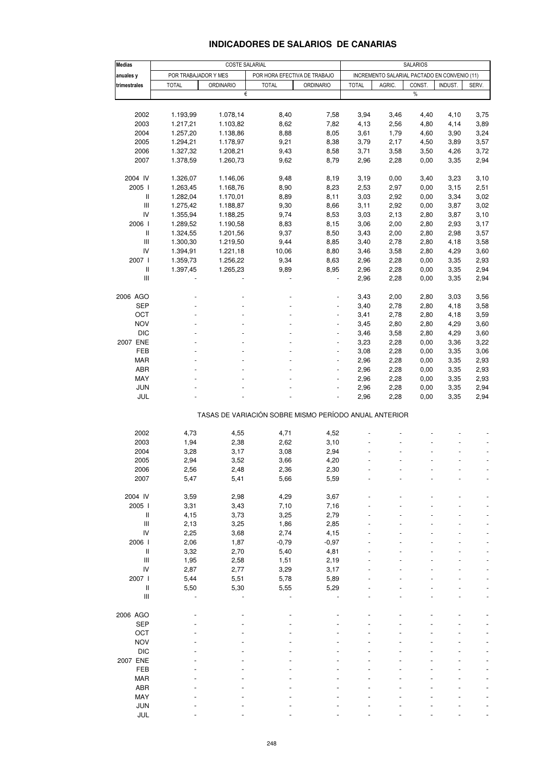# INDICADORES DE SALARIOS DE CANARIAS

| Medias anuales y trimestrales | COSTE SALARIAL | | | | SALARIOS | | | | |
|---|---|---|---|---|---|---|---|---|---|
| | POR TRABAJADOR Y MES | | POR HORA EFECTIVA DE TRABAJO | | INCREMENTO SALARIAL PACTADO EN CONVENIO (11) | | | | |
| | TOTAL | ORDINARIO | TOTAL | ORDINARIO | TOTAL | AGRIC. | CONST. | INDUST. | SERV. |
| | € | | | | % | | | | |
| 2002 | 1.193,99 | 1.078,14 | 8,40 | 7,58 | 3,94 | 3,46 | 4,40 | 4,10 | 3,75 |
| 2003 | 1.217,21 | 1.103,82 | 8,62 | 7,82 | 4,13 | 2,56 | 4,80 | 4,14 | 3,89 |
| 2004 | 1.257,20 | 1.138,86 | 8,88 | 8,05 | 3,61 | 1,79 | 4,60 | 3,90 | 3,24 |
| 2005 | 1.294,21 | 1.178,97 | 9,21 | 8,38 | 3,79 | 2,17 | 4,50 | 3,89 | 3,57 |
| 2006 | 1.327,32 | 1.208,21 | 9,43 | 8,58 | 3,71 | 3,58 | 3,50 | 4,26 | 3,72 |
| 2007 | 1.378,59 | 1.260,73 | 9,62 | 8,79 | 2,96 | 2,28 | 0,00 | 3,35 | 2,94 |
| 2004 IV | 1.326,07 | 1.146,06 | 9,48 | 8,19 | 3,19 | 0,00 | 3,40 | 3,23 | 3,10 |
| 2005 I | 1.263,45 | 1.168,76 | 8,90 | 8,23 | 2,53 | 2,97 | 0,00 | 3,15 | 2,51 |
| II | 1.282,04 | 1.170,01 | 8,89 | 8,11 | 3,03 | 2,92 | 0,00 | 3,34 | 3,02 |
| III | 1.275,42 | 1.188,87 | 9,30 | 8,66 | 3,11 | 2,92 | 0,00 | 3,87 | 3,02 |
| IV | 1.355,94 | 1.188,25 | 9,74 | 8,53 | 3,03 | 2,13 | 2,80 | 3,87 | 3,10 |
| 2006 I | 1.289,52 | 1.190,58 | 8,83 | 8,15 | 3,06 | 2,00 | 2,80 | 2,93 | 3,17 |
| II | 1.324,55 | 1.201,56 | 9,37 | 8,50 | 3,43 | 2,00 | 2,80 | 2,98 | 3,57 |
| III | 1.300,30 | 1.219,50 | 9,44 | 8,85 | 3,40 | 2,78 | 2,80 | 4,18 | 3,58 |
| IV | 1.394,91 | 1.221,18 | 10,06 | 8,80 | 3,46 | 3,58 | 2,80 | 4,29 | 3,60 |
| 2007 I | 1.359,73 | 1.256,22 | 9,34 | 8,63 | 2,96 | 2,28 | 0,00 | 3,35 | 2,93 |
| II | 1.397,45 | 1.265,23 | 9,89 | 8,95 | 2,96 | 2,28 | 0,00 | 3,35 | 2,94 |
| III | - | - | - | - | 2,96 | 2,28 | 0,00 | 3,35 | 2,94 |
| 2006 AGO | - | - | - | - | 3,43 | 2,00 | 2,80 | 3,03 | 3,56 |
| SEP | - | - | - | - | 3,40 | 2,78 | 2,80 | 4,18 | 3,58 |
| OCT | - | - | - | - | 3,41 | 2,78 | 2,80 | 4,18 | 3,59 |
| NOV | - | - | - | - | 3,45 | 2,80 | 2,80 | 4,29 | 3,60 |
| DIC | - | - | - | - | 3,46 | 3,58 | 2,80 | 4,29 | 3,60 |
| 2007 ENE | - | - | - | - | 3,23 | 2,28 | 0,00 | 3,36 | 3,22 |
| FEB | - | - | - | - | 3,08 | 2,28 | 0,00 | 3,35 | 3,06 |
| MAR | - | - | - | - | 2,96 | 2,28 | 0,00 | 3,35 | 2,93 |
| ABR | - | - | - | - | 2,96 | 2,28 | 0,00 | 3,35 | 2,93 |
| MAY | - | - | - | - | 2,96 | 2,28 | 0,00 | 3,35 | 2,93 |
| JUN | - | - | - | - | 2,96 | 2,28 | 0,00 | 3,35 | 2,94 |
| JUL | - | - | - | - | 2,96 | 2,28 | 0,00 | 3,35 | 2,94 |
| **TASAS DE VARIACIÓN SOBRE MISMO PERÍODO ANUAL ANTERIOR** | | | | | | | | | |
| 2002 | 4,73 | 4,55 | 4,71 | 4,52 | - | - | - | - | - |
| 2003 | 1,94 | 2,38 | 2,62 | 3,10 | - | - | - | - | - |
| 2004 | 3,28 | 3,17 | 3,08 | 2,94 | - | - | - | - | - |
| 2005 | 2,94 | 3,52 | 3,66 | 4,20 | - | - | - | - | - |
| 2006 | 2,56 | 2,48 | 2,36 | 2,30 | - | - | - | - | - |
| 2007 | 5,47 | 5,41 | 5,66 | 5,59 | - | - | - | - | - |
| 2004 IV | 3,59 | 2,98 | 4,29 | 3,67 | - | - | - | - | - |
| 2005 I | 3,31 | 3,43 | 7,10 | 7,16 | - | - | - | - | - |
| II | 4,15 | 3,73 | 3,25 | 2,79 | - | - | - | - | - |
| III | 2,13 | 3,25 | 1,86 | 2,85 | - | - | - | - | - |
| IV | 2,25 | 3,68 | 2,74 | 4,15 | - | - | - | - | - |
| 2006 I | 2,06 | 1,87 | -0,79 | -0,97 | - | - | - | - | - |
| II | 3,32 | 2,70 | 5,40 | 4,81 | - | - | - | - | - |
| III | 1,95 | 2,58 | 1,51 | 2,19 | - | - | - | - | - |
| IV | 2,87 | 2,77 | 3,29 | 3,17 | - | - | - | - | - |
| 2007 I | 5,44 | 5,51 | 5,78 | 5,89 | - | - | - | - | - |
| II | 5,50 | 5,30 | 5,55 | 5,29 | - | - | - | - | - |
| III | - | - | - | - | - | - | - | - | - |
| 2006 AGO | - | - | - | - | - | - | - | - | - |
| SEP | - | - | - | - | - | - | - | - | - |
| OCT | - | - | - | - | - | - | - | - | - |
| NOV | - | - | - | - | - | - | - | - | - |
| DIC | - | - | - | - | - | - | - | - | - |
| 2007 ENE | - | - | - | - | - | - | - | - | - |
| FEB | - | - | - | - | - | - | - | - | - |
| MAR | - | - | - | - | - | - | - | - | - |
| ABR | - | - | - | - | - | - | - | - | - |
| MAY | - | - | - | - | - | - | - | - | - |
| JUN | - | - | - | - | - | - | - | - | - |
| JUL | - | - | - | - | - | - | - | - | - |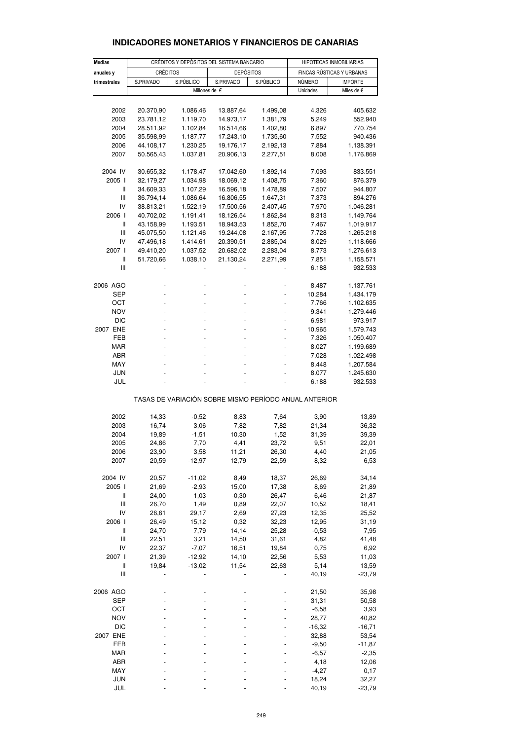## INDICADORES MONETARIOS Y FINANCIEROS DE CANARIAS

| Medias anuales y trimestrales | CRÉDITOS Y DEPÓSITOS DEL SISTEMA BANCARIO | | | | HIPOTECAS INMOBILIARIAS | |
|---|---|---|---|---|---|---|
| | CRÉDITOS | | DEPÓSITOS | | FINCAS RÚSTICAS Y URBANAS | |
| | S.PRIVADO | S.PÚBLICO | S.PRIVADO | S.PÚBLICO | NÚMERO | IMPORTE |
| | Millones de € | | | | Unidades | Miles de € |
| 2002 | 20.370,90 | 1.086,46 | 13.887,64 | 1.499,08 | 4.326 | 405.632 |
| 2003 | 23.781,12 | 1.119,70 | 14.973,17 | 1.381,79 | 5.249 | 552.940 |
| 2004 | 28.511,92 | 1.102,84 | 16.514,66 | 1.402,80 | 6.897 | 770.754 |
| 2005 | 35.598,99 | 1.187,77 | 17.243,10 | 1.735,60 | 7.552 | 940.436 |
| 2006 | 44.108,17 | 1.230,25 | 19.176,17 | 2.192,13 | 7.884 | 1.138.391 |
| 2007 | 50.565,43 | 1.037,81 | 20.906,13 | 2.277,51 | 8.008 | 1.176.869 |
| 2004 IV | 30.655,32 | 1.178,47 | 17.042,60 | 1.892,14 | 7.093 | 833.551 |
| 2005 I | 32.179,27 | 1.034,98 | 18.069,12 | 1.408,75 | 7.360 | 876.379 |
| II | 34.609,33 | 1.107,29 | 16.596,18 | 1.478,89 | 7.507 | 944.807 |
| III | 36.794,14 | 1.086,64 | 16.806,55 | 1.647,31 | 7.373 | 894.276 |
| IV | 38.813,21 | 1.522,19 | 17.500,56 | 2.407,45 | 7.970 | 1.046.281 |
| 2006 I | 40.702,02 | 1.191,41 | 18.126,54 | 1.862,84 | 8.313 | 1.149.764 |
| II | 43.158,99 | 1.193,51 | 18.943,53 | 1.852,70 | 7.467 | 1.019.917 |
| III | 45.075,50 | 1.121,46 | 19.244,08 | 2.167,95 | 7.728 | 1.265.218 |
| IV | 47.496,18 | 1.414,61 | 20.390,51 | 2.885,04 | 8.029 | 1.118.666 |
| 2007 I | 49.410,20 | 1.037,52 | 20.682,02 | 2.283,04 | 8.773 | 1.276.613 |
| II | 51.720,66 | 1.038,10 | 21.130,24 | 2.271,99 | 7.851 | 1.158.571 |
| III | - | - | - | - | 6.188 | 932.533 |
| 2006 AGO | - | - | - | - | 8.487 | 1.137.761 |
| SEP | - | - | - | - | 10.284 | 1.434.179 |
| OCT | - | - | - | - | 7.766 | 1.102.635 |
| NOV | - | - | - | - | 9.341 | 1.279.446 |
| DIC | - | - | - | - | 6.981 | 973.917 |
| 2007 ENE | - | - | - | - | 10.965 | 1.579.743 |
| FEB | - | - | - | - | 7.326 | 1.050.407 |
| MAR | - | - | - | - | 8.027 | 1.199.689 |
| ABR | - | - | - | - | 7.028 | 1.022.498 |
| MAY | - | - | - | - | 8.448 | 1.207.584 |
| JUN | - | - | - | - | 8.077 | 1.245.630 |
| JUL | - | - | - | - | 6.188 | 932.533 |
| TASAS DE VARIACIÓN SOBRE MISMO PERÍODO ANUAL ANTERIOR | | | | | | |
| 2002 | 14,33 | -0,52 | 8,83 | 7,64 | 3,90 | 13,89 |
| 2003 | 16,74 | 3,06 | 7,82 | -7,82 | 21,34 | 36,32 |
| 2004 | 19,89 | -1,51 | 10,30 | 1,52 | 31,39 | 39,39 |
| 2005 | 24,86 | 7,70 | 4,41 | 23,72 | 9,51 | 22,01 |
| 2006 | 23,90 | 3,58 | 11,21 | 26,30 | 4,40 | 21,05 |
| 2007 | 20,59 | -12,97 | 12,79 | 22,59 | 8,32 | 6,53 |
| 2004 IV | 20,57 | -11,02 | 8,49 | 18,37 | 26,69 | 34,14 |
| 2005 I | 21,69 | -2,93 | 15,00 | 17,38 | 8,69 | 21,89 |
| II | 24,00 | 1,03 | -0,30 | 26,47 | 6,46 | 21,87 |
| III | 26,70 | 1,49 | 0,89 | 22,07 | 10,52 | 18,41 |
| IV | 26,61 | 29,17 | 2,69 | 27,23 | 12,35 | 25,52 |
| 2006 I | 26,49 | 15,12 | 0,32 | 32,23 | 12,95 | 31,19 |
| II | 24,70 | 7,79 | 14,14 | 25,28 | -0,53 | 7,95 |
| III | 22,51 | 3,21 | 14,50 | 31,61 | 4,82 | 41,48 |
| IV | 22,37 | -7,07 | 16,51 | 19,84 | 0,75 | 6,92 |
| 2007 I | 21,39 | -12,92 | 14,10 | 22,56 | 5,53 | 11,03 |
| II | 19,84 | -13,02 | 11,54 | 22,63 | 5,14 | 13,59 |
| III | - | - | - | - | 40,19 | -23,79 |
| 2006 AGO | - | - | - | - | 21,50 | 35,98 |
| SEP | - | - | - | - | 31,31 | 50,58 |
| OCT | - | - | - | - | -6,58 | 3,93 |
| NOV | - | - | - | - | 28,77 | 40,82 |
| DIC | - | - | - | - | -16,32 | -16,71 |
| 2007 ENE | - | - | - | - | 32,88 | 53,54 |
| FEB | - | - | - | - | -9,50 | -11,87 |
| MAR | - | - | - | - | -6,57 | -2,35 |
| ABR | - | - | - | - | 4,18 | 12,06 |
| MAY | - | - | - | - | -4,27 | 0,17 |
| JUN | - | - | - | - | 18,24 | 32,27 |
| JUL | - | - | - | - | 40,19 | -23,79 |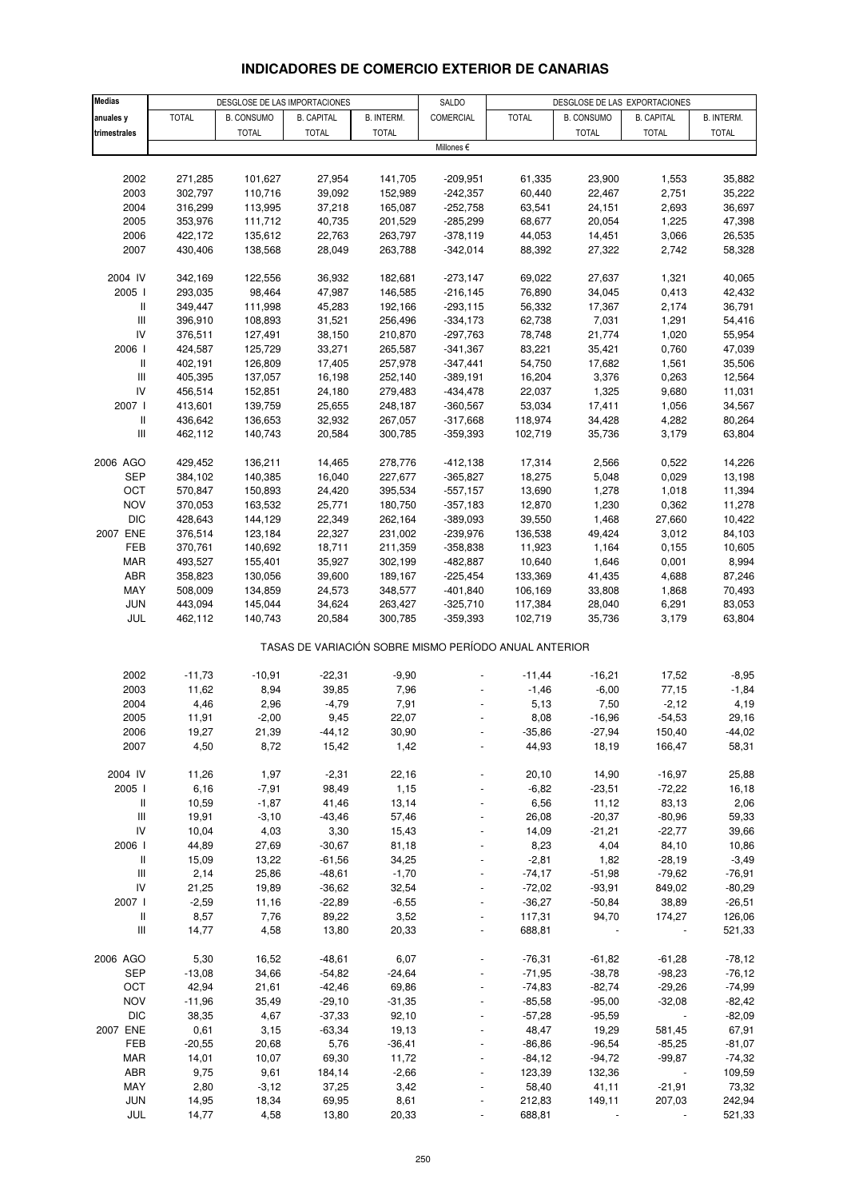# INDICADORES DE COMERCIO EXTERIOR DE CANARIAS

| Medias anuales y trimestrales | DESGLOSE DE LAS IMPORTACIONES | | | | SALDO | DESGLOSE DE LAS EXPORTACIONES | | | |
|---|---|---|---|---|---|---|---|---|---|
| | TOTAL | B. CONSUMO TOTAL | B. CAPITAL TOTAL | B. INTERM. TOTAL | COMERCIAL | TOTAL | B. CONSUMO TOTAL | B. CAPITAL TOTAL | B. INTERM. TOTAL |
| | | | | | Millones € | | | | |
| 2002 | 271,285 | 101,627 | 27,954 | 141,705 | -209,951 | 61,335 | 23,900 | 1,553 | 35,882 |
| 2003 | 302,797 | 110,716 | 39,092 | 152,989 | -242,357 | 60,440 | 22,467 | 2,751 | 35,222 |
| 2004 | 316,299 | 113,995 | 37,218 | 165,087 | -252,758 | 63,541 | 24,151 | 2,693 | 36,697 |
| 2005 | 353,976 | 111,712 | 40,735 | 201,529 | -285,299 | 68,677 | 20,054 | 1,225 | 47,398 |
| 2006 | 422,172 | 135,612 | 22,763 | 263,797 | -378,119 | 44,053 | 14,451 | 3,066 | 26,535 |
| 2007 | 430,406 | 138,568 | 28,049 | 263,788 | -342,014 | 88,392 | 27,322 | 2,742 | 58,328 |
| 2004 IV | 342,169 | 122,556 | 36,932 | 182,681 | -273,147 | 69,022 | 27,637 | 1,321 | 40,065 |
| 2005 I | 293,035 | 98,464 | 47,987 | 146,585 | -216,145 | 76,890 | 34,045 | 0,413 | 42,432 |
| II | 349,447 | 111,998 | 45,283 | 192,166 | -293,115 | 56,332 | 17,367 | 2,174 | 36,791 |
| III | 396,910 | 108,893 | 31,521 | 256,496 | -334,173 | 62,738 | 7,031 | 1,291 | 54,416 |
| IV | 376,511 | 127,491 | 38,150 | 210,870 | -297,763 | 78,748 | 21,774 | 1,020 | 55,954 |
| 2006 I | 424,587 | 125,729 | 33,271 | 265,587 | -341,367 | 83,221 | 35,421 | 0,760 | 47,039 |
| II | 402,191 | 126,809 | 17,405 | 257,978 | -347,441 | 54,750 | 17,682 | 1,561 | 35,506 |
| III | 405,395 | 137,057 | 16,198 | 252,140 | -389,191 | 16,204 | 3,376 | 0,263 | 12,564 |
| IV | 456,514 | 152,851 | 24,180 | 279,483 | -434,478 | 22,037 | 1,325 | 9,680 | 11,031 |
| 2007 I | 413,601 | 139,759 | 25,655 | 248,187 | -360,567 | 53,034 | 17,411 | 1,056 | 34,567 |
| II | 436,642 | 136,653 | 32,932 | 267,057 | -317,668 | 118,974 | 34,428 | 4,282 | 80,264 |
| III | 462,112 | 140,743 | 20,584 | 300,785 | -359,393 | 102,719 | 35,736 | 3,179 | 63,804 |
| 2006 AGO | 429,452 | 136,211 | 14,465 | 278,776 | -412,138 | 17,314 | 2,566 | 0,522 | 14,226 |
| SEP | 384,102 | 140,385 | 16,040 | 227,677 | -365,827 | 18,275 | 5,048 | 0,029 | 13,198 |
| OCT | 570,847 | 150,893 | 24,420 | 395,534 | -557,157 | 13,690 | 1,278 | 1,018 | 11,394 |
| NOV | 370,053 | 163,532 | 25,771 | 180,750 | -357,183 | 12,870 | 1,230 | 0,362 | 11,278 |
| DIC | 428,643 | 144,129 | 22,349 | 262,164 | -389,093 | 39,550 | 1,468 | 27,660 | 10,422 |
| 2007 ENE | 376,514 | 123,184 | 22,327 | 231,002 | -239,976 | 136,538 | 49,424 | 3,012 | 84,103 |
| FEB | 370,761 | 140,692 | 18,711 | 211,359 | -358,838 | 11,923 | 1,164 | 0,155 | 10,605 |
| MAR | 493,527 | 155,401 | 35,927 | 302,199 | -482,887 | 10,640 | 1,646 | 0,001 | 8,994 |
| ABR | 358,823 | 130,056 | 39,600 | 189,167 | -225,454 | 133,369 | 41,435 | 4,688 | 87,246 |
| MAY | 508,009 | 134,859 | 24,573 | 348,577 | -401,840 | 106,169 | 33,808 | 1,868 | 70,493 |
| JUN | 443,094 | 145,044 | 34,624 | 263,427 | -325,710 | 117,384 | 28,040 | 6,291 | 83,053 |
| JUL | 462,112 | 140,743 | 20,584 | 300,785 | -359,393 | 102,719 | 35,736 | 3,179 | 63,804 |
| | | | | TASAS DE VARIACIÓN SOBRE MISMO PERÍODO ANUAL ANTERIOR | | | | | |
| 2002 | -11,73 | -10,91 | -22,31 | -9,90 | - | -11,44 | -16,21 | 17,52 | -8,95 |
| 2003 | 11,62 | 8,94 | 39,85 | 7,96 | - | -1,46 | -6,00 | 77,15 | -1,84 |
| 2004 | 4,46 | 2,96 | -4,79 | 7,91 | - | 5,13 | 7,50 | -2,12 | 4,19 |
| 2005 | 11,91 | -2,00 | 9,45 | 22,07 | - | 8,08 | -16,96 | -54,53 | 29,16 |
| 2006 | 19,27 | 21,39 | -44,12 | 30,90 | - | -35,86 | -27,94 | 150,40 | -44,02 |
| 2007 | 4,50 | 8,72 | 15,42 | 1,42 | - | 44,93 | 18,19 | 166,47 | 58,31 |
| 2004 IV | 11,26 | 1,97 | -2,31 | 22,16 | - | 20,10 | 14,90 | -16,97 | 25,88 |
| 2005 I | 6,16 | -7,91 | 98,49 | 1,15 | - | -6,82 | -23,51 | -72,22 | 16,18 |
| II | 10,59 | -1,87 | 41,46 | 13,14 | - | 6,56 | 11,12 | 83,13 | 2,06 |
| III | 19,91 | -3,10 | -43,46 | 57,46 | - | 26,08 | -20,37 | -80,96 | 59,33 |
| IV | 10,04 | 4,03 | 3,30 | 15,43 | - | 14,09 | -21,21 | -22,77 | 39,66 |
| 2006 I | 44,89 | 27,69 | -30,67 | 81,18 | - | 8,23 | 4,04 | 84,10 | 10,86 |
| II | 15,09 | 13,22 | -61,56 | 34,25 | - | -2,81 | 1,82 | -28,19 | -3,49 |
| III | 2,14 | 25,86 | -48,61 | -1,70 | - | -74,17 | -51,98 | -79,62 | -76,91 |
| IV | 21,25 | 19,89 | -36,62 | 32,54 | - | -72,02 | -93,91 | 849,02 | -80,29 |
| 2007 I | -2,59 | 11,16 | -22,89 | -6,55 | - | -36,27 | -50,84 | 38,89 | -26,51 |
| II | 8,57 | 7,76 | 89,22 | 3,52 | - | 117,31 | 94,70 | 174,27 | 126,06 |
| III | 14,77 | 4,58 | 13,80 | 20,33 | - | 688,81 | - | - | 521,33 |
| 2006 AGO | 5,30 | 16,52 | -48,61 | 6,07 | - | -76,31 | -61,82 | -61,28 | -78,12 |
| SEP | -13,08 | 34,66 | -54,82 | -24,64 | - | -71,95 | -38,78 | -98,23 | -76,12 |
| OCT | 42,94 | 21,61 | -42,46 | 69,86 | - | -74,83 | -82,74 | -29,26 | -74,99 |
| NOV | -11,96 | 35,49 | -29,10 | -31,35 | - | -85,58 | -95,00 | -32,08 | -82,42 |
| DIC | 38,35 | 4,67 | -37,33 | 92,10 | - | -57,28 | -95,59 | - | -82,09 |
| 2007 ENE | 0,61 | 3,15 | -63,34 | 19,13 | - | 48,47 | 19,29 | 581,45 | 67,91 |
| FEB | -20,55 | 20,68 | 5,76 | -36,41 | - | -86,86 | -96,54 | -85,25 | -81,07 |
| MAR | 14,01 | 10,07 | 69,30 | 11,72 | - | -84,12 | -94,72 | -99,87 | -74,32 |
| ABR | 9,75 | 9,61 | 184,14 | -2,66 | - | 123,39 | 132,36 | - | 109,59 |
| MAY | 2,80 | -3,12 | 37,25 | 3,42 | - | 58,40 | 41,11 | -21,91 | 73,32 |
| JUN | 14,95 | 18,34 | 69,95 | 8,61 | - | 212,83 | 149,11 | 207,03 | 242,94 |
| JUL | 14,77 | 4,58 | 13,80 | 20,33 | - | 688,81 | - | - | 521,33 |